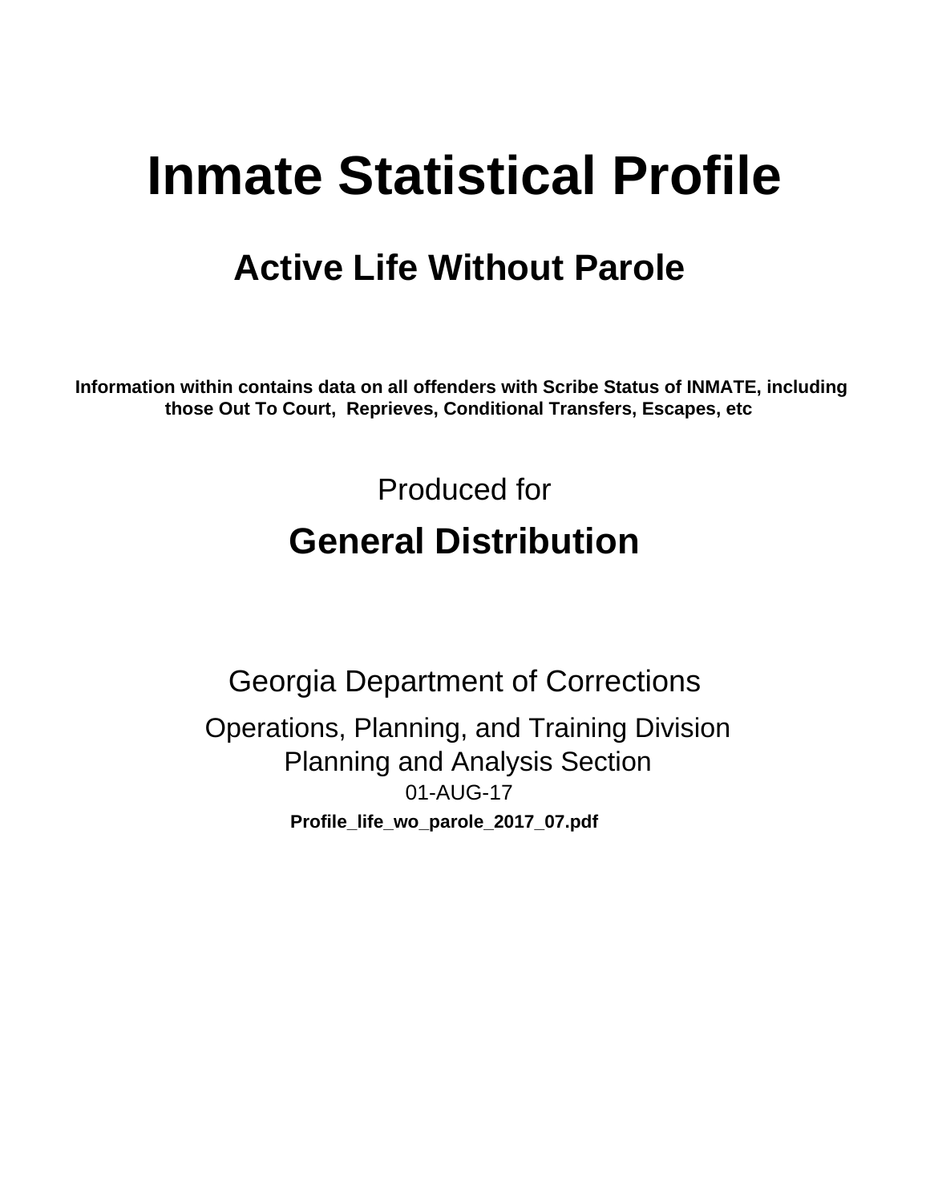# Inmate Statistical Profile

## Active Life Without Parole

**Information within contains data on all offenders with Scribe Status of INMATE, including those Out To Court, Reprieves, Conditional Transfers, Escapes, etc**

Produced for

## General Distribution

Georgia Department of Corrections

Operations, Planning, and Training Division
Planning and Analysis Section
01-AUG-17

**Profile_life_wo_parole_2017_07.pdf**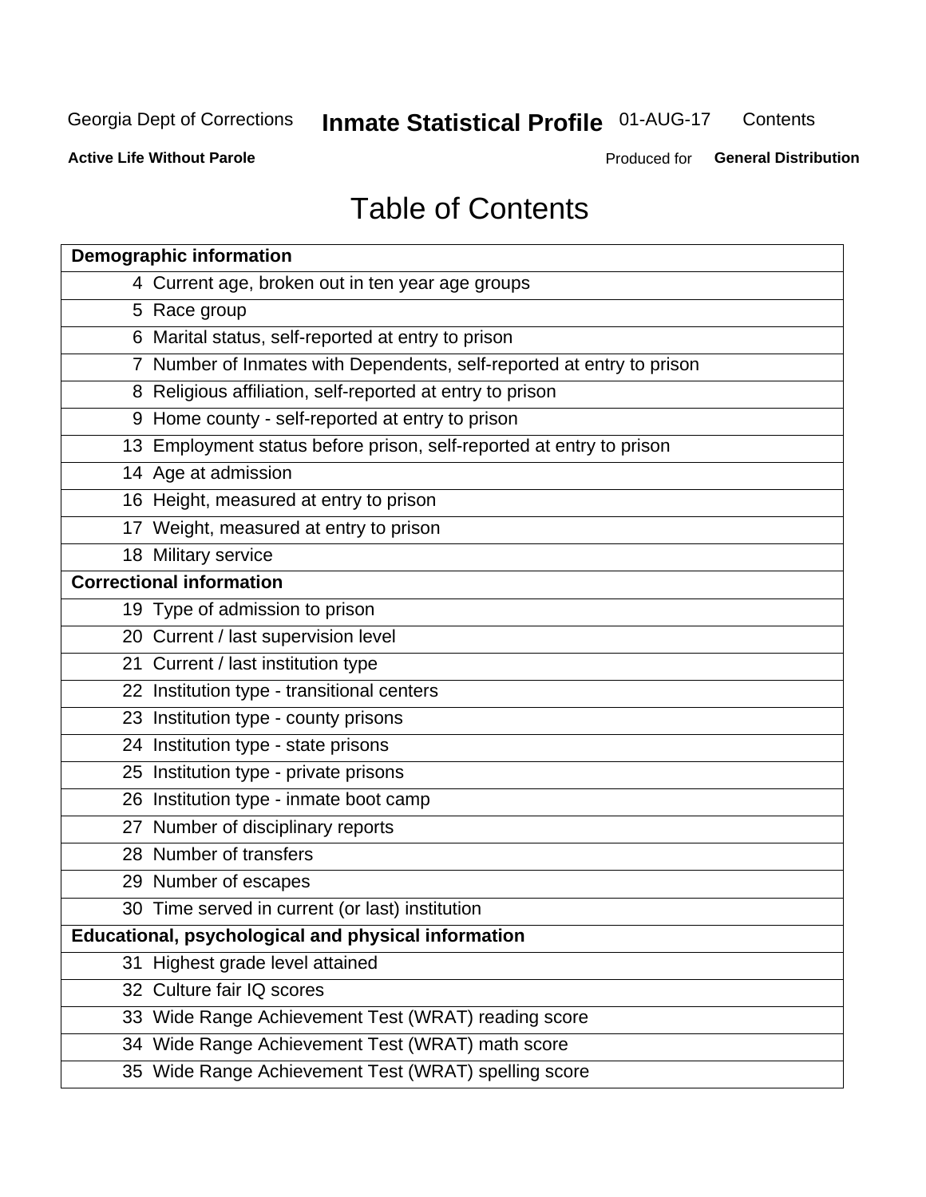# Table of Contents

| Demographic information | |
|---|---|
| 4 | Current age, broken out in ten year age groups |
| 5 | Race group |
| 6 | Marital status, self-reported at entry to prison |
| 7 | Number of Inmates with Dependents, self-reported at entry to prison |
| 8 | Religious affiliation, self-reported at entry to prison |
| 9 | Home county - self-reported at entry to prison |
| 13 | Employment status before prison, self-reported at entry to prison |
| 14 | Age at admission |
| 16 | Height, measured at entry to prison |
| 17 | Weight, measured at entry to prison |
| 18 | Military service |
| **Correctional information** | |
| 19 | Type of admission to prison |
| 20 | Current / last supervision level |
| 21 | Current / last institution type |
| 22 | Institution type - transitional centers |
| 23 | Institution type - county prisons |
| 24 | Institution type - state prisons |
| 25 | Institution type - private prisons |
| 26 | Institution type - inmate boot camp |
| 27 | Number of disciplinary reports |
| 28 | Number of transfers |
| 29 | Number of escapes |
| 30 | Time served in current (or last) institution |
| **Educational, psychological and physical information** | |
| 31 | Highest grade level attained |
| 32 | Culture fair IQ scores |
| 33 | Wide Range Achievement Test (WRAT) reading score |
| 34 | Wide Range Achievement Test (WRAT) math score |
| 35 | Wide Range Achievement Test (WRAT) spelling score |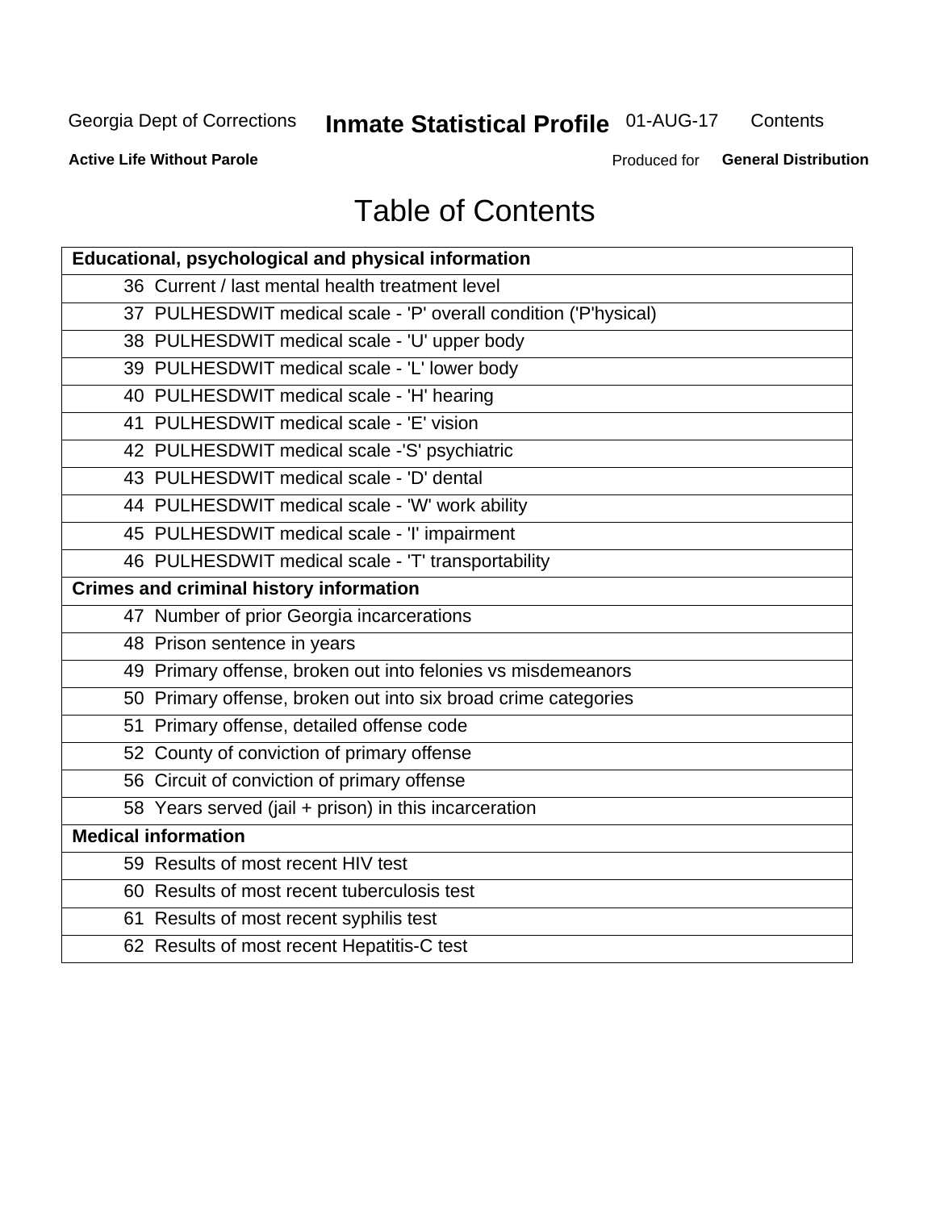# Table of Contents

| Educational, psychological and physical information |
|---|
| 36 Current / last mental health treatment level |
| 37 PULHESDWIT medical scale - 'P' overall condition ('P'hysical) |
| 38 PULHESDWIT medical scale - 'U' upper body |
| 39 PULHESDWIT medical scale - 'L' lower body |
| 40 PULHESDWIT medical scale - 'H' hearing |
| 41 PULHESDWIT medical scale - 'E' vision |
| 42 PULHESDWIT medical scale -'S' psychiatric |
| 43 PULHESDWIT medical scale - 'D' dental |
| 44 PULHESDWIT medical scale - 'W' work ability |
| 45 PULHESDWIT medical scale - 'I' impairment |
| 46 PULHESDWIT medical scale - 'T' transportability |
| **Crimes and criminal history information** |
| 47 Number of prior Georgia incarcerations |
| 48 Prison sentence in years |
| 49 Primary offense, broken out into felonies vs misdemeanors |
| 50 Primary offense, broken out into six broad crime categories |
| 51 Primary offense, detailed offense code |
| 52 County of conviction of primary offense |
| 56 Circuit of conviction of primary offense |
| 58 Years served (jail + prison) in this incarceration |
| **Medical information** |
| 59 Results of most recent HIV test |
| 60 Results of most recent tuberculosis test |
| 61 Results of most recent syphilis test |
| 62 Results of most recent Hepatitis-C test |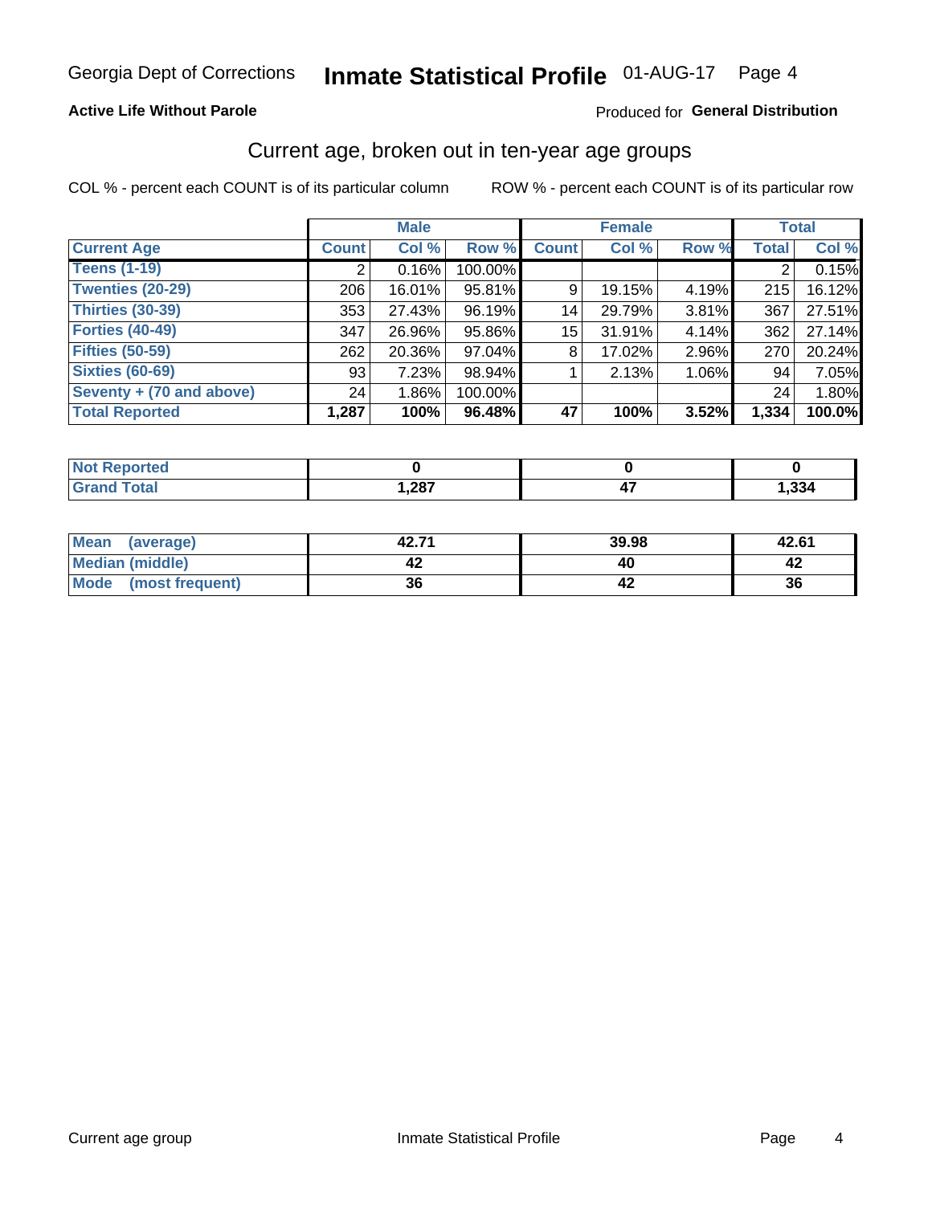Georgia Dept of Corrections **Inmate Statistical Profile** 01-AUG-17

**Active Life Without Parole**

Produced for **General Distribution**

## Current age, broken out in ten-year age groups

COL % - percent each COUNT is of its particular column ROW % - percent each COUNT is of its particular row

| | Male | | | Female | | | Total | |
|---|---|---|---|---|---|---|---|---|
| **Current Age** | **Count** | **Col %** | **Row %** | **Count** | **Col %** | **Row %** | **Total** | **Col %** |
| **Teens (1-19)** | 2 | 0.16% | 100.00% | | | | 2 | 0.15% |
| **Twenties (20-29)** | 206 | 16.01% | 95.81% | 9 | 19.15% | 4.19% | 215 | 16.12% |
| **Thirties (30-39)** | 353 | 27.43% | 96.19% | 14 | 29.79% | 3.81% | 367 | 27.51% |
| **Forties (40-49)** | 347 | 26.96% | 95.86% | 15 | 31.91% | 4.14% | 362 | 27.14% |
| **Fifties (50-59)** | 262 | 20.36% | 97.04% | 8 | 17.02% | 2.96% | 270 | 20.24% |
| **Sixties (60-69)** | 93 | 7.23% | 98.94% | 1 | 2.13% | 1.06% | 94 | 7.05% |
| **Seventy + (70 and above)** | 24 | 1.86% | 100.00% | | | | 24 | 1.80% |
| **Total Reported** | **1,287** | **100%** | **96.48%** | **47** | **100%** | **3.52%** | **1,334** | **100.0%** |

| | Male | Female | Total |
|---|---|---|---|
| **Not Reported** | **0** | **0** | **0** |
| **Grand Total** | **1,287** | **47** | **1,334** |

| | Male | Female | Total |
|---|---|---|---|
| **Mean (average)** | **42.71** | **39.98** | **42.61** |
| **Median (middle)** | **42** | **40** | **42** |
| **Mode (most frequent)** | **36** | **42** | **36** |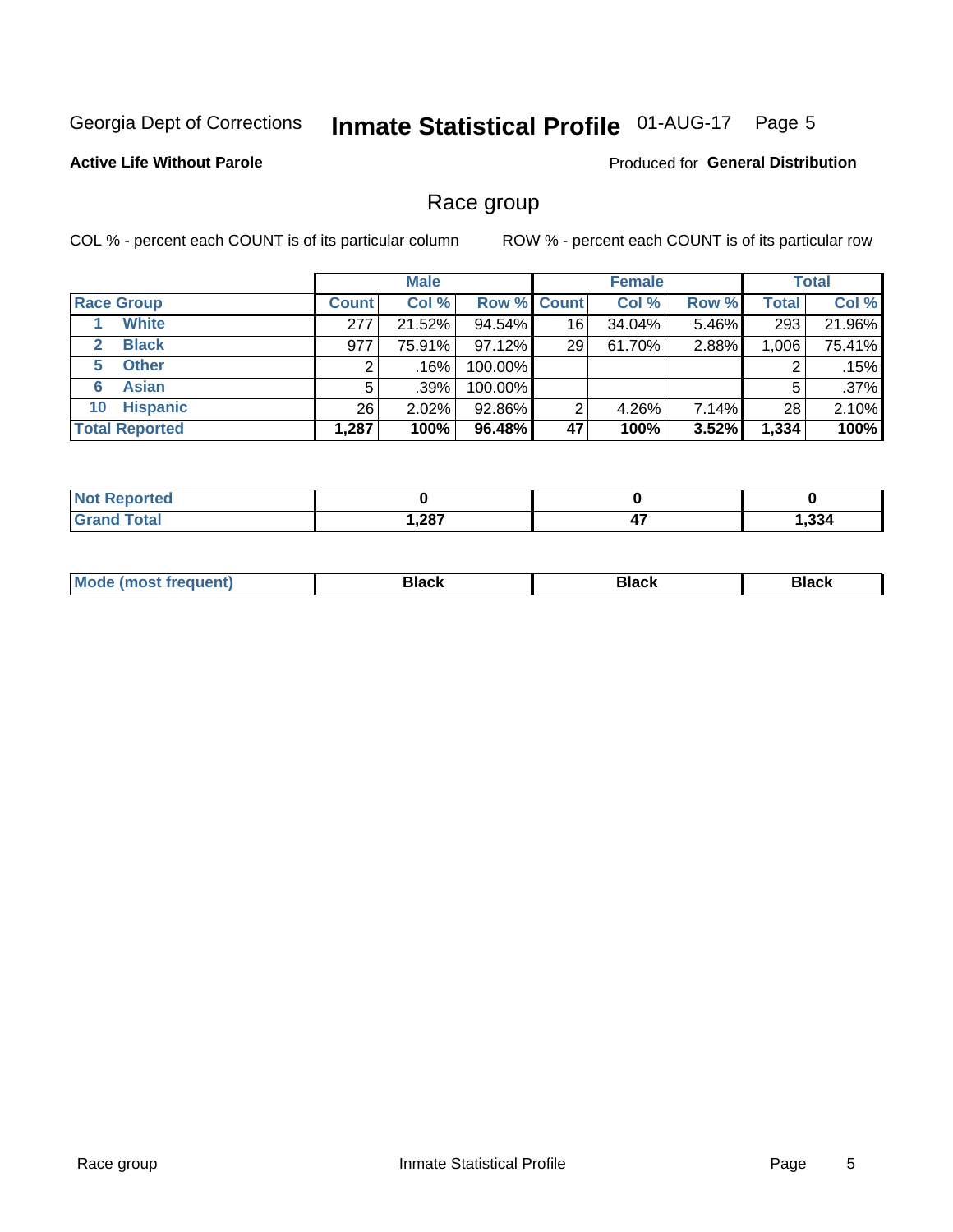Georgia Dept of Corrections **Inmate Statistical Profile** 01-AUG-17 Page 5

**Active Life Without Parole**

Produced for **General Distribution**

## Race group

COL % - percent each COUNT is of its particular column

ROW % - percent each COUNT is of its particular row

| | Male | | | Female | | | Total | |
|---|---|---|---|---|---|---|---|---|
| **Race Group** | **Count** | **Col %** | **Row %** | **Count** | **Col %** | **Row %** | **Total** | **Col %** |
| 1 **White** | 277 | 21.52% | 94.54% | 16 | 34.04% | 5.46% | 293 | 21.96% |
| 2 **Black** | 977 | 75.91% | 97.12% | 29 | 61.70% | 2.88% | 1,006 | 75.41% |
| 5 **Other** | 2 | .16% | 100.00% | | | | 2 | .15% |
| 6 **Asian** | 5 | .39% | 100.00% | | | | 5 | .37% |
| 10 **Hispanic** | 26 | 2.02% | 92.86% | 2 | 4.26% | 7.14% | 28 | 2.10% |
| **Total Reported** | **1,287** | **100%** | **96.48%** | **47** | **100%** | **3.52%** | **1,334** | **100%** |

| | Male | Female | Total |
|---|---|---|---|
| **Not Reported** | **0** | **0** | **0** |
| **Grand Total** | **1,287** | **47** | **1,334** |

| | Male | Female | Total |
|---|---|---|---|
| **Mode (most frequent)** | **Black** | **Black** | **Black** |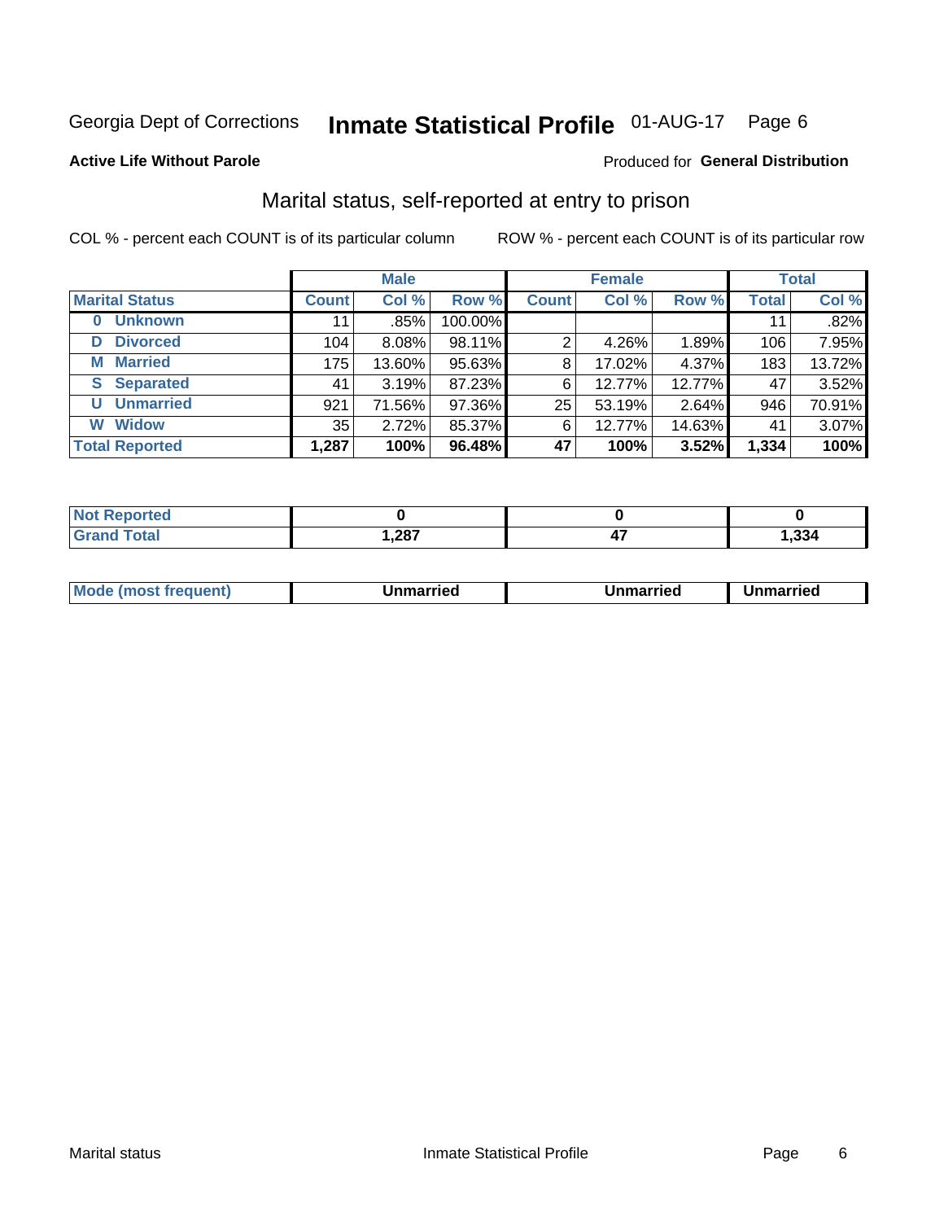Georgia Dept of Corrections **Inmate Statistical Profile** 01-AUG-17 Page 6

**Active Life Without Parole**

Produced for **General Distribution**

## Marital status, self-reported at entry to prison

COL % - percent each COUNT is of its particular column

ROW % - percent each COUNT is of its particular row

| | Male | | | Female | | | Total | |
|---|---|---|---|---|---|---|---|---|
| **Marital Status** | **Count** | **Col %** | **Row %** | **Count** | **Col %** | **Row %** | **Total** | **Col %** |
| **0 Unknown** | 11 | .85% | 100.00% | | | | 11 | .82% |
| **D Divorced** | 104 | 8.08% | 98.11% | 2 | 4.26% | 1.89% | 106 | 7.95% |
| **M Married** | 175 | 13.60% | 95.63% | 8 | 17.02% | 4.37% | 183 | 13.72% |
| **S Separated** | 41 | 3.19% | 87.23% | 6 | 12.77% | 12.77% | 47 | 3.52% |
| **U Unmarried** | 921 | 71.56% | 97.36% | 25 | 53.19% | 2.64% | 946 | 70.91% |
| **W Widow** | 35 | 2.72% | 85.37% | 6 | 12.77% | 14.63% | 41 | 3.07% |
| **Total Reported** | **1,287** | **100%** | **96.48%** | **47** | **100%** | **3.52%** | **1,334** | **100%** |

| | Male | Female | Total |
|---|---|---|---|
| **Not Reported** | **0** | **0** | **0** |
| **Grand Total** | **1,287** | **47** | **1,334** |

| | Male | Female | Total |
|---|---|---|---|
| **Mode (most frequent)** | **Unmarried** | **Unmarried** | **Unmarried** |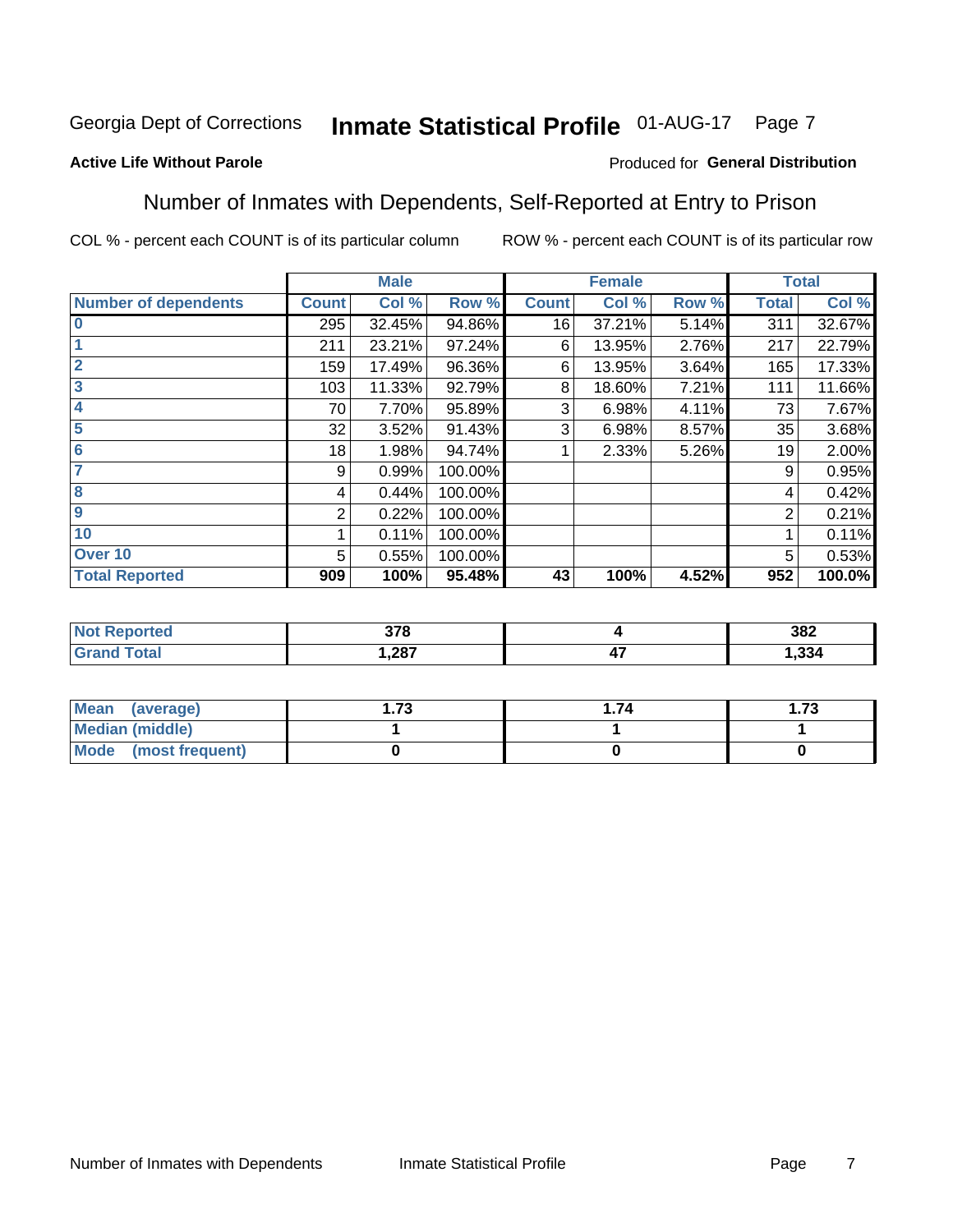Georgia Dept of Corrections **Inmate Statistical Profile** 01-AUG-17

**Active Life Without Parole**

Produced for **General Distribution**

## Number of Inmates with Dependents, Self-Reported at Entry to Prison

COL % - percent each COUNT is of its particular column

ROW % - percent each COUNT is of its particular row

| | Male | | | Female | | | Total | |
|---|---|---|---|---|---|---|---|---|
| **Number of dependents** | **Count** | **Col %** | **Row %** | **Count** | **Col %** | **Row %** | **Total** | **Col %** |
| 0 | 295 | 32.45% | 94.86% | 16 | 37.21% | 5.14% | 311 | 32.67% |
| 1 | 211 | 23.21% | 97.24% | 6 | 13.95% | 2.76% | 217 | 22.79% |
| 2 | 159 | 17.49% | 96.36% | 6 | 13.95% | 3.64% | 165 | 17.33% |
| 3 | 103 | 11.33% | 92.79% | 8 | 18.60% | 7.21% | 111 | 11.66% |
| 4 | 70 | 7.70% | 95.89% | 3 | 6.98% | 4.11% | 73 | 7.67% |
| 5 | 32 | 3.52% | 91.43% | 3 | 6.98% | 8.57% | 35 | 3.68% |
| 6 | 18 | 1.98% | 94.74% | 1 | 2.33% | 5.26% | 19 | 2.00% |
| 7 | 9 | 0.99% | 100.00% | | | | 9 | 0.95% |
| 8 | 4 | 0.44% | 100.00% | | | | 4 | 0.42% |
| 9 | 2 | 0.22% | 100.00% | | | | 2 | 0.21% |
| 10 | 1 | 0.11% | 100.00% | | | | 1 | 0.11% |
| Over 10 | 5 | 0.55% | 100.00% | | | | 5 | 0.53% |
| **Total Reported** | **909** | **100%** | **95.48%** | **43** | **100%** | **4.52%** | **952** | **100.0%** |

| | Male | Female | Total |
|---|---|---|---|
| **Not Reported** | **378** | **4** | **382** |
| **Grand Total** | **1,287** | **47** | **1,334** |

| | Male | Female | Total |
|---|---|---|---|
| **Mean (average)** | **1.73** | **1.74** | **1.73** |
| **Median (middle)** | **1** | **1** | **1** |
| **Mode (most frequent)** | **0** | **0** | **0** |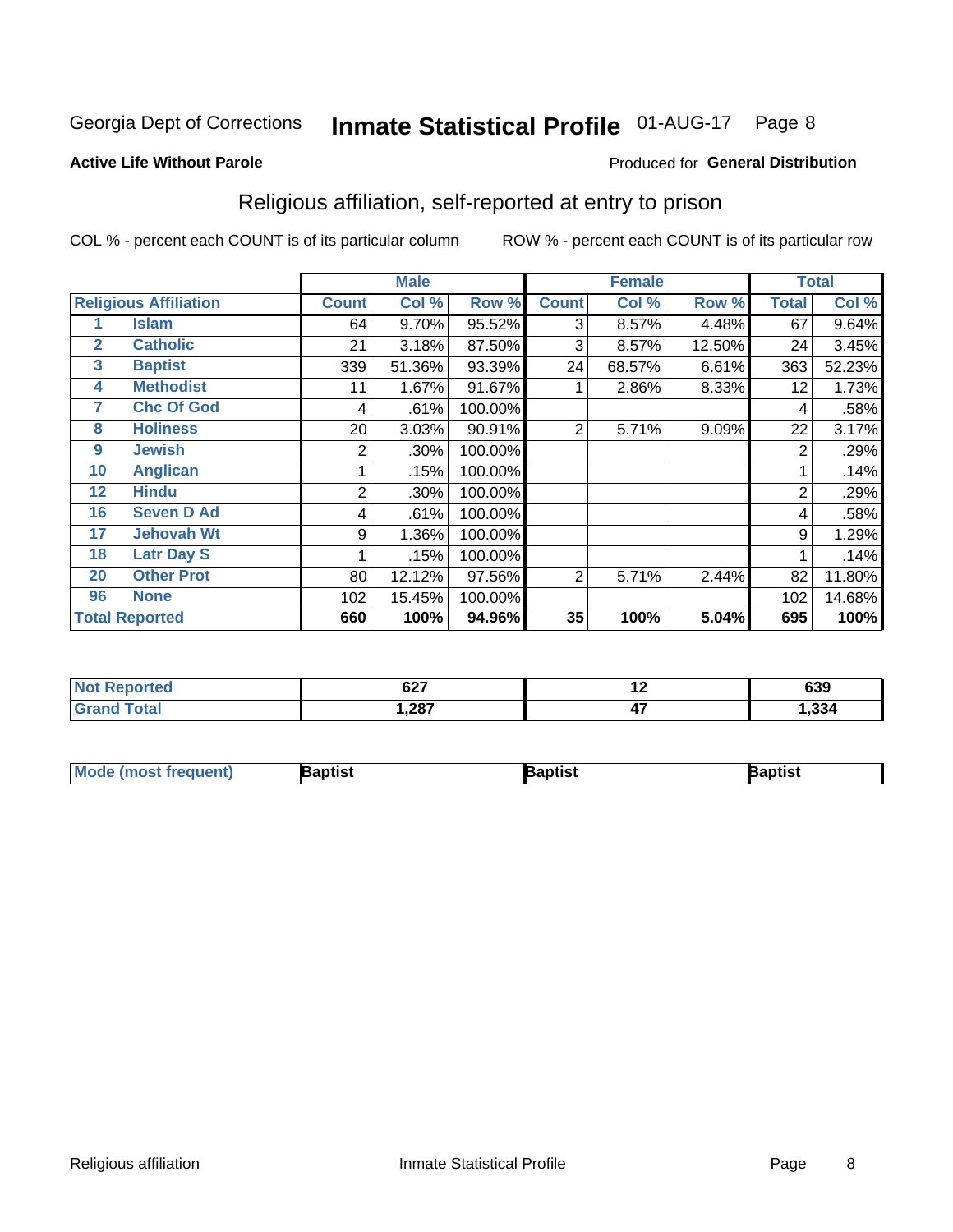Georgia Dept of Corrections **Inmate Statistical Profile** 01-AUG-17

**Active Life Without Parole**

Produced for **General Distribution**

## Religious affiliation, self-reported at entry to prison

COL % - percent each COUNT is of its particular column ROW % - percent each COUNT is of its particular row

| | | Male | | | Female | | | Total | |
|---|---|---|---|---|---|---|---|---|---|
| **Religious Affiliation** | | **Count** | **Col %** | **Row %** | **Count** | **Col %** | **Row %** | **Total** | **Col %** |
| 1 | Islam | 64 | 9.70% | 95.52% | 3 | 8.57% | 4.48% | 67 | 9.64% |
| 2 | Catholic | 21 | 3.18% | 87.50% | 3 | 8.57% | 12.50% | 24 | 3.45% |
| 3 | Baptist | 339 | 51.36% | 93.39% | 24 | 68.57% | 6.61% | 363 | 52.23% |
| 4 | Methodist | 11 | 1.67% | 91.67% | 1 | 2.86% | 8.33% | 12 | 1.73% |
| 7 | Chc Of God | 4 | .61% | 100.00% | | | | 4 | .58% |
| 8 | Holiness | 20 | 3.03% | 90.91% | 2 | 5.71% | 9.09% | 22 | 3.17% |
| 9 | Jewish | 2 | .30% | 100.00% | | | | 2 | .29% |
| 10 | Anglican | 1 | .15% | 100.00% | | | | 1 | .14% |
| 12 | Hindu | 2 | .30% | 100.00% | | | | 2 | .29% |
| 16 | Seven D Ad | 4 | .61% | 100.00% | | | | 4 | .58% |
| 17 | Jehovah Wt | 9 | 1.36% | 100.00% | | | | 9 | 1.29% |
| 18 | Latr Day S | 1 | .15% | 100.00% | | | | 1 | .14% |
| 20 | Other Prot | 80 | 12.12% | 97.56% | 2 | 5.71% | 2.44% | 82 | 11.80% |
| 96 | None | 102 | 15.45% | 100.00% | | | | 102 | 14.68% |
| **Total Reported** | | **660** | **100%** | **94.96%** | **35** | **100%** | **5.04%** | **695** | **100%** |

| | Male | Female | Total |
|---|---|---|---|
| **Not Reported** | **627** | **12** | **639** |
| **Grand Total** | **1,287** | **47** | **1,334** |

| | Male | Female | Total |
|---|---|---|---|
| **Mode (most frequent)** | **Baptist** | **Baptist** | **Baptist** |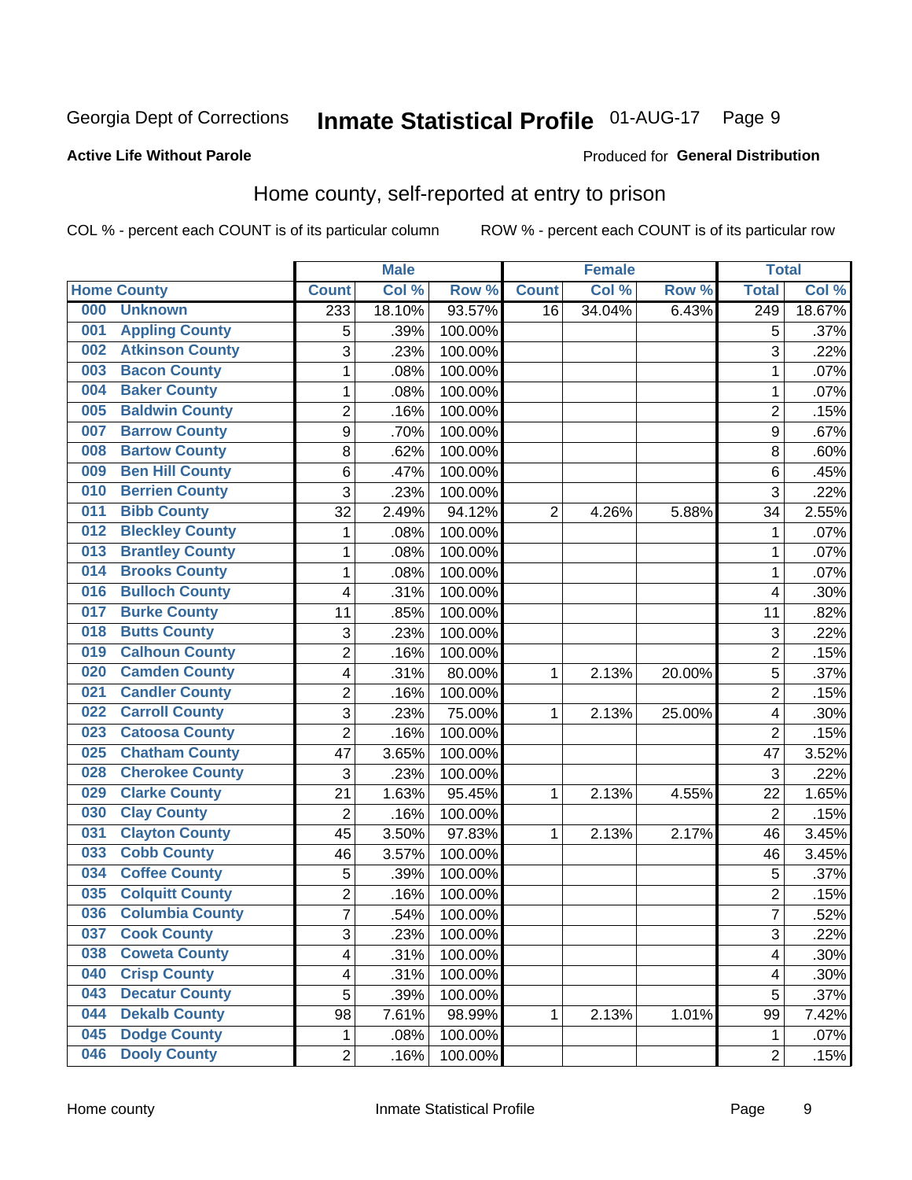Georgia Dept of Corrections **Inmate Statistical Profile** 01-AUG-17

**Active Life Without Parole**

Produced for **General Distribution**

## Home county, self-reported at entry to prison

COL % - percent each COUNT is of its particular column ROW % - percent each COUNT is of its particular row

| Home County | | Male | | | Female | | | Total | |
|---|---|---|---|---|---|---|---|---|---|
| | | Count | Col % | Row % | Count | Col % | Row % | Total | Col % |
| 000 | Unknown | 233 | 18.10% | 93.57% | 16 | 34.04% | 6.43% | 249 | 18.67% |
| 001 | Appling County | 5 | .39% | 100.00% | | | | 5 | .37% |
| 002 | Atkinson County | 3 | .23% | 100.00% | | | | 3 | .22% |
| 003 | Bacon County | 1 | .08% | 100.00% | | | | 1 | .07% |
| 004 | Baker County | 1 | .08% | 100.00% | | | | 1 | .07% |
| 005 | Baldwin County | 2 | .16% | 100.00% | | | | 2 | .15% |
| 007 | Barrow County | 9 | .70% | 100.00% | | | | 9 | .67% |
| 008 | Bartow County | 8 | .62% | 100.00% | | | | 8 | .60% |
| 009 | Ben Hill County | 6 | .47% | 100.00% | | | | 6 | .45% |
| 010 | Berrien County | 3 | .23% | 100.00% | | | | 3 | .22% |
| 011 | Bibb County | 32 | 2.49% | 94.12% | 2 | 4.26% | 5.88% | 34 | 2.55% |
| 012 | Bleckley County | 1 | .08% | 100.00% | | | | 1 | .07% |
| 013 | Brantley County | 1 | .08% | 100.00% | | | | 1 | .07% |
| 014 | Brooks County | 1 | .08% | 100.00% | | | | 1 | .07% |
| 016 | Bulloch County | 4 | .31% | 100.00% | | | | 4 | .30% |
| 017 | Burke County | 11 | .85% | 100.00% | | | | 11 | .82% |
| 018 | Butts County | 3 | .23% | 100.00% | | | | 3 | .22% |
| 019 | Calhoun County | 2 | .16% | 100.00% | | | | 2 | .15% |
| 020 | Camden County | 4 | .31% | 80.00% | 1 | 2.13% | 20.00% | 5 | .37% |
| 021 | Candler County | 2 | .16% | 100.00% | | | | 2 | .15% |
| 022 | Carroll County | 3 | .23% | 75.00% | 1 | 2.13% | 25.00% | 4 | .30% |
| 023 | Catoosa County | 2 | .16% | 100.00% | | | | 2 | .15% |
| 025 | Chatham County | 47 | 3.65% | 100.00% | | | | 47 | 3.52% |
| 028 | Cherokee County | 3 | .23% | 100.00% | | | | 3 | .22% |
| 029 | Clarke County | 21 | 1.63% | 95.45% | 1 | 2.13% | 4.55% | 22 | 1.65% |
| 030 | Clay County | 2 | .16% | 100.00% | | | | 2 | .15% |
| 031 | Clayton County | 45 | 3.50% | 97.83% | 1 | 2.13% | 2.17% | 46 | 3.45% |
| 033 | Cobb County | 46 | 3.57% | 100.00% | | | | 46 | 3.45% |
| 034 | Coffee County | 5 | .39% | 100.00% | | | | 5 | .37% |
| 035 | Colquitt County | 2 | .16% | 100.00% | | | | 2 | .15% |
| 036 | Columbia County | 7 | .54% | 100.00% | | | | 7 | .52% |
| 037 | Cook County | 3 | .23% | 100.00% | | | | 3 | .22% |
| 038 | Coweta County | 4 | .31% | 100.00% | | | | 4 | .30% |
| 040 | Crisp County | 4 | .31% | 100.00% | | | | 4 | .30% |
| 043 | Decatur County | 5 | .39% | 100.00% | | | | 5 | .37% |
| 044 | Dekalb County | 98 | 7.61% | 98.99% | 1 | 2.13% | 1.01% | 99 | 7.42% |
| 045 | Dodge County | 1 | .08% | 100.00% | | | | 1 | .07% |
| 046 | Dooly County | 2 | .16% | 100.00% | | | | 2 | .15% |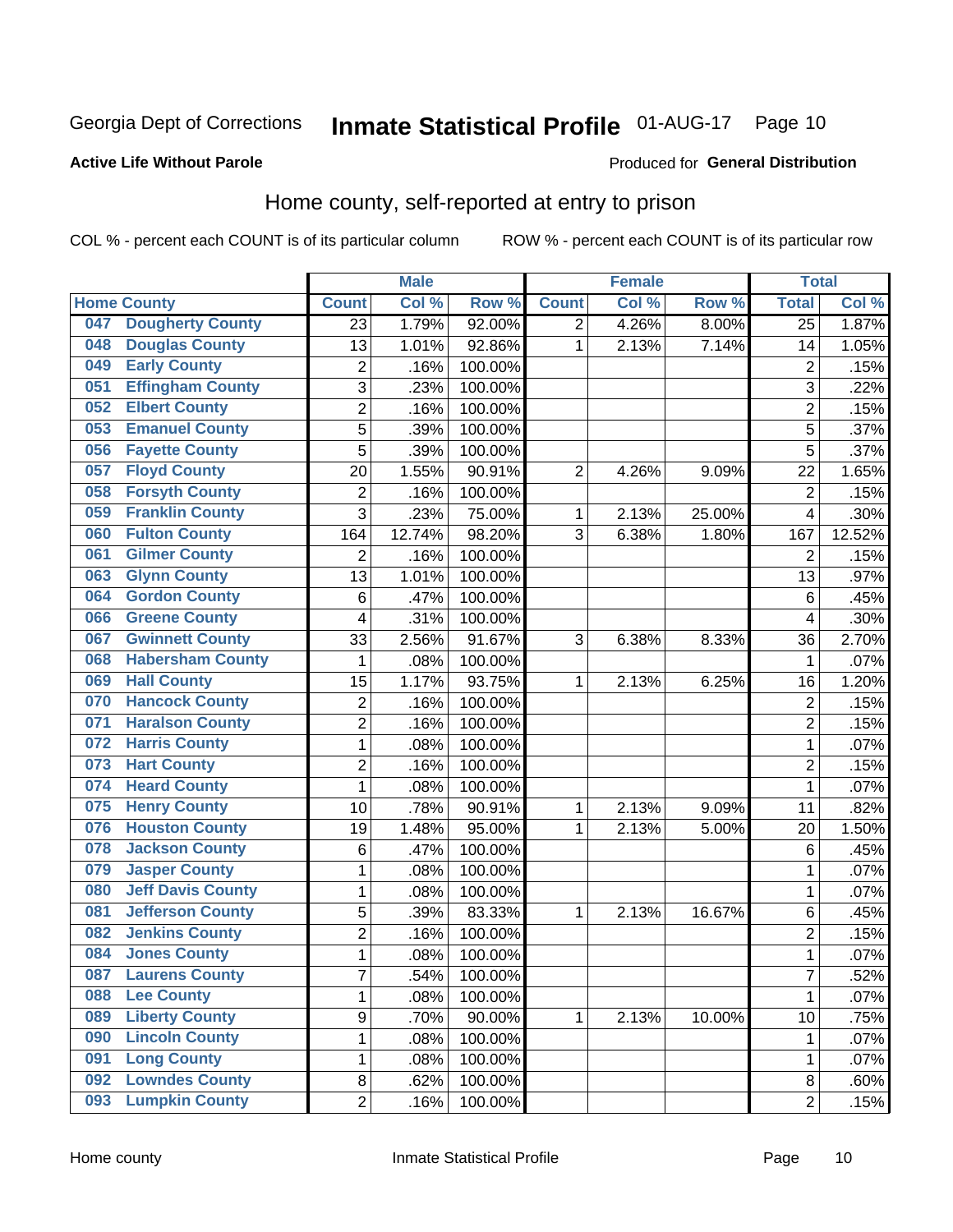Georgia Dept of Corrections **Inmate Statistical Profile** 01-AUG-17 Page 10

**Active Life Without Parole**

Produced for **General Distribution**

## Home county, self-reported at entry to prison

COL % - percent each COUNT is of its particular column ROW % - percent each COUNT is of its particular row

| Home County | | Male | | | Female | | | Total | |
|---|---|---|---|---|---|---|---|---|---|
| | | Count | Col % | Row % | Count | Col % | Row % | Total | Col % |
| 047 | Dougherty County | 23 | 1.79% | 92.00% | 2 | 4.26% | 8.00% | 25 | 1.87% |
| 048 | Douglas County | 13 | 1.01% | 92.86% | 1 | 2.13% | 7.14% | 14 | 1.05% |
| 049 | Early County | 2 | .16% | 100.00% | | | | 2 | .15% |
| 051 | Effingham County | 3 | .23% | 100.00% | | | | 3 | .22% |
| 052 | Elbert County | 2 | .16% | 100.00% | | | | 2 | .15% |
| 053 | Emanuel County | 5 | .39% | 100.00% | | | | 5 | .37% |
| 056 | Fayette County | 5 | .39% | 100.00% | | | | 5 | .37% |
| 057 | Floyd County | 20 | 1.55% | 90.91% | 2 | 4.26% | 9.09% | 22 | 1.65% |
| 058 | Forsyth County | 2 | .16% | 100.00% | | | | 2 | .15% |
| 059 | Franklin County | 3 | .23% | 75.00% | 1 | 2.13% | 25.00% | 4 | .30% |
| 060 | Fulton County | 164 | 12.74% | 98.20% | 3 | 6.38% | 1.80% | 167 | 12.52% |
| 061 | Gilmer County | 2 | .16% | 100.00% | | | | 2 | .15% |
| 063 | Glynn County | 13 | 1.01% | 100.00% | | | | 13 | .97% |
| 064 | Gordon County | 6 | .47% | 100.00% | | | | 6 | .45% |
| 066 | Greene County | 4 | .31% | 100.00% | | | | 4 | .30% |
| 067 | Gwinnett County | 33 | 2.56% | 91.67% | 3 | 6.38% | 8.33% | 36 | 2.70% |
| 068 | Habersham County | 1 | .08% | 100.00% | | | | 1 | .07% |
| 069 | Hall County | 15 | 1.17% | 93.75% | 1 | 2.13% | 6.25% | 16 | 1.20% |
| 070 | Hancock County | 2 | .16% | 100.00% | | | | 2 | .15% |
| 071 | Haralson County | 2 | .16% | 100.00% | | | | 2 | .15% |
| 072 | Harris County | 1 | .08% | 100.00% | | | | 1 | .07% |
| 073 | Hart County | 2 | .16% | 100.00% | | | | 2 | .15% |
| 074 | Heard County | 1 | .08% | 100.00% | | | | 1 | .07% |
| 075 | Henry County | 10 | .78% | 90.91% | 1 | 2.13% | 9.09% | 11 | .82% |
| 076 | Houston County | 19 | 1.48% | 95.00% | 1 | 2.13% | 5.00% | 20 | 1.50% |
| 078 | Jackson County | 6 | .47% | 100.00% | | | | 6 | .45% |
| 079 | Jasper County | 1 | .08% | 100.00% | | | | 1 | .07% |
| 080 | Jeff Davis County | 1 | .08% | 100.00% | | | | 1 | .07% |
| 081 | Jefferson County | 5 | .39% | 83.33% | 1 | 2.13% | 16.67% | 6 | .45% |
| 082 | Jenkins County | 2 | .16% | 100.00% | | | | 2 | .15% |
| 084 | Jones County | 1 | .08% | 100.00% | | | | 1 | .07% |
| 087 | Laurens County | 7 | .54% | 100.00% | | | | 7 | .52% |
| 088 | Lee County | 1 | .08% | 100.00% | | | | 1 | .07% |
| 089 | Liberty County | 9 | .70% | 90.00% | 1 | 2.13% | 10.00% | 10 | .75% |
| 090 | Lincoln County | 1 | .08% | 100.00% | | | | 1 | .07% |
| 091 | Long County | 1 | .08% | 100.00% | | | | 1 | .07% |
| 092 | Lowndes County | 8 | .62% | 100.00% | | | | 8 | .60% |
| 093 | Lumpkin County | 2 | .16% | 100.00% | | | | 2 | .15% |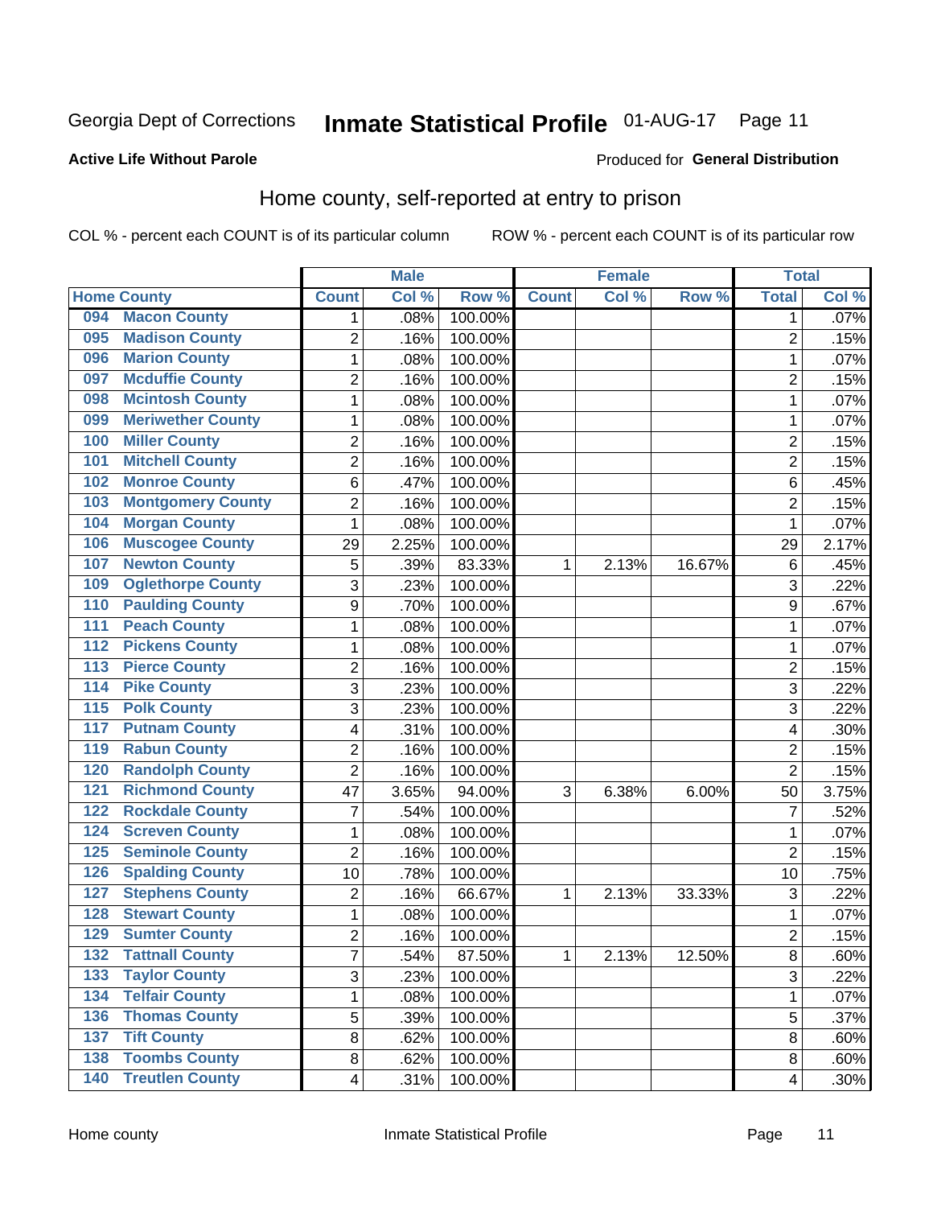Georgia Dept of Corrections **Inmate Statistical Profile** 01-AUG-17

**Active Life Without Parole**

Produced for **General Distribution**

## Home county, self-reported at entry to prison

COL % - percent each COUNT is of its particular column ROW % - percent each COUNT is of its particular row

| | | Male | | | Female | | | Total | |
|---|---|---|---|---|---|---|---|---|---|
| Home County | | Count | Col % | Row % | Count | Col % | Row % | Total | Col % |
| 094 | Macon County | 1 | .08% | 100.00% | | | | 1 | .07% |
| 095 | Madison County | 2 | .16% | 100.00% | | | | 2 | .15% |
| 096 | Marion County | 1 | .08% | 100.00% | | | | 1 | .07% |
| 097 | Mcduffie County | 2 | .16% | 100.00% | | | | 2 | .15% |
| 098 | Mcintosh County | 1 | .08% | 100.00% | | | | 1 | .07% |
| 099 | Meriwether County | 1 | .08% | 100.00% | | | | 1 | .07% |
| 100 | Miller County | 2 | .16% | 100.00% | | | | 2 | .15% |
| 101 | Mitchell County | 2 | .16% | 100.00% | | | | 2 | .15% |
| 102 | Monroe County | 6 | .47% | 100.00% | | | | 6 | .45% |
| 103 | Montgomery County | 2 | .16% | 100.00% | | | | 2 | .15% |
| 104 | Morgan County | 1 | .08% | 100.00% | | | | 1 | .07% |
| 106 | Muscogee County | 29 | 2.25% | 100.00% | | | | 29 | 2.17% |
| 107 | Newton County | 5 | .39% | 83.33% | 1 | 2.13% | 16.67% | 6 | .45% |
| 109 | Oglethorpe County | 3 | .23% | 100.00% | | | | 3 | .22% |
| 110 | Paulding County | 9 | .70% | 100.00% | | | | 9 | .67% |
| 111 | Peach County | 1 | .08% | 100.00% | | | | 1 | .07% |
| 112 | Pickens County | 1 | .08% | 100.00% | | | | 1 | .07% |
| 113 | Pierce County | 2 | .16% | 100.00% | | | | 2 | .15% |
| 114 | Pike County | 3 | .23% | 100.00% | | | | 3 | .22% |
| 115 | Polk County | 3 | .23% | 100.00% | | | | 3 | .22% |
| 117 | Putnam County | 4 | .31% | 100.00% | | | | 4 | .30% |
| 119 | Rabun County | 2 | .16% | 100.00% | | | | 2 | .15% |
| 120 | Randolph County | 2 | .16% | 100.00% | | | | 2 | .15% |
| 121 | Richmond County | 47 | 3.65% | 94.00% | 3 | 6.38% | 6.00% | 50 | 3.75% |
| 122 | Rockdale County | 7 | .54% | 100.00% | | | | 7 | .52% |
| 124 | Screven County | 1 | .08% | 100.00% | | | | 1 | .07% |
| 125 | Seminole County | 2 | .16% | 100.00% | | | | 2 | .15% |
| 126 | Spalding County | 10 | .78% | 100.00% | | | | 10 | .75% |
| 127 | Stephens County | 2 | .16% | 66.67% | 1 | 2.13% | 33.33% | 3 | .22% |
| 128 | Stewart County | 1 | .08% | 100.00% | | | | 1 | .07% |
| 129 | Sumter County | 2 | .16% | 100.00% | | | | 2 | .15% |
| 132 | Tattnall County | 7 | .54% | 87.50% | 1 | 2.13% | 12.50% | 8 | .60% |
| 133 | Taylor County | 3 | .23% | 100.00% | | | | 3 | .22% |
| 134 | Telfair County | 1 | .08% | 100.00% | | | | 1 | .07% |
| 136 | Thomas County | 5 | .39% | 100.00% | | | | 5 | .37% |
| 137 | Tift County | 8 | .62% | 100.00% | | | | 8 | .60% |
| 138 | Toombs County | 8 | .62% | 100.00% | | | | 8 | .60% |
| 140 | Treutlen County | 4 | .31% | 100.00% | | | | 4 | .30% |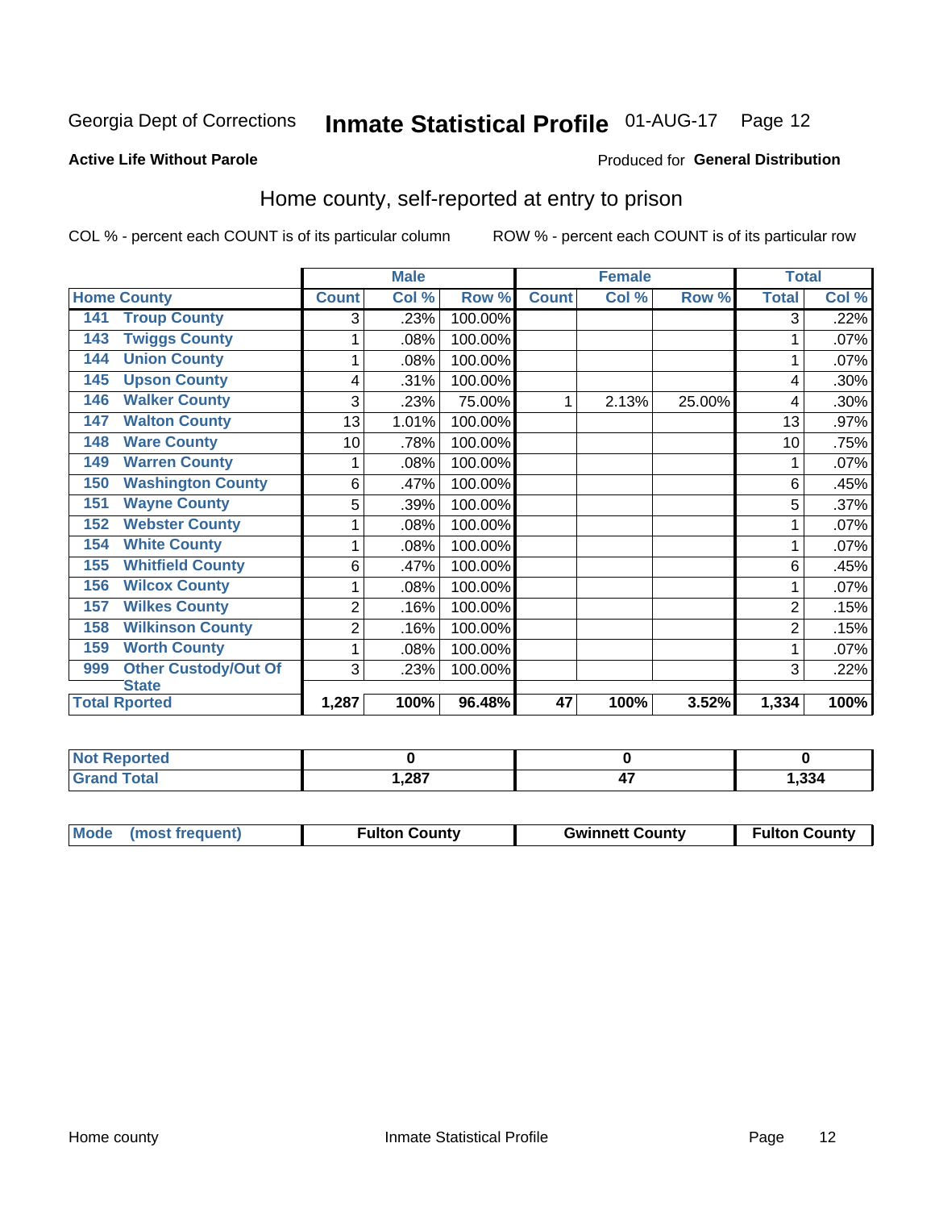Georgia Dept of Corrections **Inmate Statistical Profile** 01-AUG-17

**Active Life Without Parole**

Produced for **General Distribution**

## Home county, self-reported at entry to prison

COL % - percent each COUNT is of its particular column ROW % - percent each COUNT is of its particular row

| Home County | | Male | | | Female | | | Total | |
|---|---|---|---|---|---|---|---|---|---|
| | | Count | Col % | Row % | Count | Col % | Row % | Total | Col % |
| 141 | Troup County | 3 | .23% | 100.00% | | | | 3 | .22% |
| 143 | Twiggs County | 1 | .08% | 100.00% | | | | 1 | .07% |
| 144 | Union County | 1 | .08% | 100.00% | | | | 1 | .07% |
| 145 | Upson County | 4 | .31% | 100.00% | | | | 4 | .30% |
| 146 | Walker County | 3 | .23% | 75.00% | 1 | 2.13% | 25.00% | 4 | .30% |
| 147 | Walton County | 13 | 1.01% | 100.00% | | | | 13 | .97% |
| 148 | Ware County | 10 | .78% | 100.00% | | | | 10 | .75% |
| 149 | Warren County | 1 | .08% | 100.00% | | | | 1 | .07% |
| 150 | Washington County | 6 | .47% | 100.00% | | | | 6 | .45% |
| 151 | Wayne County | 5 | .39% | 100.00% | | | | 5 | .37% |
| 152 | Webster County | 1 | .08% | 100.00% | | | | 1 | .07% |
| 154 | White County | 1 | .08% | 100.00% | | | | 1 | .07% |
| 155 | Whitfield County | 6 | .47% | 100.00% | | | | 6 | .45% |
| 156 | Wilcox County | 1 | .08% | 100.00% | | | | 1 | .07% |
| 157 | Wilkes County | 2 | .16% | 100.00% | | | | 2 | .15% |
| 158 | Wilkinson County | 2 | .16% | 100.00% | | | | 2 | .15% |
| 159 | Worth County | 1 | .08% | 100.00% | | | | 1 | .07% |
| 999 | Other Custody/Out Of State | 3 | .23% | 100.00% | | | | 3 | .22% |
| **Total Rported** | | **1,287** | **100%** | **96.48%** | **47** | **100%** | **3.52%** | **1,334** | **100%** |

| | Male | Female | Total |
|---|---|---|---|
| Not Reported | 0 | 0 | 0 |
| Grand Total | 1,287 | 47 | 1,334 |

| Mode (most frequent) | Male | Female | Total |
|---|---|---|---|
| | Fulton County | Gwinnett County | Fulton County |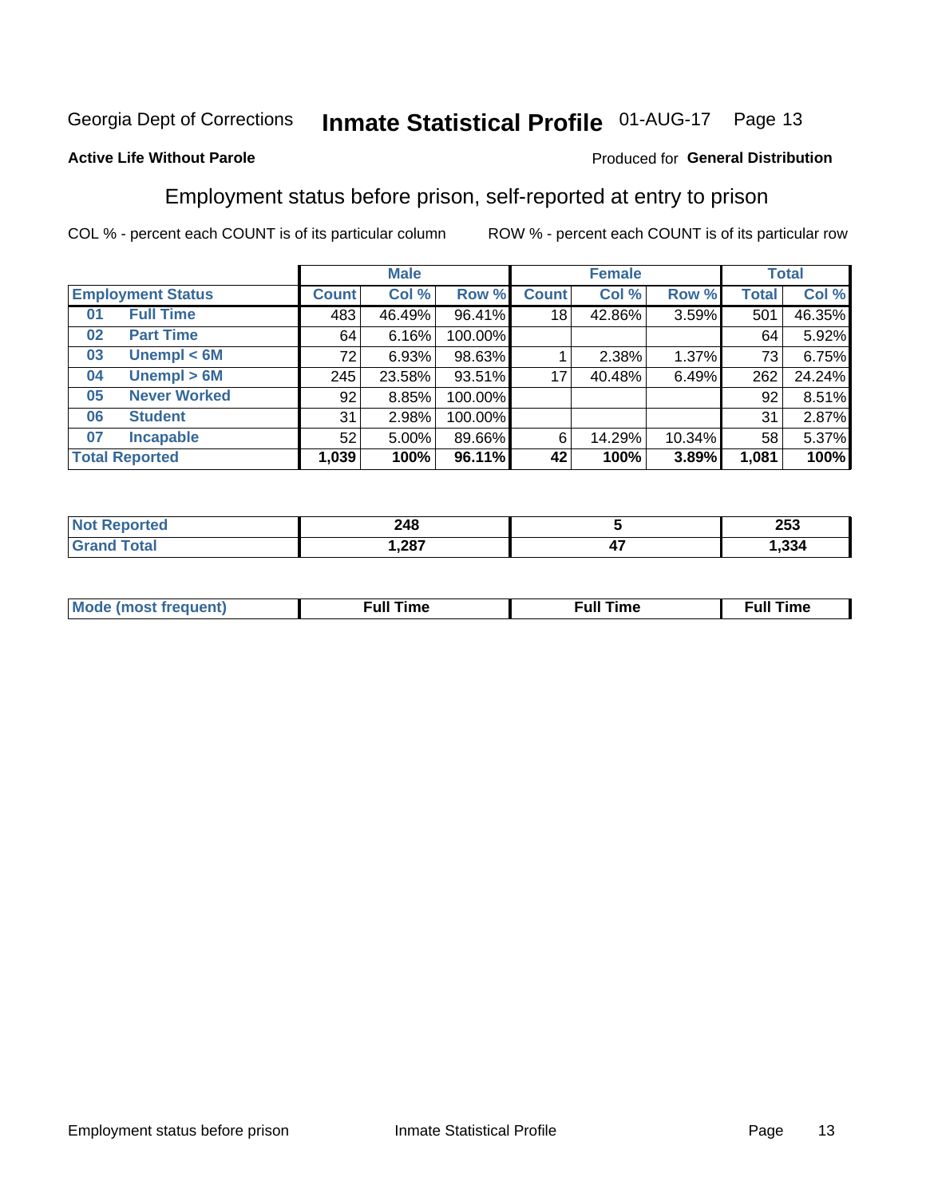Georgia Dept of Corrections **Inmate Statistical Profile** 01-AUG-17

**Active Life Without Parole**

Produced for **General Distribution**

## Employment status before prison, self-reported at entry to prison

COL % - percent each COUNT is of its particular column ROW % - percent each COUNT is of its particular row

| Employment Status | | Male | | | Female | | | Total | |
|---|---|---|---|---|---|---|---|---|---|
| | | Count | Col % | Row % | Count | Col % | Row % | Total | Col % |
| 01 | Full Time | 483 | 46.49% | 96.41% | 18 | 42.86% | 3.59% | 501 | 46.35% |
| 02 | Part Time | 64 | 6.16% | 100.00% | | | | 64 | 5.92% |
| 03 | Unempl < 6M | 72 | 6.93% | 98.63% | 1 | 2.38% | 1.37% | 73 | 6.75% |
| 04 | Unempl > 6M | 245 | 23.58% | 93.51% | 17 | 40.48% | 6.49% | 262 | 24.24% |
| 05 | Never Worked | 92 | 8.85% | 100.00% | | | | 92 | 8.51% |
| 06 | Student | 31 | 2.98% | 100.00% | | | | 31 | 2.87% |
| 07 | Incapable | 52 | 5.00% | 89.66% | 6 | 14.29% | 10.34% | 58 | 5.37% |
| **Total Reported** | | **1,039** | **100%** | **96.11%** | **42** | **100%** | **3.89%** | **1,081** | **100%** |

| | Male | Female | Total |
|---|---|---|---|
| Not Reported | 248 | 5 | 253 |
| Grand Total | 1,287 | 47 | 1,334 |

| | Male | Female | Total |
|---|---|---|---|
| Mode (most frequent) | Full Time | Full Time | Full Time |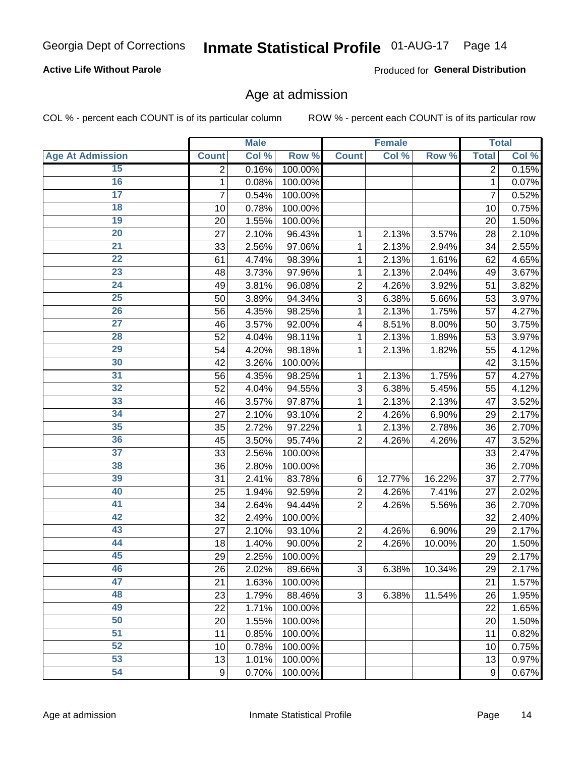Georgia Dept of Corrections **Inmate Statistical Profile** 01-AUG-17

**Active Life Without Parole**

Produced for **General Distribution**

## Age at admission

COL % - percent each COUNT is of its particular column ROW % - percent each COUNT is of its particular row

| | Male | | | Female | | | Total | |
|---|---|---|---|---|---|---|---|---|
| **Age At Admission** | **Count** | **Col %** | **Row %** | **Count** | **Col %** | **Row %** | **Total** | **Col %** |
| 15 | 2 | 0.16% | 100.00% | | | | 2 | 0.15% |
| 16 | 1 | 0.08% | 100.00% | | | | 1 | 0.07% |
| 17 | 7 | 0.54% | 100.00% | | | | 7 | 0.52% |
| 18 | 10 | 0.78% | 100.00% | | | | 10 | 0.75% |
| 19 | 20 | 1.55% | 100.00% | | | | 20 | 1.50% |
| 20 | 27 | 2.10% | 96.43% | 1 | 2.13% | 3.57% | 28 | 2.10% |
| 21 | 33 | 2.56% | 97.06% | 1 | 2.13% | 2.94% | 34 | 2.55% |
| 22 | 61 | 4.74% | 98.39% | 1 | 2.13% | 1.61% | 62 | 4.65% |
| 23 | 48 | 3.73% | 97.96% | 1 | 2.13% | 2.04% | 49 | 3.67% |
| 24 | 49 | 3.81% | 96.08% | 2 | 4.26% | 3.92% | 51 | 3.82% |
| 25 | 50 | 3.89% | 94.34% | 3 | 6.38% | 5.66% | 53 | 3.97% |
| 26 | 56 | 4.35% | 98.25% | 1 | 2.13% | 1.75% | 57 | 4.27% |
| 27 | 46 | 3.57% | 92.00% | 4 | 8.51% | 8.00% | 50 | 3.75% |
| 28 | 52 | 4.04% | 98.11% | 1 | 2.13% | 1.89% | 53 | 3.97% |
| 29 | 54 | 4.20% | 98.18% | 1 | 2.13% | 1.82% | 55 | 4.12% |
| 30 | 42 | 3.26% | 100.00% | | | | 42 | 3.15% |
| 31 | 56 | 4.35% | 98.25% | 1 | 2.13% | 1.75% | 57 | 4.27% |
| 32 | 52 | 4.04% | 94.55% | 3 | 6.38% | 5.45% | 55 | 4.12% |
| 33 | 46 | 3.57% | 97.87% | 1 | 2.13% | 2.13% | 47 | 3.52% |
| 34 | 27 | 2.10% | 93.10% | 2 | 4.26% | 6.90% | 29 | 2.17% |
| 35 | 35 | 2.72% | 97.22% | 1 | 2.13% | 2.78% | 36 | 2.70% |
| 36 | 45 | 3.50% | 95.74% | 2 | 4.26% | 4.26% | 47 | 3.52% |
| 37 | 33 | 2.56% | 100.00% | | | | 33 | 2.47% |
| 38 | 36 | 2.80% | 100.00% | | | | 36 | 2.70% |
| 39 | 31 | 2.41% | 83.78% | 6 | 12.77% | 16.22% | 37 | 2.77% |
| 40 | 25 | 1.94% | 92.59% | 2 | 4.26% | 7.41% | 27 | 2.02% |
| 41 | 34 | 2.64% | 94.44% | 2 | 4.26% | 5.56% | 36 | 2.70% |
| 42 | 32 | 2.49% | 100.00% | | | | 32 | 2.40% |
| 43 | 27 | 2.10% | 93.10% | 2 | 4.26% | 6.90% | 29 | 2.17% |
| 44 | 18 | 1.40% | 90.00% | 2 | 4.26% | 10.00% | 20 | 1.50% |
| 45 | 29 | 2.25% | 100.00% | | | | 29 | 2.17% |
| 46 | 26 | 2.02% | 89.66% | 3 | 6.38% | 10.34% | 29 | 2.17% |
| 47 | 21 | 1.63% | 100.00% | | | | 21 | 1.57% |
| 48 | 23 | 1.79% | 88.46% | 3 | 6.38% | 11.54% | 26 | 1.95% |
| 49 | 22 | 1.71% | 100.00% | | | | 22 | 1.65% |
| 50 | 20 | 1.55% | 100.00% | | | | 20 | 1.50% |
| 51 | 11 | 0.85% | 100.00% | | | | 11 | 0.82% |
| 52 | 10 | 0.78% | 100.00% | | | | 10 | 0.75% |
| 53 | 13 | 1.01% | 100.00% | | | | 13 | 0.97% |
| 54 | 9 | 0.70% | 100.00% | | | | 9 | 0.67% |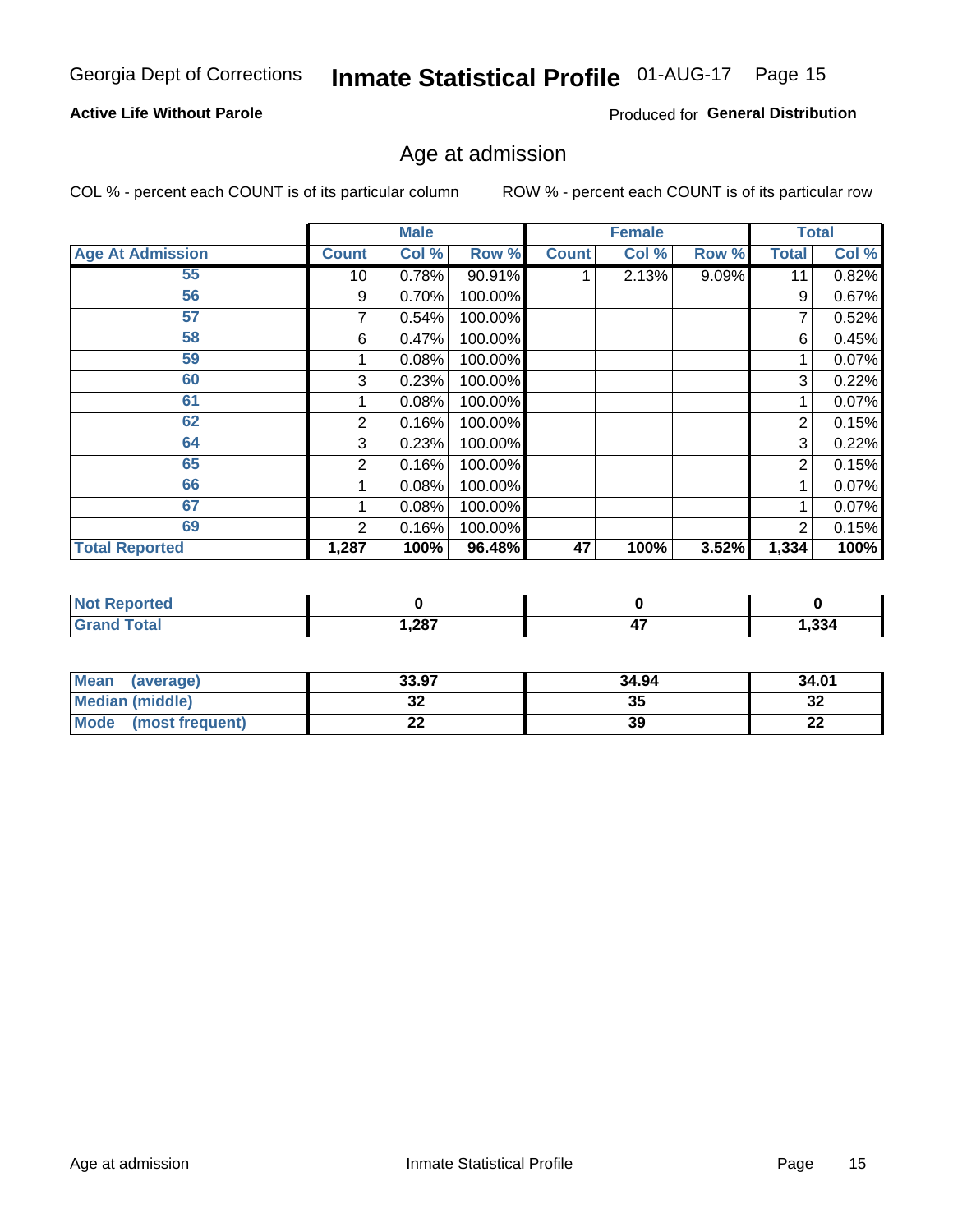Georgia Dept of Corrections **Inmate Statistical Profile** 01-AUG-17

**Active Life Without Parole**

Produced for **General Distribution**

## Age at admission

COL % - percent each COUNT is of its particular column

ROW % - percent each COUNT is of its particular row

| | Male | | | Female | | | Total | |
|---|---|---|---|---|---|---|---|---|
| **Age At Admission** | **Count** | **Col %** | **Row %** | **Count** | **Col %** | **Row %** | **Total** | **Col %** |
| 55 | 10 | 0.78% | 90.91% | 1 | 2.13% | 9.09% | 11 | 0.82% |
| 56 | 9 | 0.70% | 100.00% | | | | 9 | 0.67% |
| 57 | 7 | 0.54% | 100.00% | | | | 7 | 0.52% |
| 58 | 6 | 0.47% | 100.00% | | | | 6 | 0.45% |
| 59 | 1 | 0.08% | 100.00% | | | | 1 | 0.07% |
| 60 | 3 | 0.23% | 100.00% | | | | 3 | 0.22% |
| 61 | 1 | 0.08% | 100.00% | | | | 1 | 0.07% |
| 62 | 2 | 0.16% | 100.00% | | | | 2 | 0.15% |
| 64 | 3 | 0.23% | 100.00% | | | | 3 | 0.22% |
| 65 | 2 | 0.16% | 100.00% | | | | 2 | 0.15% |
| 66 | 1 | 0.08% | 100.00% | | | | 1 | 0.07% |
| 67 | 1 | 0.08% | 100.00% | | | | 1 | 0.07% |
| 69 | 2 | 0.16% | 100.00% | | | | 2 | 0.15% |
| **Total Reported** | **1,287** | **100%** | **96.48%** | **47** | **100%** | **3.52%** | **1,334** | **100%** |

| | Male | Female | Total |
|---|---|---|---|
| **Not Reported** | **0** | **0** | **0** |
| **Grand Total** | **1,287** | **47** | **1,334** |

| | Male | Female | Total |
|---|---|---|---|
| **Mean (average)** | **33.97** | **34.94** | **34.01** |
| **Median (middle)** | **32** | **35** | **32** |
| **Mode (most frequent)** | **22** | **39** | **22** |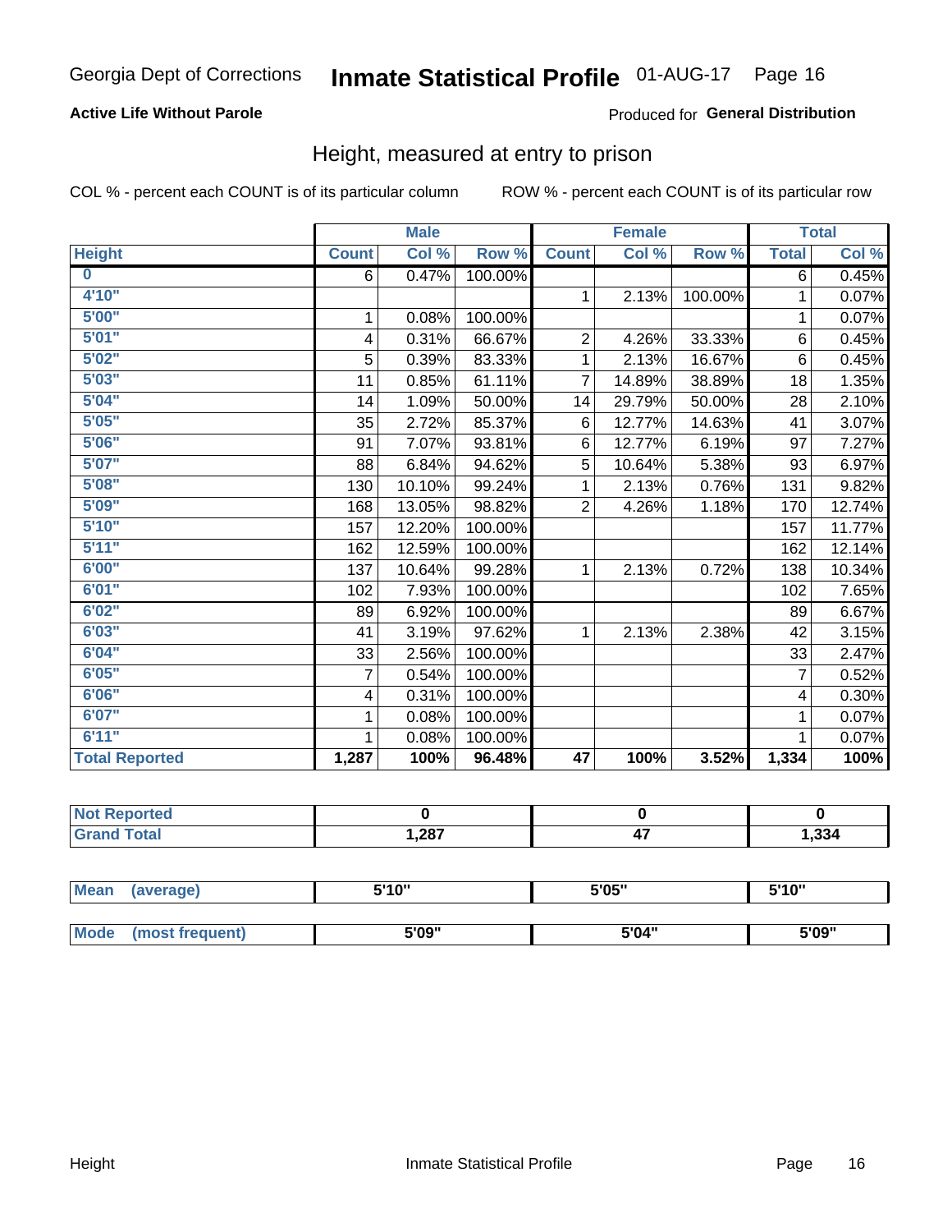Georgia Dept of Corrections **Inmate Statistical Profile** 01-AUG-17

**Active Life Without Parole**

Produced for **General Distribution**

## Height, measured at entry to prison

COL % - percent each COUNT is of its particular column ROW % - percent each COUNT is of its particular row

| | Male | | | Female | | | Total | |
|---|---|---|---|---|---|---|---|---|
| **Height** | **Count** | **Col %** | **Row %** | **Count** | **Col %** | **Row %** | **Total** | **Col %** |
| **0** | 6 | 0.47% | 100.00% | | | | 6 | 0.45% |
| **4'10"** | | | | 1 | 2.13% | 100.00% | 1 | 0.07% |
| **5'00"** | 1 | 0.08% | 100.00% | | | | 1 | 0.07% |
| **5'01"** | 4 | 0.31% | 66.67% | 2 | 4.26% | 33.33% | 6 | 0.45% |
| **5'02"** | 5 | 0.39% | 83.33% | 1 | 2.13% | 16.67% | 6 | 0.45% |
| **5'03"** | 11 | 0.85% | 61.11% | 7 | 14.89% | 38.89% | 18 | 1.35% |
| **5'04"** | 14 | 1.09% | 50.00% | 14 | 29.79% | 50.00% | 28 | 2.10% |
| **5'05"** | 35 | 2.72% | 85.37% | 6 | 12.77% | 14.63% | 41 | 3.07% |
| **5'06"** | 91 | 7.07% | 93.81% | 6 | 12.77% | 6.19% | 97 | 7.27% |
| **5'07"** | 88 | 6.84% | 94.62% | 5 | 10.64% | 5.38% | 93 | 6.97% |
| **5'08"** | 130 | 10.10% | 99.24% | 1 | 2.13% | 0.76% | 131 | 9.82% |
| **5'09"** | 168 | 13.05% | 98.82% | 2 | 4.26% | 1.18% | 170 | 12.74% |
| **5'10"** | 157 | 12.20% | 100.00% | | | | 157 | 11.77% |
| **5'11"** | 162 | 12.59% | 100.00% | | | | 162 | 12.14% |
| **6'00"** | 137 | 10.64% | 99.28% | 1 | 2.13% | 0.72% | 138 | 10.34% |
| **6'01"** | 102 | 7.93% | 100.00% | | | | 102 | 7.65% |
| **6'02"** | 89 | 6.92% | 100.00% | | | | 89 | 6.67% |
| **6'03"** | 41 | 3.19% | 97.62% | 1 | 2.13% | 2.38% | 42 | 3.15% |
| **6'04"** | 33 | 2.56% | 100.00% | | | | 33 | 2.47% |
| **6'05"** | 7 | 0.54% | 100.00% | | | | 7 | 0.52% |
| **6'06"** | 4 | 0.31% | 100.00% | | | | 4 | 0.30% |
| **6'07"** | 1 | 0.08% | 100.00% | | | | 1 | 0.07% |
| **6'11"** | 1 | 0.08% | 100.00% | | | | 1 | 0.07% |
| **Total Reported** | **1,287** | **100%** | **96.48%** | **47** | **100%** | **3.52%** | **1,334** | **100%** |

| | Male | Female | Total |
|---|---|---|---|
| **Not Reported** | **0** | **0** | **0** |
| **Grand Total** | **1,287** | **47** | **1,334** |

| | Male | Female | Total |
|---|---|---|---|
| **Mean (average)** | **5'10"** | **5'05"** | **5'10"** |
| **Mode (most frequent)** | **5'09"** | **5'04"** | **5'09"** |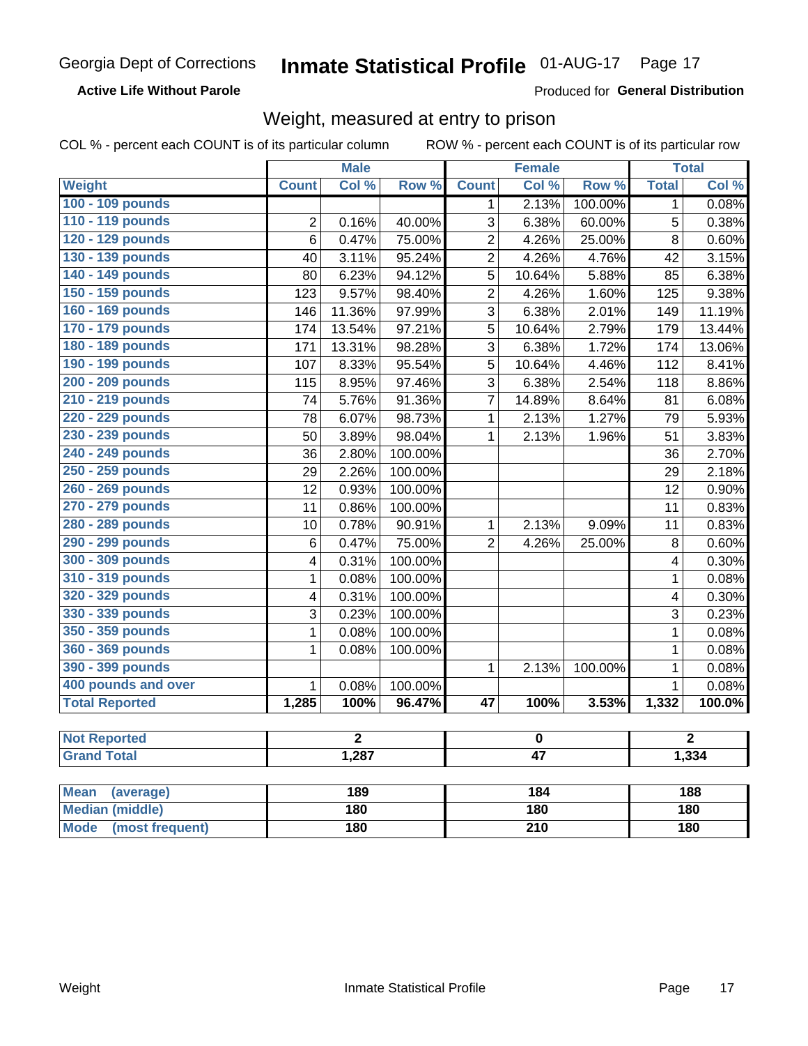Georgia Dept of Corrections **Inmate Statistical Profile** 01-AUG-17 Page 17

**Active Life Without Parole**

Produced for **General Distribution**

## Weight, measured at entry to prison

COL % - percent each COUNT is of its particular column ROW % - percent each COUNT is of its particular row

| | Male | | | Female | | | Total | |
|---|---|---|---|---|---|---|---|---|
| Weight | Count | Col % | Row % | Count | Col % | Row % | Total | Col % |
| 100 - 109 pounds | | | | 1 | 2.13% | 100.00% | 1 | 0.08% |
| 110 - 119 pounds | 2 | 0.16% | 40.00% | 3 | 6.38% | 60.00% | 5 | 0.38% |
| 120 - 129 pounds | 6 | 0.47% | 75.00% | 2 | 4.26% | 25.00% | 8 | 0.60% |
| 130 - 139 pounds | 40 | 3.11% | 95.24% | 2 | 4.26% | 4.76% | 42 | 3.15% |
| 140 - 149 pounds | 80 | 6.23% | 94.12% | 5 | 10.64% | 5.88% | 85 | 6.38% |
| 150 - 159 pounds | 123 | 9.57% | 98.40% | 2 | 4.26% | 1.60% | 125 | 9.38% |
| 160 - 169 pounds | 146 | 11.36% | 97.99% | 3 | 6.38% | 2.01% | 149 | 11.19% |
| 170 - 179 pounds | 174 | 13.54% | 97.21% | 5 | 10.64% | 2.79% | 179 | 13.44% |
| 180 - 189 pounds | 171 | 13.31% | 98.28% | 3 | 6.38% | 1.72% | 174 | 13.06% |
| 190 - 199 pounds | 107 | 8.33% | 95.54% | 5 | 10.64% | 4.46% | 112 | 8.41% |
| 200 - 209 pounds | 115 | 8.95% | 97.46% | 3 | 6.38% | 2.54% | 118 | 8.86% |
| 210 - 219 pounds | 74 | 5.76% | 91.36% | 7 | 14.89% | 8.64% | 81 | 6.08% |
| 220 - 229 pounds | 78 | 6.07% | 98.73% | 1 | 2.13% | 1.27% | 79 | 5.93% |
| 230 - 239 pounds | 50 | 3.89% | 98.04% | 1 | 2.13% | 1.96% | 51 | 3.83% |
| 240 - 249 pounds | 36 | 2.80% | 100.00% | | | | 36 | 2.70% |
| 250 - 259 pounds | 29 | 2.26% | 100.00% | | | | 29 | 2.18% |
| 260 - 269 pounds | 12 | 0.93% | 100.00% | | | | 12 | 0.90% |
| 270 - 279 pounds | 11 | 0.86% | 100.00% | | | | 11 | 0.83% |
| 280 - 289 pounds | 10 | 0.78% | 90.91% | 1 | 2.13% | 9.09% | 11 | 0.83% |
| 290 - 299 pounds | 6 | 0.47% | 75.00% | 2 | 4.26% | 25.00% | 8 | 0.60% |
| 300 - 309 pounds | 4 | 0.31% | 100.00% | | | | 4 | 0.30% |
| 310 - 319 pounds | 1 | 0.08% | 100.00% | | | | 1 | 0.08% |
| 320 - 329 pounds | 4 | 0.31% | 100.00% | | | | 4 | 0.30% |
| 330 - 339 pounds | 3 | 0.23% | 100.00% | | | | 3 | 0.23% |
| 350 - 359 pounds | 1 | 0.08% | 100.00% | | | | 1 | 0.08% |
| 360 - 369 pounds | 1 | 0.08% | 100.00% | | | | 1 | 0.08% |
| 390 - 399 pounds | | | | 1 | 2.13% | 100.00% | 1 | 0.08% |
| 400 pounds and over | 1 | 0.08% | 100.00% | | | | 1 | 0.08% |
| **Total Reported** | **1,285** | **100%** | **96.47%** | **47** | **100%** | **3.53%** | **1,332** | **100.0%** |

| | Male | Female | Total |
|---|---|---|---|
| Not Reported | 2 | 0 | 2 |
| Grand Total | 1,287 | 47 | 1,334 |

| | Male | Female | Total |
|---|---|---|---|
| Mean (average) | 189 | 184 | 188 |
| Median (middle) | 180 | 180 | 180 |
| Mode (most frequent) | 180 | 210 | 180 |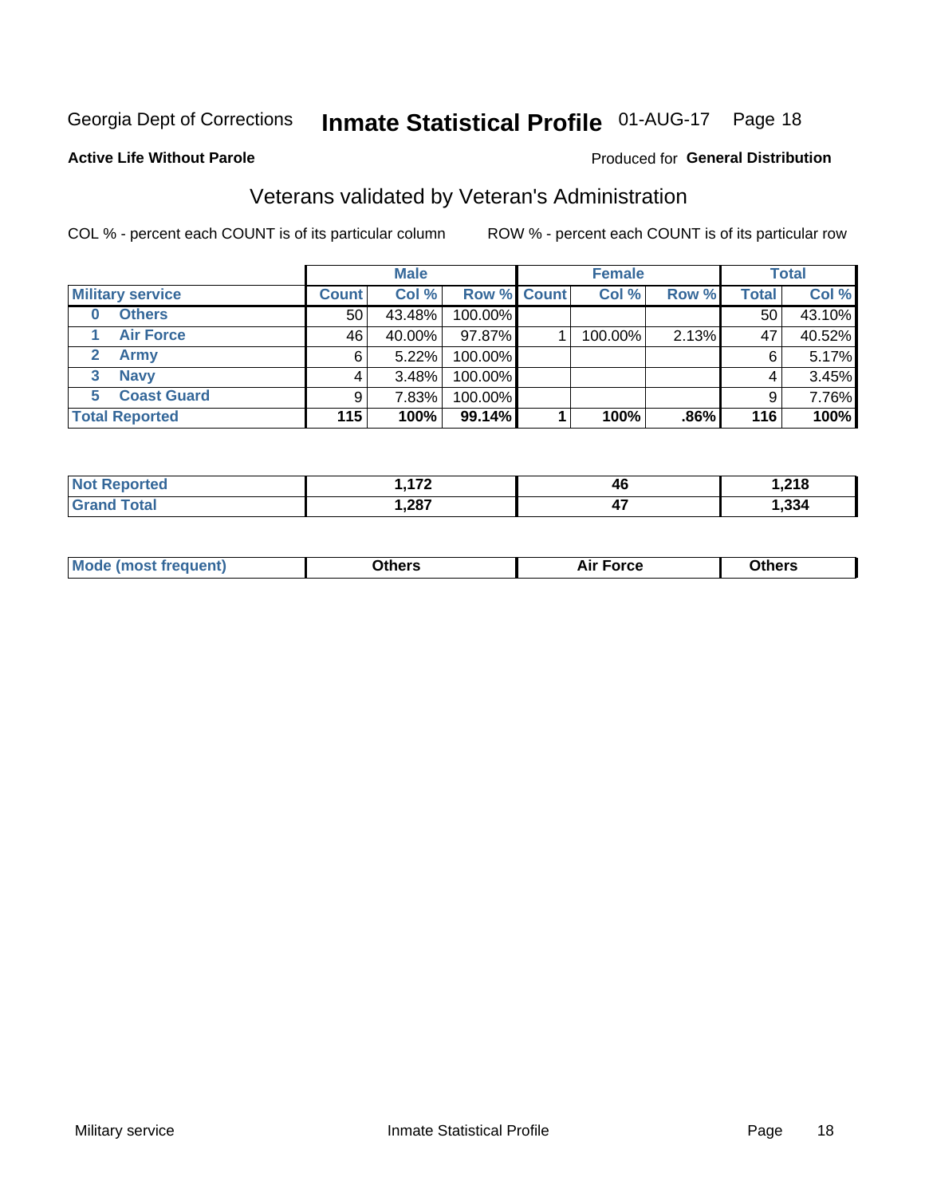Georgia Dept of Corrections **Inmate Statistical Profile** 01-AUG-17 Page 18

**Active Life Without Parole**

Produced for **General Distribution**

## Veterans validated by Veteran's Administration

COL % - percent each COUNT is of its particular column ROW % - percent each COUNT is of its particular row

| | Male | | | Female | | | Total | |
|---|---|---|---|---|---|---|---|---|
| **Military service** | **Count** | **Col %** | **Row %** | **Count** | **Col %** | **Row %** | **Total** | **Col %** |
| 0 **Others** | 50 | 43.48% | 100.00% | | | | 50 | 43.10% |
| 1 **Air Force** | 46 | 40.00% | 97.87% | 1 | 100.00% | 2.13% | 47 | 40.52% |
| 2 **Army** | 6 | 5.22% | 100.00% | | | | 6 | 5.17% |
| 3 **Navy** | 4 | 3.48% | 100.00% | | | | 4 | 3.45% |
| 5 **Coast Guard** | 9 | 7.83% | 100.00% | | | | 9 | 7.76% |
| **Total Reported** | **115** | **100%** | **99.14%** | **1** | **100%** | **.86%** | **116** | **100%** |

| | Male | Female | Total |
|---|---|---|---|
| **Not Reported** | **1,172** | **46** | **1,218** |
| **Grand Total** | **1,287** | **47** | **1,334** |

| | Male | Female | Total |
|---|---|---|---|
| **Mode (most frequent)** | **Others** | **Air Force** | **Others** |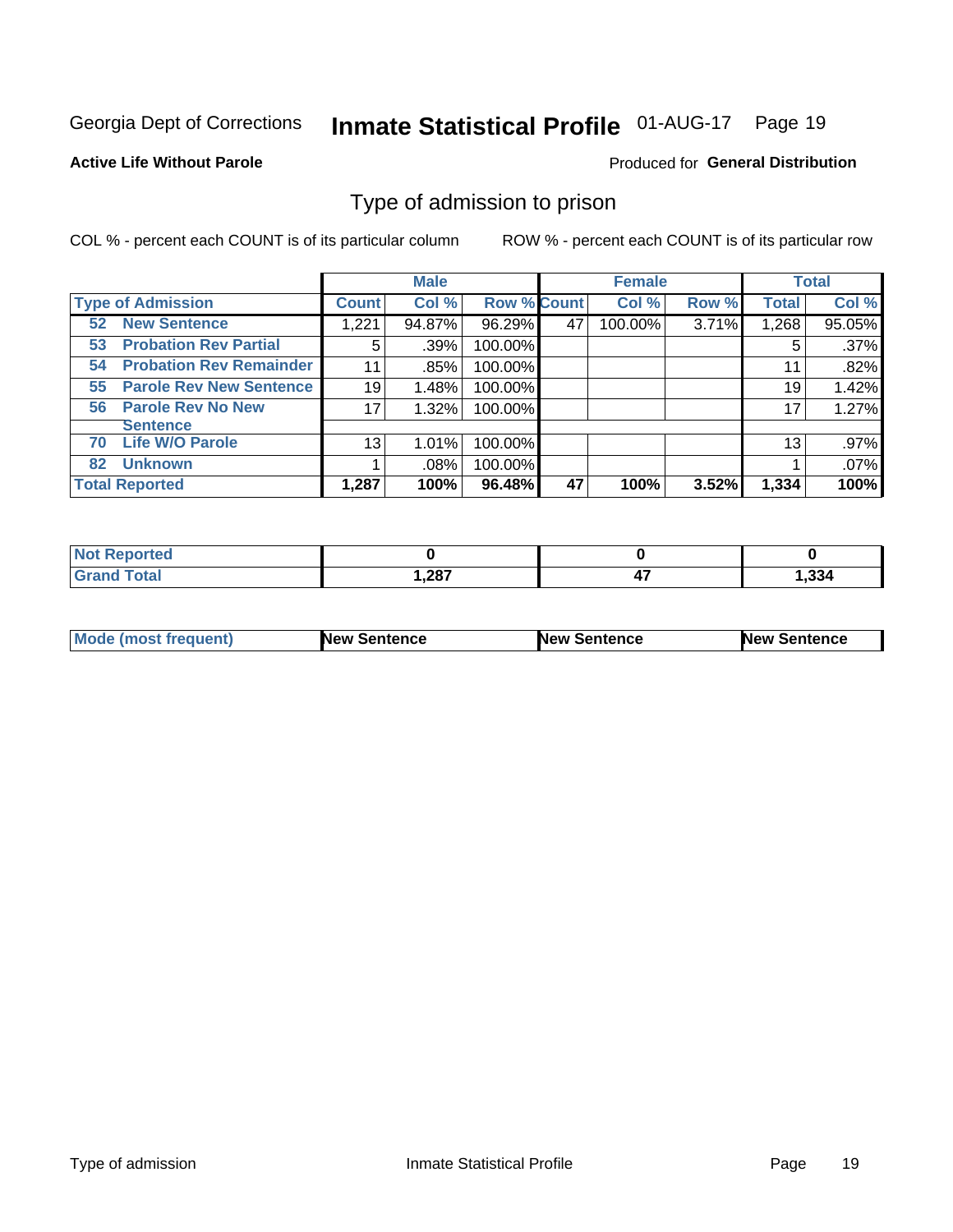Georgia Dept of Corrections **Inmate Statistical Profile** 01-AUG-17

**Active Life Without Parole**

Produced for **General Distribution**

## Type of admission to prison

COL % - percent each COUNT is of its particular column

ROW % - percent each COUNT is of its particular row

| Type of Admission | Male | | | Female | | | Total | |
|---|---|---|---|---|---|---|---|---|
| | Count | Col % | Row % | Count | Col % | Row % | Total | Col % |
| 52 New Sentence | 1,221 | 94.87% | 96.29% | 47 | 100.00% | 3.71% | 1,268 | 95.05% |
| 53 Probation Rev Partial | 5 | .39% | 100.00% | | | | 5 | .37% |
| 54 Probation Rev Remainder | 11 | .85% | 100.00% | | | | 11 | .82% |
| 55 Parole Rev New Sentence | 19 | 1.48% | 100.00% | | | | 19 | 1.42% |
| 56 Parole Rev No New Sentence | 17 | 1.32% | 100.00% | | | | 17 | 1.27% |
| 70 Life W/O Parole | 13 | 1.01% | 100.00% | | | | 13 | .97% |
| 82 Unknown | 1 | .08% | 100.00% | | | | 1 | .07% |
| **Total Reported** | **1,287** | **100%** | **96.48%** | **47** | **100%** | **3.52%** | **1,334** | **100%** |

| | Male | Female | Total |
|---|---|---|---|
| Not Reported | 0 | 0 | 0 |
| Grand Total | 1,287 | 47 | 1,334 |

| | Male | Female | Total |
|---|---|---|---|
| Mode (most frequent) | New Sentence | New Sentence | New Sentence |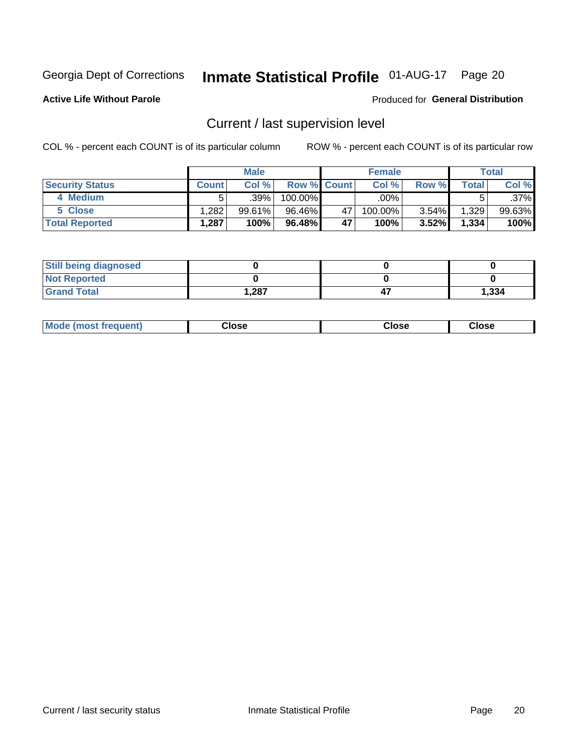Georgia Dept of Corrections **Inmate Statistical Profile** 01-AUG-17

**Active Life Without Parole**

Produced for **General Distribution**

## Current / last supervision level

COL % - percent each COUNT is of its particular column

ROW % - percent each COUNT is of its particular row

| | Male | | | Female | | | Total | |
|---|---|---|---|---|---|---|---|---|
| **Security Status** | **Count** | **Col %** | **Row %** | **Count** | **Col %** | **Row %** | **Total** | **Col %** |
| 4 Medium | 5 | .39% | 100.00% | | .00% | | 5 | .37% |
| 5 Close | 1,282 | 99.61% | 96.46% | 47 | 100.00% | 3.54% | 1,329 | 99.63% |
| **Total Reported** | **1,287** | **100%** | **96.48%** | **47** | **100%** | **3.52%** | **1,334** | **100%** |

| | Male | Female | Total |
|---|---|---|---|
| **Still being diagnosed** | **0** | **0** | **0** |
| **Not Reported** | **0** | **0** | **0** |
| **Grand Total** | **1,287** | **47** | **1,334** |

| | Male | Female | Total |
|---|---|---|---|
| **Mode (most frequent)** | **Close** | **Close** | **Close** |

Current / last security status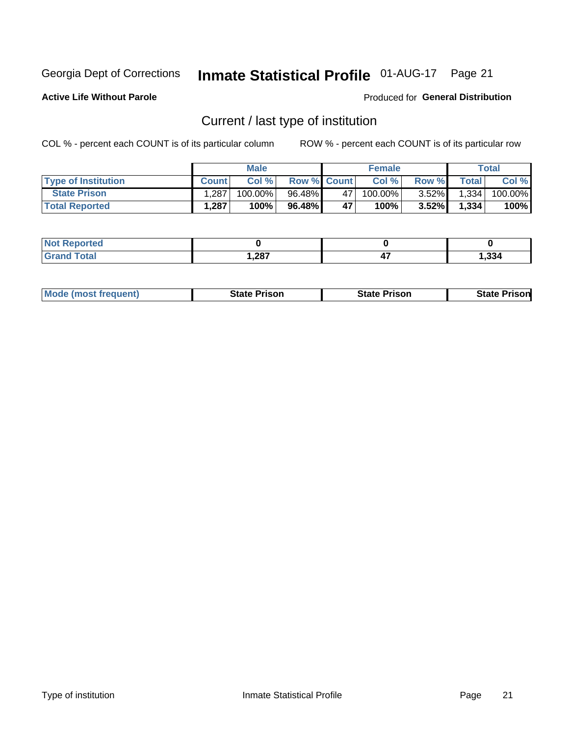Georgia Dept of Corrections **Inmate Statistical Profile** 01-AUG-17

**Active Life Without Parole**

Produced for **General Distribution**

## Current / last type of institution

COL % - percent each COUNT is of its particular column ROW % - percent each COUNT is of its particular row

| | Male | | | Female | | | Total | |
|---|---|---|---|---|---|---|---|---|
| **Type of Institution** | **Count** | **Col %** | **Row %** | **Count** | **Col %** | **Row %** | **Total** | **Col %** |
| **State Prison** | 1,287 | 100.00% | 96.48% | 47 | 100.00% | 3.52% | 1,334 | 100.00% |
| **Total Reported** | **1,287** | **100%** | **96.48%** | **47** | **100%** | **3.52%** | **1,334** | **100%** |

| | Male | Female | Total |
|---|---|---|---|
| **Not Reported** | **0** | **0** | **0** |
| **Grand Total** | **1,287** | **47** | **1,334** |

| | Male | Female | Total |
|---|---|---|---|
| **Mode (most frequent)** | **State Prison** | **State Prison** | **State Prison** |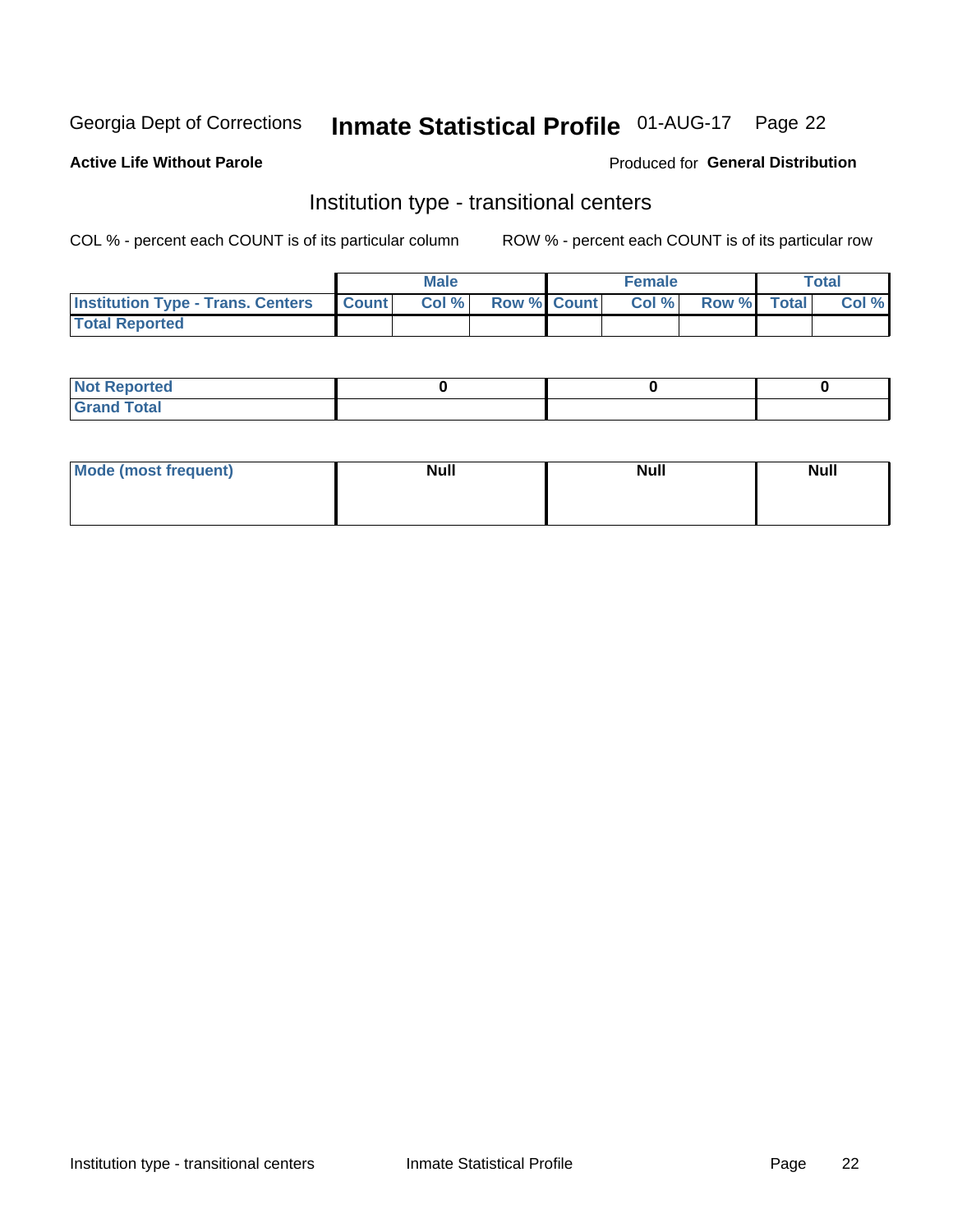Georgia Dept of Corrections **Inmate Statistical Profile** 01-AUG-17 Page 22

**Active Life Without Parole**

Produced for **General Distribution**

## Institution type - transitional centers

COL % - percent each COUNT is of its particular column ROW % - percent each COUNT is of its particular row

| | Male | | | Female | | | Total | |
|---|---|---|---|---|---|---|---|---|
| **Institution Type - Trans. Centers** | **Count** | **Col %** | **Row %** | **Count** | **Col %** | **Row %** | **Total** | **Col %** |
| **Total Reported** | | | | | | | | |

| | Male | Female | Total |
|---|---|---|---|
| **Not Reported** | 0 | 0 | 0 |
| **Grand Total** | | | |

| | Male | Female | Total |
|---|---|---|---|
| **Mode (most frequent)** | Null | Null | Null |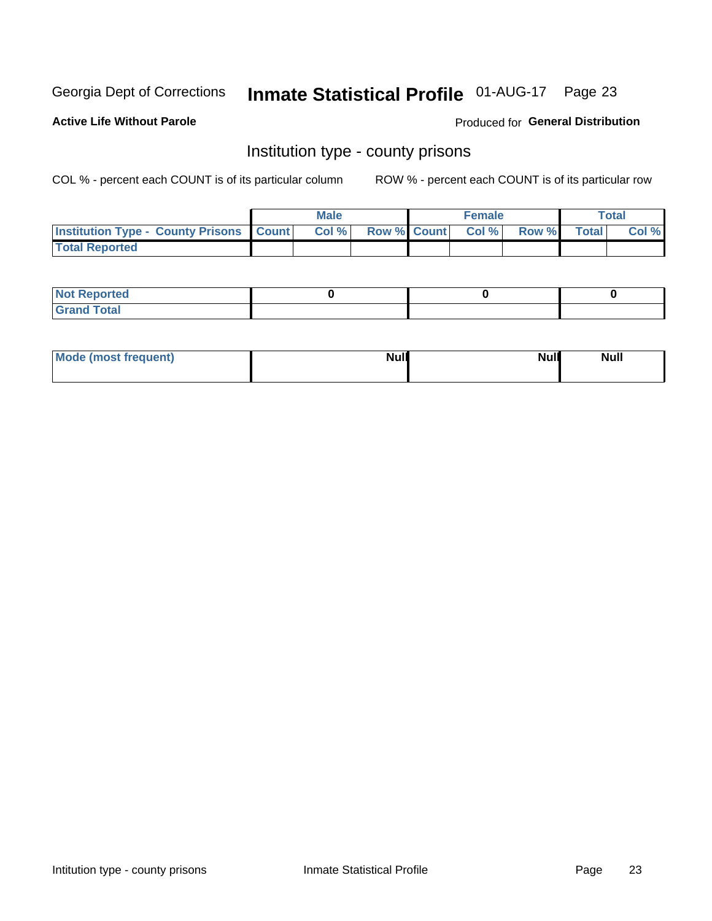Georgia Dept of Corrections **Inmate Statistical Profile** 01-AUG-17

**Active Life Without Parole**

Produced for **General Distribution**

## Institution type - county prisons

COL % - percent each COUNT is of its particular column

ROW % - percent each COUNT is of its particular row

| | Male | | | Female | | | Total | |
|---|---|---|---|---|---|---|---|---|
| **Institution Type - County Prisons** | **Count** | **Col %** | **Row %** | **Count** | **Col %** | **Row %** | **Total** | **Col %** |
| **Total Reported** | | | | | | | | |

| | Male | Female | Total |
|---|---|---|---|
| **Not Reported** | **0** | **0** | **0** |
| **Grand Total** | | | |

| | Male | Female | Total |
|---|---|---|---|
| **Mode (most frequent)** | **Null** | **Null** | **Null** |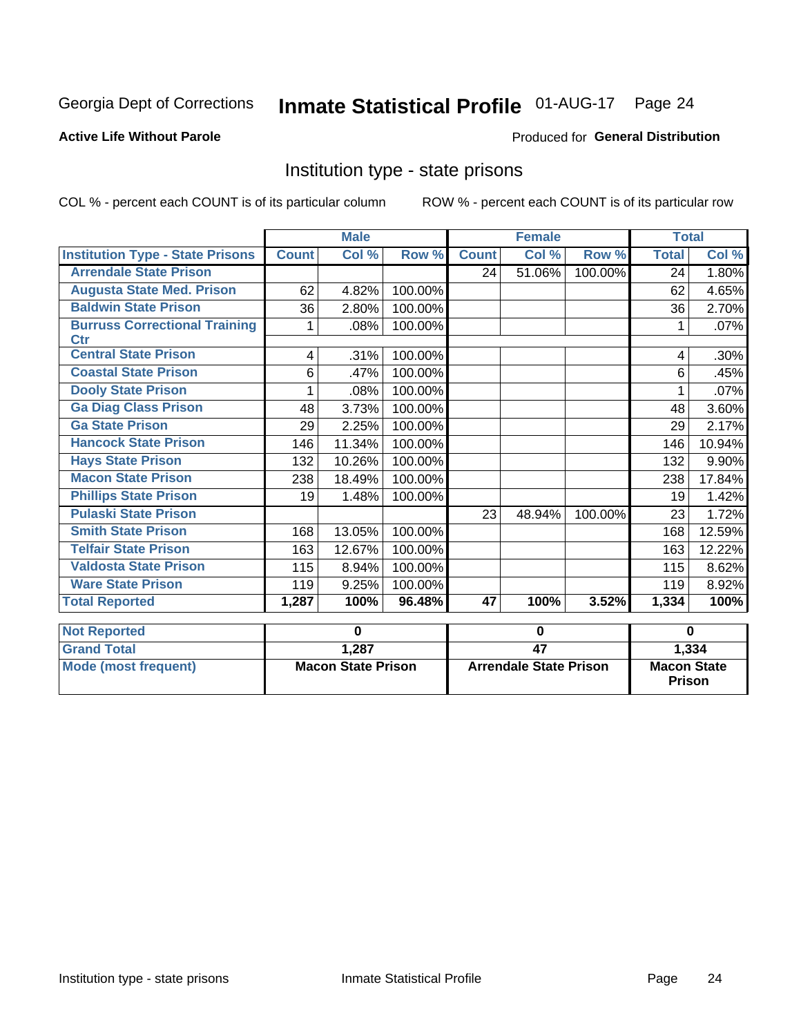Georgia Dept of Corrections **Inmate Statistical Profile** 01-AUG-17 Page 24

**Active Life Without Parole**

Produced for **General Distribution**

## Institution type - state prisons

COL % - percent each COUNT is of its particular column ROW % - percent each COUNT is of its particular row

| | Male | | | Female | | | Total | |
|---|---|---|---|---|---|---|---|---|
| **Institution Type - State Prisons** | **Count** | **Col %** | **Row %** | **Count** | **Col %** | **Row %** | **Total** | **Col %** |
| **Arrendale State Prison** | | | | 24 | 51.06% | 100.00% | 24 | 1.80% |
| **Augusta State Med. Prison** | 62 | 4.82% | 100.00% | | | | 62 | 4.65% |
| **Baldwin State Prison** | 36 | 2.80% | 100.00% | | | | 36 | 2.70% |
| **Burruss Correctional Training Ctr** | 1 | .08% | 100.00% | | | | 1 | .07% |
| **Central State Prison** | 4 | .31% | 100.00% | | | | 4 | .30% |
| **Coastal State Prison** | 6 | .47% | 100.00% | | | | 6 | .45% |
| **Dooly State Prison** | 1 | .08% | 100.00% | | | | 1 | .07% |
| **Ga Diag Class Prison** | 48 | 3.73% | 100.00% | | | | 48 | 3.60% |
| **Ga State Prison** | 29 | 2.25% | 100.00% | | | | 29 | 2.17% |
| **Hancock State Prison** | 146 | 11.34% | 100.00% | | | | 146 | 10.94% |
| **Hays State Prison** | 132 | 10.26% | 100.00% | | | | 132 | 9.90% |
| **Macon State Prison** | 238 | 18.49% | 100.00% | | | | 238 | 17.84% |
| **Phillips State Prison** | 19 | 1.48% | 100.00% | | | | 19 | 1.42% |
| **Pulaski State Prison** | | | | 23 | 48.94% | 100.00% | 23 | 1.72% |
| **Smith State Prison** | 168 | 13.05% | 100.00% | | | | 168 | 12.59% |
| **Telfair State Prison** | 163 | 12.67% | 100.00% | | | | 163 | 12.22% |
| **Valdosta State Prison** | 115 | 8.94% | 100.00% | | | | 115 | 8.62% |
| **Ware State Prison** | 119 | 9.25% | 100.00% | | | | 119 | 8.92% |
| **Total Reported** | **1,287** | **100%** | **96.48%** | **47** | **100%** | **3.52%** | **1,334** | **100%** |

| | Male | Female | Total |
|---|---|---|---|
| **Not Reported** | **0** | **0** | **0** |
| **Grand Total** | **1,287** | **47** | **1,334** |
| **Mode (most frequent)** | **Macon State Prison** | **Arrendale State Prison** | **Macon State Prison** |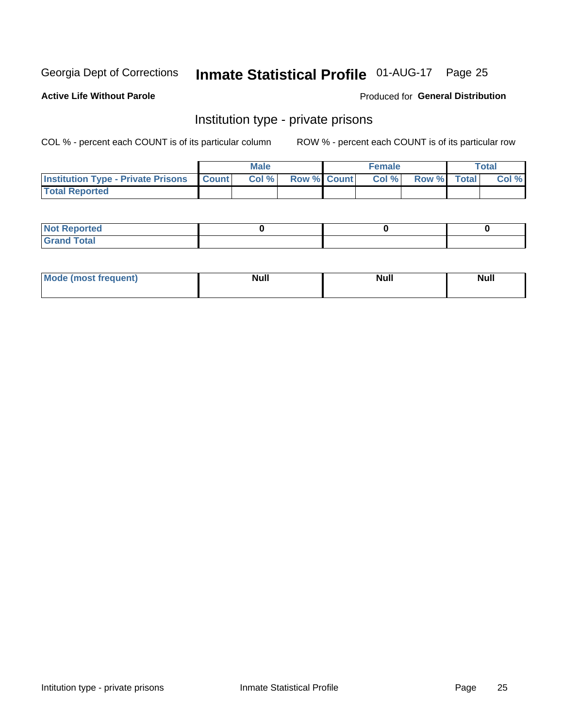Georgia Dept of Corrections **Inmate Statistical Profile** 01-AUG-17

**Active Life Without Parole**

Produced for **General Distribution**

## Institution type - private prisons

COL % - percent each COUNT is of its particular column

ROW % - percent each COUNT is of its particular row

| | Male | | | Female | | | Total | |
|---|---|---|---|---|---|---|---|---|
| **Institution Type - Private Prisons** | **Count** | **Col %** | **Row %** | **Count** | **Col %** | **Row %** | **Total** | **Col %** |
| **Total Reported** | | | | | | | | |

| | Male | Female | Total |
|---|---|---|---|
| **Not Reported** | 0 | 0 | 0 |
| **Grand Total** | | | |

| | Male | Female | Total |
|---|---|---|---|
| **Mode (most frequent)** | Null | Null | Null |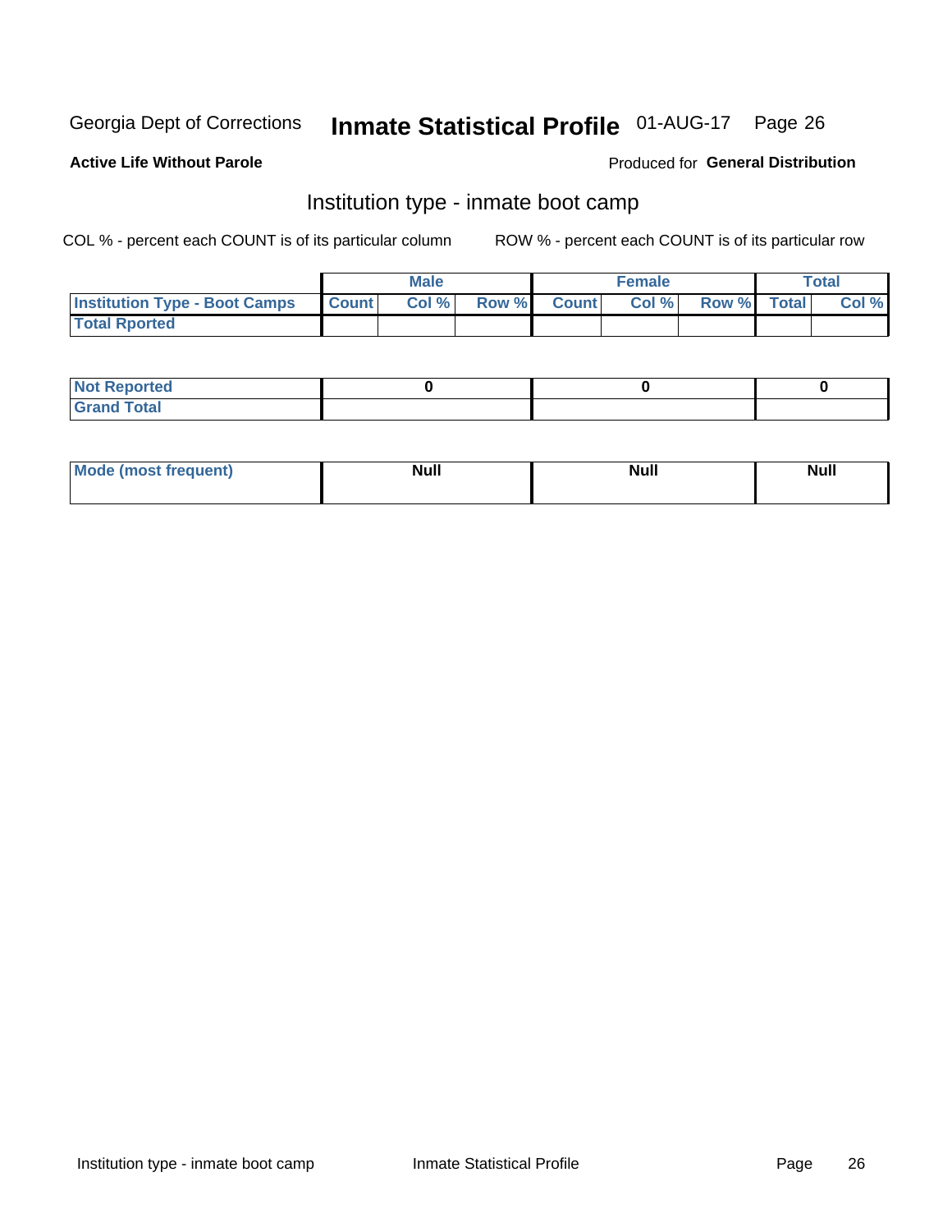Georgia Dept of Corrections **Inmate Statistical Profile** 01-AUG-17

**Active Life Without Parole**

Produced for **General Distribution**

## Institution type - inmate boot camp

COL % - percent each COUNT is of its particular column

ROW % - percent each COUNT is of its particular row

| | Male | | | Female | | | Total | |
|---|---|---|---|---|---|---|---|---|
| **Institution Type - Boot Camps** | **Count** | **Col %** | **Row %** | **Count** | **Col %** | **Row %** | **Total** | **Col %** |
| **Total Rported** | | | | | | | | |

| | Male | Female | Total |
|---|---|---|---|
| **Not Reported** | **0** | **0** | **0** |
| **Grand Total** | | | |

| | Male | Female | Total |
|---|---|---|---|
| **Mode (most frequent)** | **Null** | **Null** | **Null** |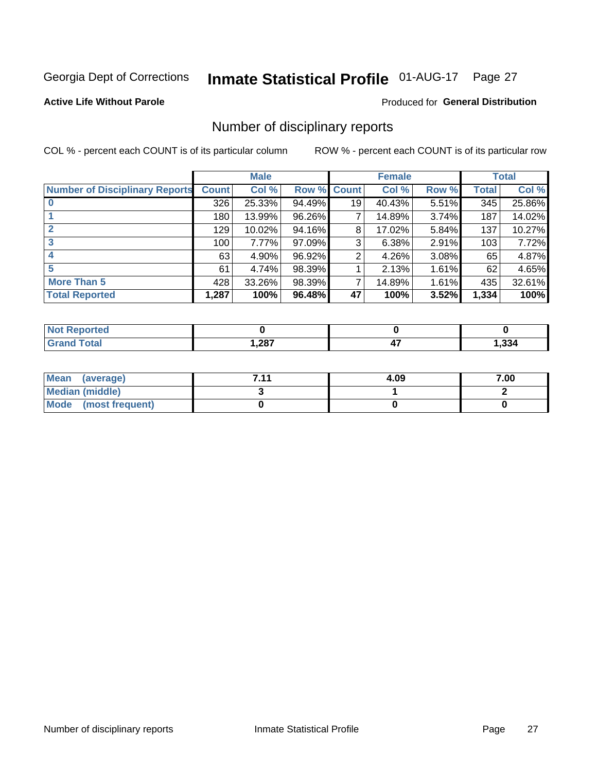Georgia Dept of Corrections **Inmate Statistical Profile** 01-AUG-17 Page 27

**Active Life Without Parole**

Produced for **General Distribution**

## Number of disciplinary reports

COL % - percent each COUNT is of its particular column

ROW % - percent each COUNT is of its particular row

| | Male | | | Female | | | Total | |
|---|---|---|---|---|---|---|---|---|
| **Number of Disciplinary Reports** | **Count** | **Col %** | **Row %** | **Count** | **Col %** | **Row %** | **Total** | **Col %** |
| **0** | 326 | 25.33% | 94.49% | 19 | 40.43% | 5.51% | 345 | 25.86% |
| **1** | 180 | 13.99% | 96.26% | 7 | 14.89% | 3.74% | 187 | 14.02% |
| **2** | 129 | 10.02% | 94.16% | 8 | 17.02% | 5.84% | 137 | 10.27% |
| **3** | 100 | 7.77% | 97.09% | 3 | 6.38% | 2.91% | 103 | 7.72% |
| **4** | 63 | 4.90% | 96.92% | 2 | 4.26% | 3.08% | 65 | 4.87% |
| **5** | 61 | 4.74% | 98.39% | 1 | 2.13% | 1.61% | 62 | 4.65% |
| **More Than 5** | 428 | 33.26% | 98.39% | 7 | 14.89% | 1.61% | 435 | 32.61% |
| **Total Reported** | **1,287** | **100%** | **96.48%** | **47** | **100%** | **3.52%** | **1,334** | **100%** |

| | Male | Female | Total |
|---|---|---|---|
| **Not Reported** | **0** | **0** | **0** |
| **Grand Total** | **1,287** | **47** | **1,334** |

| | Male | Female | Total |
|---|---|---|---|
| **Mean (average)** | **7.11** | **4.09** | **7.00** |
| **Median (middle)** | **3** | **1** | **2** |
| **Mode (most frequent)** | **0** | **0** | **0** |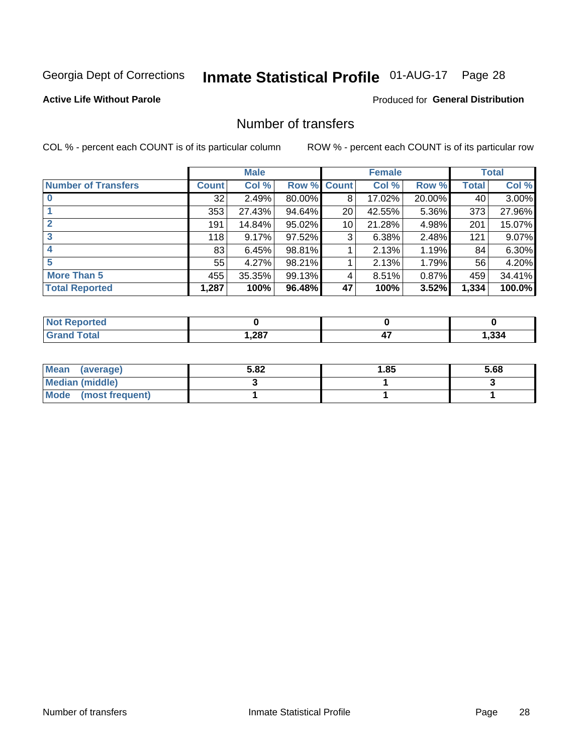Georgia Dept of Corrections **Inmate Statistical Profile** 01-AUG-17

**Active Life Without Parole**

Produced for **General Distribution**

## Number of transfers

COL % - percent each COUNT is of its particular column ROW % - percent each COUNT is of its particular row

| | Male | | | Female | | | Total | |
|---|---|---|---|---|---|---|---|---|
| **Number of Transfers** | **Count** | **Col %** | **Row %** | **Count** | **Col %** | **Row %** | **Total** | **Col %** |
| **0** | 32 | 2.49% | 80.00% | 8 | 17.02% | 20.00% | 40 | 3.00% |
| **1** | 353 | 27.43% | 94.64% | 20 | 42.55% | 5.36% | 373 | 27.96% |
| **2** | 191 | 14.84% | 95.02% | 10 | 21.28% | 4.98% | 201 | 15.07% |
| **3** | 118 | 9.17% | 97.52% | 3 | 6.38% | 2.48% | 121 | 9.07% |
| **4** | 83 | 6.45% | 98.81% | 1 | 2.13% | 1.19% | 84 | 6.30% |
| **5** | 55 | 4.27% | 98.21% | 1 | 2.13% | 1.79% | 56 | 4.20% |
| **More Than 5** | 455 | 35.35% | 99.13% | 4 | 8.51% | 0.87% | 459 | 34.41% |
| **Total Reported** | **1,287** | **100%** | **96.48%** | **47** | **100%** | **3.52%** | **1,334** | **100.0%** |

| | Male | Female | Total |
|---|---|---|---|
| **Not Reported** | **0** | **0** | **0** |
| **Grand Total** | **1,287** | **47** | **1,334** |

| | Male | Female | Total |
|---|---|---|---|
| **Mean (average)** | **5.82** | **1.85** | **5.68** |
| **Median (middle)** | **3** | **1** | **3** |
| **Mode (most frequent)** | **1** | **1** | **1** |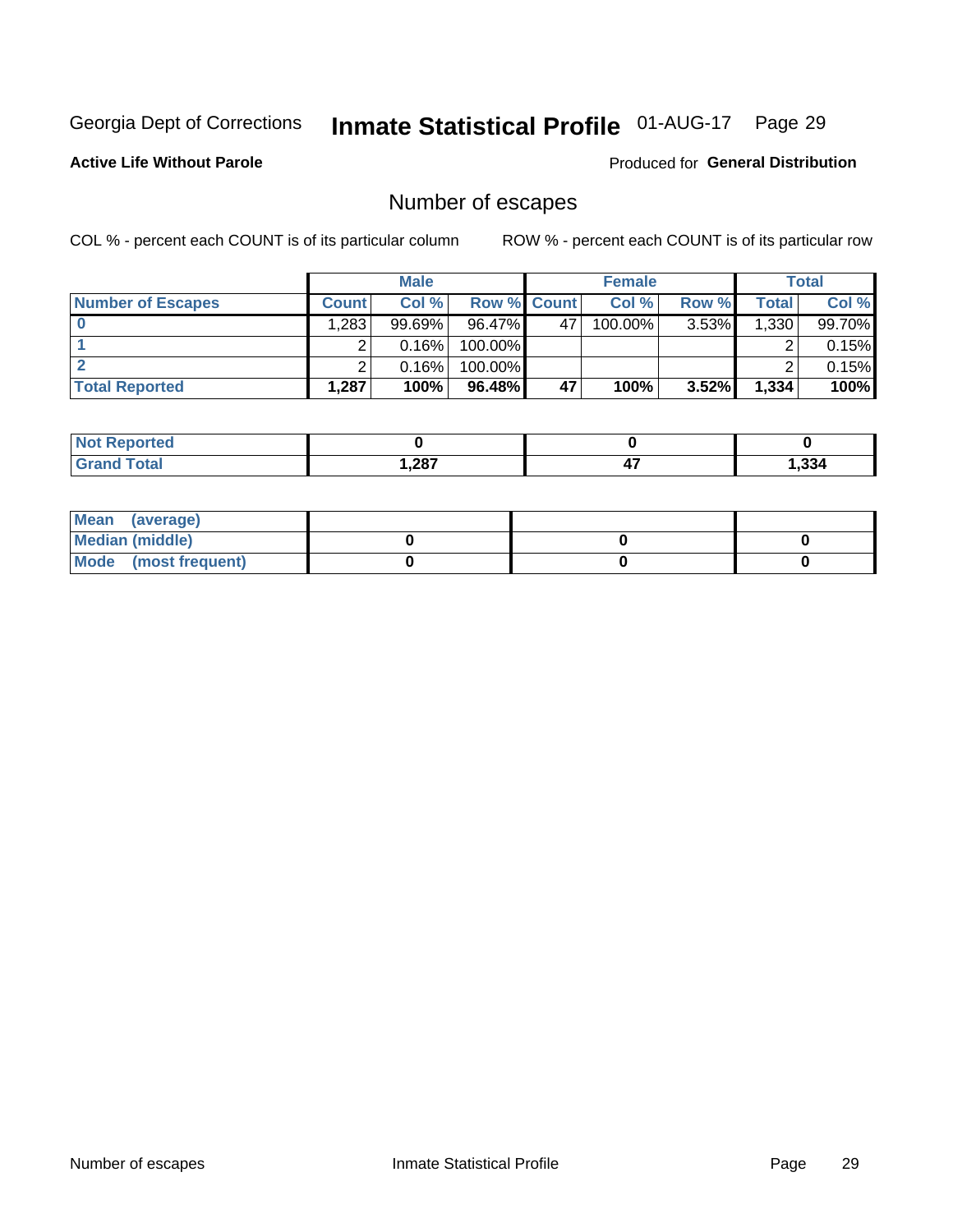Georgia Dept of Corrections **Inmate Statistical Profile** 01-AUG-17

**Active Life Without Parole**

Produced for **General Distribution**

## Number of escapes

COL % - percent each COUNT is of its particular column

ROW % - percent each COUNT is of its particular row

| | Male | | | Female | | | Total | |
|---|---|---|---|---|---|---|---|---|
| **Number of Escapes** | **Count** | **Col %** | **Row %** | **Count** | **Col %** | **Row %** | **Total** | **Col %** |
| **0** | 1,283 | 99.69% | 96.47% | 47 | 100.00% | 3.53% | 1,330 | 99.70% |
| **1** | 2 | 0.16% | 100.00% | | | | 2 | 0.15% |
| **2** | 2 | 0.16% | 100.00% | | | | 2 | 0.15% |
| **Total Reported** | **1,287** | **100%** | **96.48%** | **47** | **100%** | **3.52%** | **1,334** | **100%** |

| | Male | Female | Total |
|---|---|---|---|
| **Not Reported** | **0** | **0** | **0** |
| **Grand Total** | **1,287** | **47** | **1,334** |

| | Male | Female | Total |
|---|---|---|---|
| **Mean (average)** | | | |
| **Median (middle)** | **0** | **0** | **0** |
| **Mode (most frequent)** | **0** | **0** | **0** |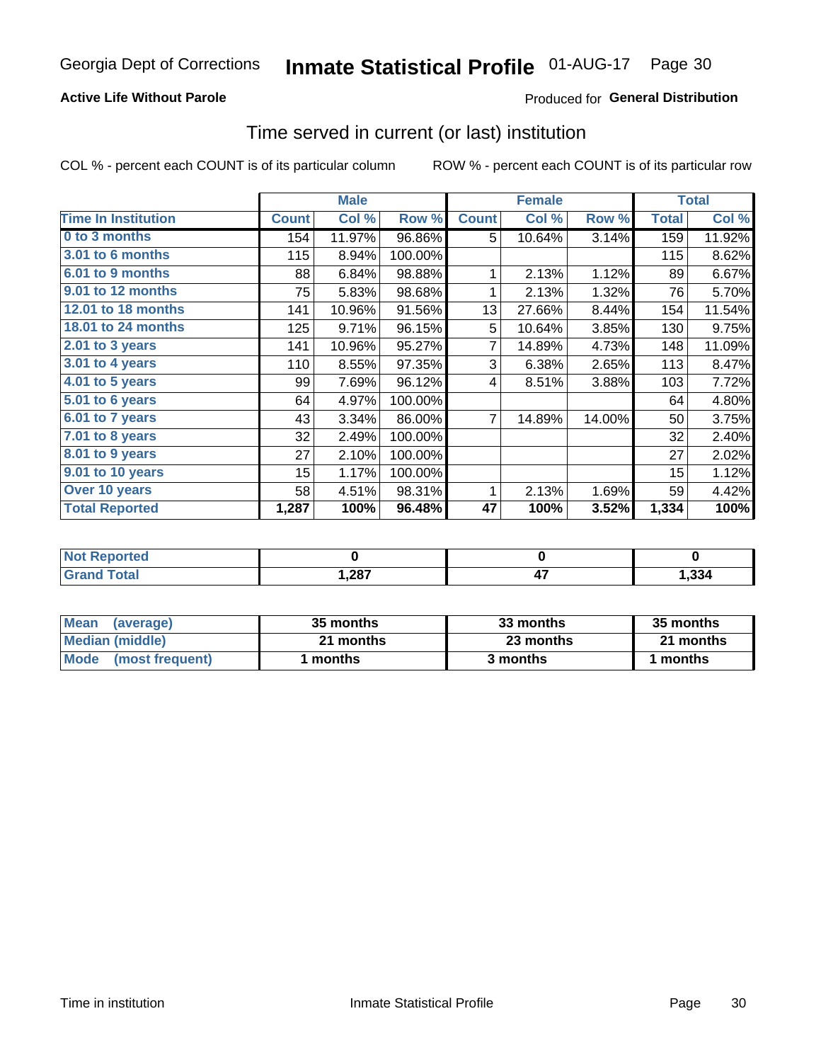Georgia Dept of Corrections **Inmate Statistical Profile** 01-AUG-17

**Active Life Without Parole**

Produced for **General Distribution**

## Time served in current (or last) institution

COL % - percent each COUNT is of its particular column    ROW % - percent each COUNT is of its particular row

| | Male | | | Female | | | Total | |
|---|---|---|---|---|---|---|---|---|
| **Time In Institution** | **Count** | **Col %** | **Row %** | **Count** | **Col %** | **Row %** | **Total** | **Col %** |
| **0 to 3 months** | 154 | 11.97% | 96.86% | 5 | 10.64% | 3.14% | 159 | 11.92% |
| **3.01 to 6 months** | 115 | 8.94% | 100.00% | | | | 115 | 8.62% |
| **6.01 to 9 months** | 88 | 6.84% | 98.88% | 1 | 2.13% | 1.12% | 89 | 6.67% |
| **9.01 to 12 months** | 75 | 5.83% | 98.68% | 1 | 2.13% | 1.32% | 76 | 5.70% |
| **12.01 to 18 months** | 141 | 10.96% | 91.56% | 13 | 27.66% | 8.44% | 154 | 11.54% |
| **18.01 to 24 months** | 125 | 9.71% | 96.15% | 5 | 10.64% | 3.85% | 130 | 9.75% |
| **2.01 to 3 years** | 141 | 10.96% | 95.27% | 7 | 14.89% | 4.73% | 148 | 11.09% |
| **3.01 to 4 years** | 110 | 8.55% | 97.35% | 3 | 6.38% | 2.65% | 113 | 8.47% |
| **4.01 to 5 years** | 99 | 7.69% | 96.12% | 4 | 8.51% | 3.88% | 103 | 7.72% |
| **5.01 to 6 years** | 64 | 4.97% | 100.00% | | | | 64 | 4.80% |
| **6.01 to 7 years** | 43 | 3.34% | 86.00% | 7 | 14.89% | 14.00% | 50 | 3.75% |
| **7.01 to 8 years** | 32 | 2.49% | 100.00% | | | | 32 | 2.40% |
| **8.01 to 9 years** | 27 | 2.10% | 100.00% | | | | 27 | 2.02% |
| **9.01 to 10 years** | 15 | 1.17% | 100.00% | | | | 15 | 1.12% |
| **Over 10 years** | 58 | 4.51% | 98.31% | 1 | 2.13% | 1.69% | 59 | 4.42% |
| **Total Reported** | **1,287** | **100%** | **96.48%** | **47** | **100%** | **3.52%** | **1,334** | **100%** |

| | Male | Female | Total |
|---|---|---|---|
| **Not Reported** | **0** | **0** | **0** |
| **Grand Total** | **1,287** | **47** | **1,334** |

| | Male | Female | Total |
|---|---|---|---|
| **Mean (average)** | **35 months** | **33 months** | **35 months** |
| **Median (middle)** | **21 months** | **23 months** | **21 months** |
| **Mode (most frequent)** | **1 months** | **3 months** | **1 months** |

Time in institution    Inmate Statistical Profile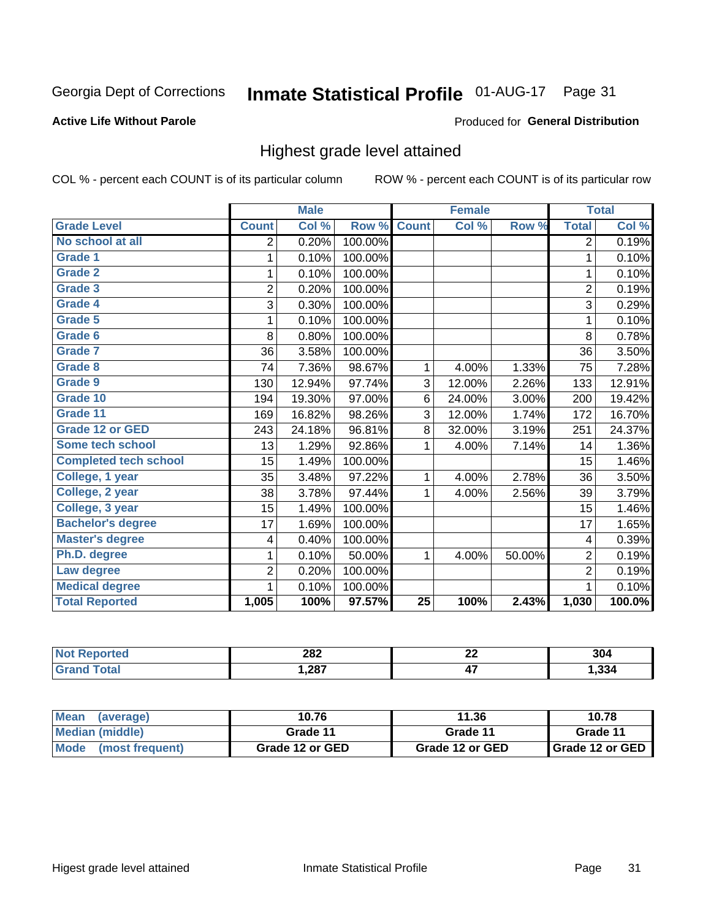Georgia Dept of Corrections **Inmate Statistical Profile** 01-AUG-17

**Active Life Without Parole**

Produced for **General Distribution**

## Highest grade level attained

COL % - percent each COUNT is of its particular column     ROW % - percent each COUNT is of its particular row

| | Male | | | Female | | | Total | |
|---|---|---|---|---|---|---|---|---|
| **Grade Level** | **Count** | **Col %** | **Row %** | **Count** | **Col %** | **Row %** | **Total** | **Col %** |
| No school at all | 2 | 0.20% | 100.00% | | | | 2 | 0.19% |
| Grade 1 | 1 | 0.10% | 100.00% | | | | 1 | 0.10% |
| Grade 2 | 1 | 0.10% | 100.00% | | | | 1 | 0.10% |
| Grade 3 | 2 | 0.20% | 100.00% | | | | 2 | 0.19% |
| Grade 4 | 3 | 0.30% | 100.00% | | | | 3 | 0.29% |
| Grade 5 | 1 | 0.10% | 100.00% | | | | 1 | 0.10% |
| Grade 6 | 8 | 0.80% | 100.00% | | | | 8 | 0.78% |
| Grade 7 | 36 | 3.58% | 100.00% | | | | 36 | 3.50% |
| Grade 8 | 74 | 7.36% | 98.67% | 1 | 4.00% | 1.33% | 75 | 7.28% |
| Grade 9 | 130 | 12.94% | 97.74% | 3 | 12.00% | 2.26% | 133 | 12.91% |
| Grade 10 | 194 | 19.30% | 97.00% | 6 | 24.00% | 3.00% | 200 | 19.42% |
| Grade 11 | 169 | 16.82% | 98.26% | 3 | 12.00% | 1.74% | 172 | 16.70% |
| Grade 12 or GED | 243 | 24.18% | 96.81% | 8 | 32.00% | 3.19% | 251 | 24.37% |
| Some tech school | 13 | 1.29% | 92.86% | 1 | 4.00% | 7.14% | 14 | 1.36% |
| Completed tech school | 15 | 1.49% | 100.00% | | | | 15 | 1.46% |
| College, 1 year | 35 | 3.48% | 97.22% | 1 | 4.00% | 2.78% | 36 | 3.50% |
| College, 2 year | 38 | 3.78% | 97.44% | 1 | 4.00% | 2.56% | 39 | 3.79% |
| College, 3 year | 15 | 1.49% | 100.00% | | | | 15 | 1.46% |
| Bachelor's degree | 17 | 1.69% | 100.00% | | | | 17 | 1.65% |
| Master's degree | 4 | 0.40% | 100.00% | | | | 4 | 0.39% |
| Ph.D. degree | 1 | 0.10% | 50.00% | 1 | 4.00% | 50.00% | 2 | 0.19% |
| Law degree | 2 | 0.20% | 100.00% | | | | 2 | 0.19% |
| Medical degree | 1 | 0.10% | 100.00% | | | | 1 | 0.10% |
| **Total Reported** | **1,005** | **100%** | **97.57%** | **25** | **100%** | **2.43%** | **1,030** | **100.0%** |

| | Male | Female | Total |
|---|---|---|---|
| Not Reported | 282 | 22 | 304 |
| Grand Total | 1,287 | 47 | 1,334 |

| | Male | Female | Total |
|---|---|---|---|
| Mean (average) | 10.76 | 11.36 | 10.78 |
| Median (middle) | Grade 11 | Grade 11 | Grade 11 |
| Mode (most frequent) | Grade 12 or GED | Grade 12 or GED | Grade 12 or GED |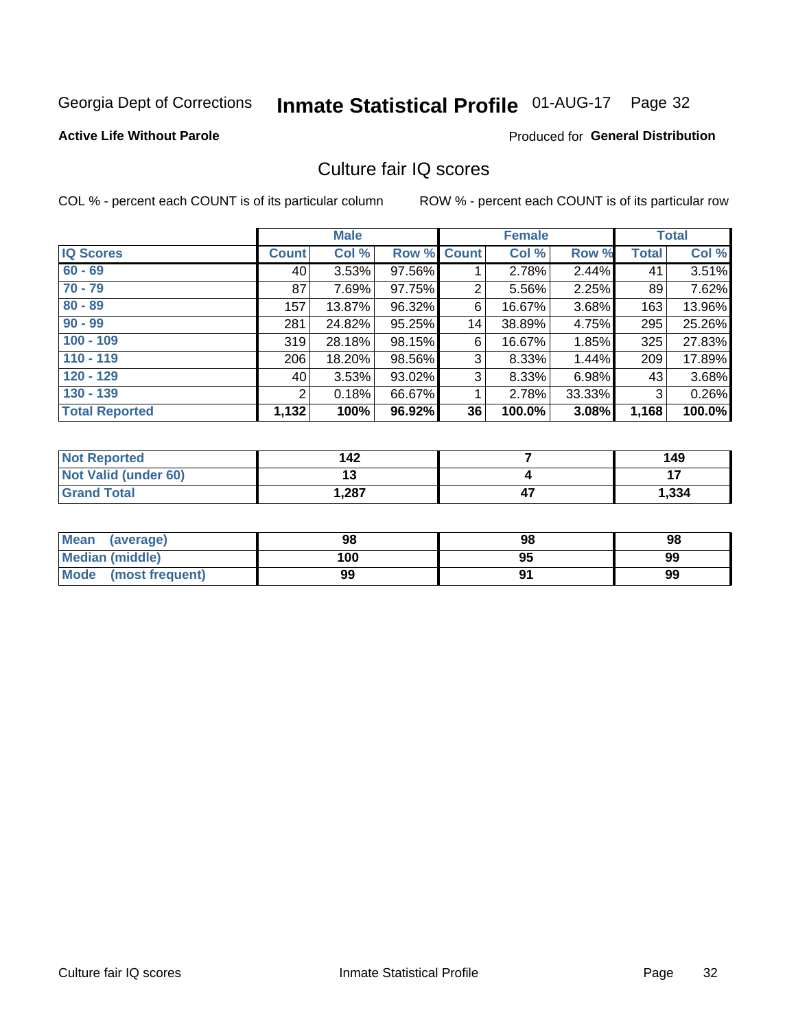Georgia Dept of Corrections **Inmate Statistical Profile** 01-AUG-17 Page 32

**Active Life Without Parole**

Produced for **General Distribution**

## Culture fair IQ scores

COL % - percent each COUNT is of its particular column

ROW % - percent each COUNT is of its particular row

| | Male | | | Female | | | Total | |
|---|---|---|---|---|---|---|---|---|
| **IQ Scores** | **Count** | **Col %** | **Row %** | **Count** | **Col %** | **Row %** | **Total** | **Col %** |
| **60 - 69** | 40 | 3.53% | 97.56% | 1 | 2.78% | 2.44% | 41 | 3.51% |
| **70 - 79** | 87 | 7.69% | 97.75% | 2 | 5.56% | 2.25% | 89 | 7.62% |
| **80 - 89** | 157 | 13.87% | 96.32% | 6 | 16.67% | 3.68% | 163 | 13.96% |
| **90 - 99** | 281 | 24.82% | 95.25% | 14 | 38.89% | 4.75% | 295 | 25.26% |
| **100 - 109** | 319 | 28.18% | 98.15% | 6 | 16.67% | 1.85% | 325 | 27.83% |
| **110 - 119** | 206 | 18.20% | 98.56% | 3 | 8.33% | 1.44% | 209 | 17.89% |
| **120 - 129** | 40 | 3.53% | 93.02% | 3 | 8.33% | 6.98% | 43 | 3.68% |
| **130 - 139** | 2 | 0.18% | 66.67% | 1 | 2.78% | 33.33% | 3 | 0.26% |
| **Total Reported** | **1,132** | **100%** | **96.92%** | **36** | **100.0%** | **3.08%** | **1,168** | **100.0%** |

| | Male | Female | Total |
|---|---|---|---|
| **Not Reported** | **142** | **7** | **149** |
| **Not Valid (under 60)** | **13** | **4** | **17** |
| **Grand Total** | **1,287** | **47** | **1,334** |

| | Male | Female | Total |
|---|---|---|---|
| **Mean (average)** | **98** | **98** | **98** |
| **Median (middle)** | **100** | **95** | **99** |
| **Mode (most frequent)** | **99** | **91** | **99** |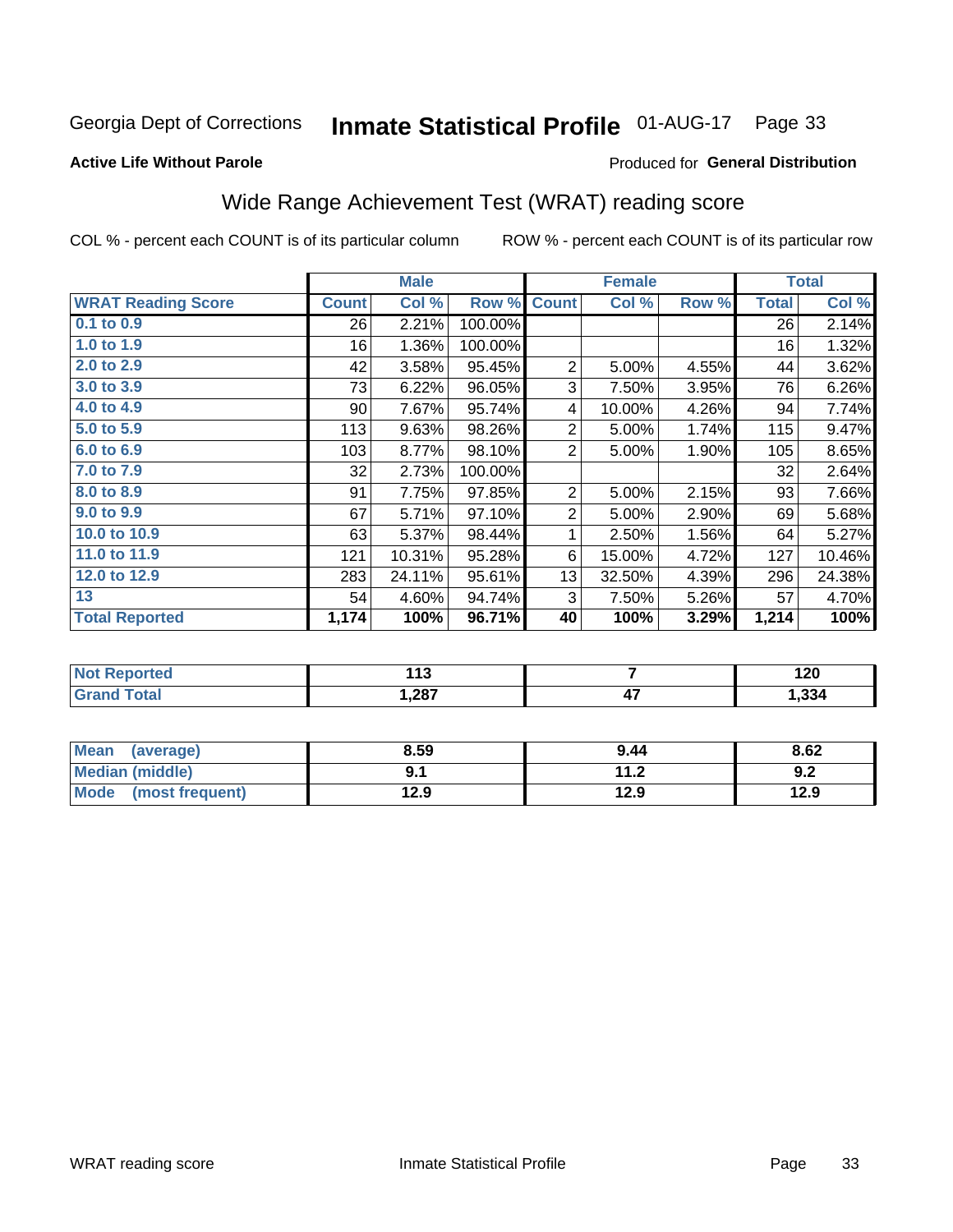Georgia Dept of Corrections **Inmate Statistical Profile** 01-AUG-17 Page 33

**Active Life Without Parole**

Produced for **General Distribution**

## Wide Range Achievement Test (WRAT) reading score

COL % - percent each COUNT is of its particular column ROW % - percent each COUNT is of its particular row

| | Male | | | Female | | | Total | |
|---|---|---|---|---|---|---|---|---|
| **WRAT Reading Score** | **Count** | **Col %** | **Row %** | **Count** | **Col %** | **Row %** | **Total** | **Col %** |
| 0.1 to 0.9 | 26 | 2.21% | 100.00% | | | | 26 | 2.14% |
| 1.0 to 1.9 | 16 | 1.36% | 100.00% | | | | 16 | 1.32% |
| 2.0 to 2.9 | 42 | 3.58% | 95.45% | 2 | 5.00% | 4.55% | 44 | 3.62% |
| 3.0 to 3.9 | 73 | 6.22% | 96.05% | 3 | 7.50% | 3.95% | 76 | 6.26% |
| 4.0 to 4.9 | 90 | 7.67% | 95.74% | 4 | 10.00% | 4.26% | 94 | 7.74% |
| 5.0 to 5.9 | 113 | 9.63% | 98.26% | 2 | 5.00% | 1.74% | 115 | 9.47% |
| 6.0 to 6.9 | 103 | 8.77% | 98.10% | 2 | 5.00% | 1.90% | 105 | 8.65% |
| 7.0 to 7.9 | 32 | 2.73% | 100.00% | | | | 32 | 2.64% |
| 8.0 to 8.9 | 91 | 7.75% | 97.85% | 2 | 5.00% | 2.15% | 93 | 7.66% |
| 9.0 to 9.9 | 67 | 5.71% | 97.10% | 2 | 5.00% | 2.90% | 69 | 5.68% |
| 10.0 to 10.9 | 63 | 5.37% | 98.44% | 1 | 2.50% | 1.56% | 64 | 5.27% |
| 11.0 to 11.9 | 121 | 10.31% | 95.28% | 6 | 15.00% | 4.72% | 127 | 10.46% |
| 12.0 to 12.9 | 283 | 24.11% | 95.61% | 13 | 32.50% | 4.39% | 296 | 24.38% |
| 13 | 54 | 4.60% | 94.74% | 3 | 7.50% | 5.26% | 57 | 4.70% |
| **Total Reported** | **1,174** | **100%** | **96.71%** | **40** | **100%** | **3.29%** | **1,214** | **100%** |

| | Male | Female | Total |
|---|---|---|---|
| Not Reported | 113 | 7 | 120 |
| Grand Total | 1,287 | 47 | 1,334 |

| | Male | Female | Total |
|---|---|---|---|
| Mean (average) | 8.59 | 9.44 | 8.62 |
| Median (middle) | 9.1 | 11.2 | 9.2 |
| Mode (most frequent) | 12.9 | 12.9 | 12.9 |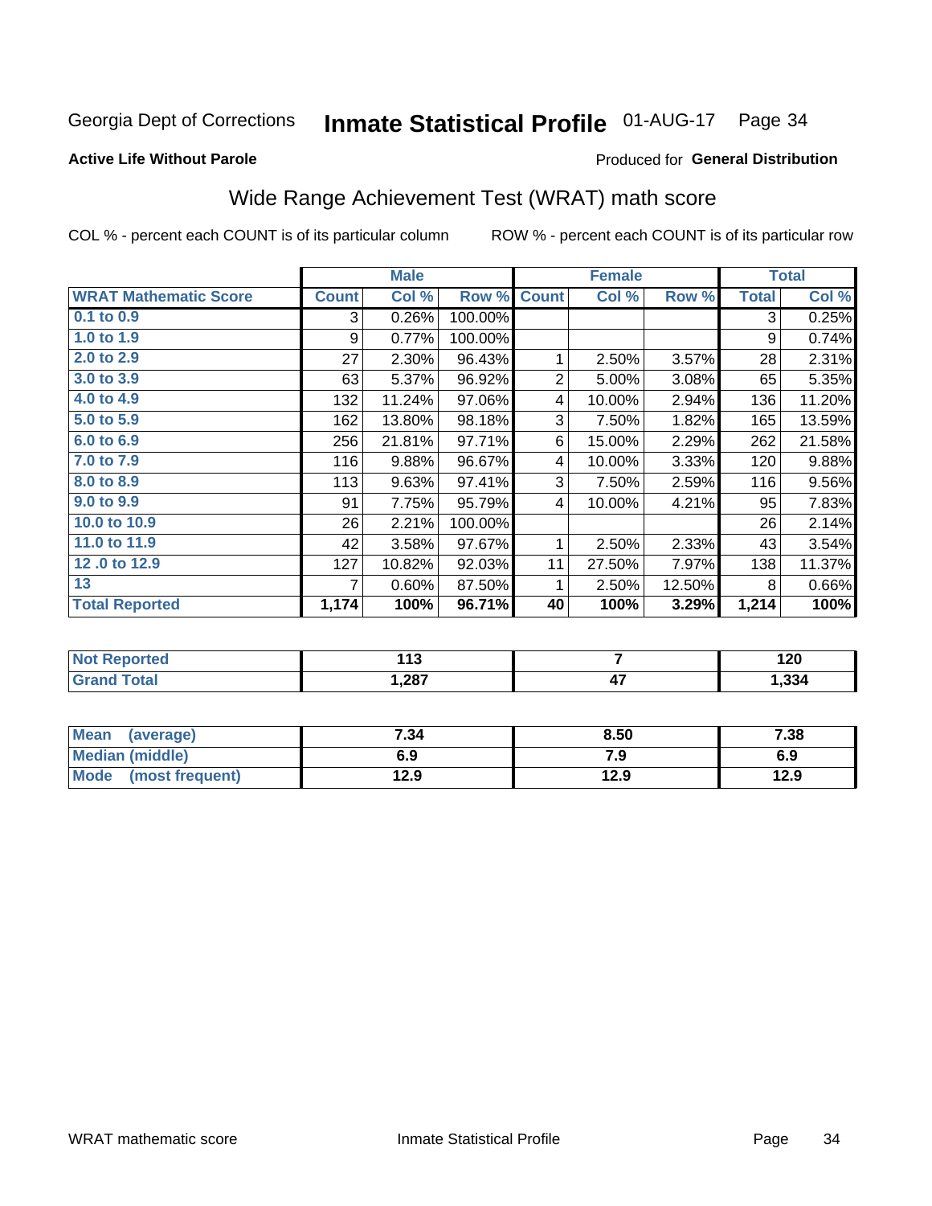Georgia Dept of Corrections **Inmate Statistical Profile** 01-AUG-17 Page 34

**Active Life Without Parole**

Produced for **General Distribution**

## Wide Range Achievement Test (WRAT) math score

COL % - percent each COUNT is of its particular column ROW % - percent each COUNT is of its particular row

| | Male | | | Female | | | Total | |
|---|---|---|---|---|---|---|---|---|
| **WRAT Mathematic Score** | **Count** | **Col %** | **Row %** | **Count** | **Col %** | **Row %** | **Total** | **Col %** |
| 0.1 to 0.9 | 3 | 0.26% | 100.00% | | | | 3 | 0.25% |
| 1.0 to 1.9 | 9 | 0.77% | 100.00% | | | | 9 | 0.74% |
| 2.0 to 2.9 | 27 | 2.30% | 96.43% | 1 | 2.50% | 3.57% | 28 | 2.31% |
| 3.0 to 3.9 | 63 | 5.37% | 96.92% | 2 | 5.00% | 3.08% | 65 | 5.35% |
| 4.0 to 4.9 | 132 | 11.24% | 97.06% | 4 | 10.00% | 2.94% | 136 | 11.20% |
| 5.0 to 5.9 | 162 | 13.80% | 98.18% | 3 | 7.50% | 1.82% | 165 | 13.59% |
| 6.0 to 6.9 | 256 | 21.81% | 97.71% | 6 | 15.00% | 2.29% | 262 | 21.58% |
| 7.0 to 7.9 | 116 | 9.88% | 96.67% | 4 | 10.00% | 3.33% | 120 | 9.88% |
| 8.0 to 8.9 | 113 | 9.63% | 97.41% | 3 | 7.50% | 2.59% | 116 | 9.56% |
| 9.0 to 9.9 | 91 | 7.75% | 95.79% | 4 | 10.00% | 4.21% | 95 | 7.83% |
| 10.0 to 10.9 | 26 | 2.21% | 100.00% | | | | 26 | 2.14% |
| 11.0 to 11.9 | 42 | 3.58% | 97.67% | 1 | 2.50% | 2.33% | 43 | 3.54% |
| 12 .0 to 12.9 | 127 | 10.82% | 92.03% | 11 | 27.50% | 7.97% | 138 | 11.37% |
| 13 | 7 | 0.60% | 87.50% | 1 | 2.50% | 12.50% | 8 | 0.66% |
| **Total Reported** | **1,174** | **100%** | **96.71%** | **40** | **100%** | **3.29%** | **1,214** | **100%** |

| | Male | Female | Total |
|---|---|---|---|
| Not Reported | 113 | 7 | 120 |
| Grand Total | 1,287 | 47 | 1,334 |

| | Male | Female | Total |
|---|---|---|---|
| Mean (average) | 7.34 | 8.50 | 7.38 |
| Median (middle) | 6.9 | 7.9 | 6.9 |
| Mode (most frequent) | 12.9 | 12.9 | 12.9 |

WRAT mathematic score Inmate Statistical Profile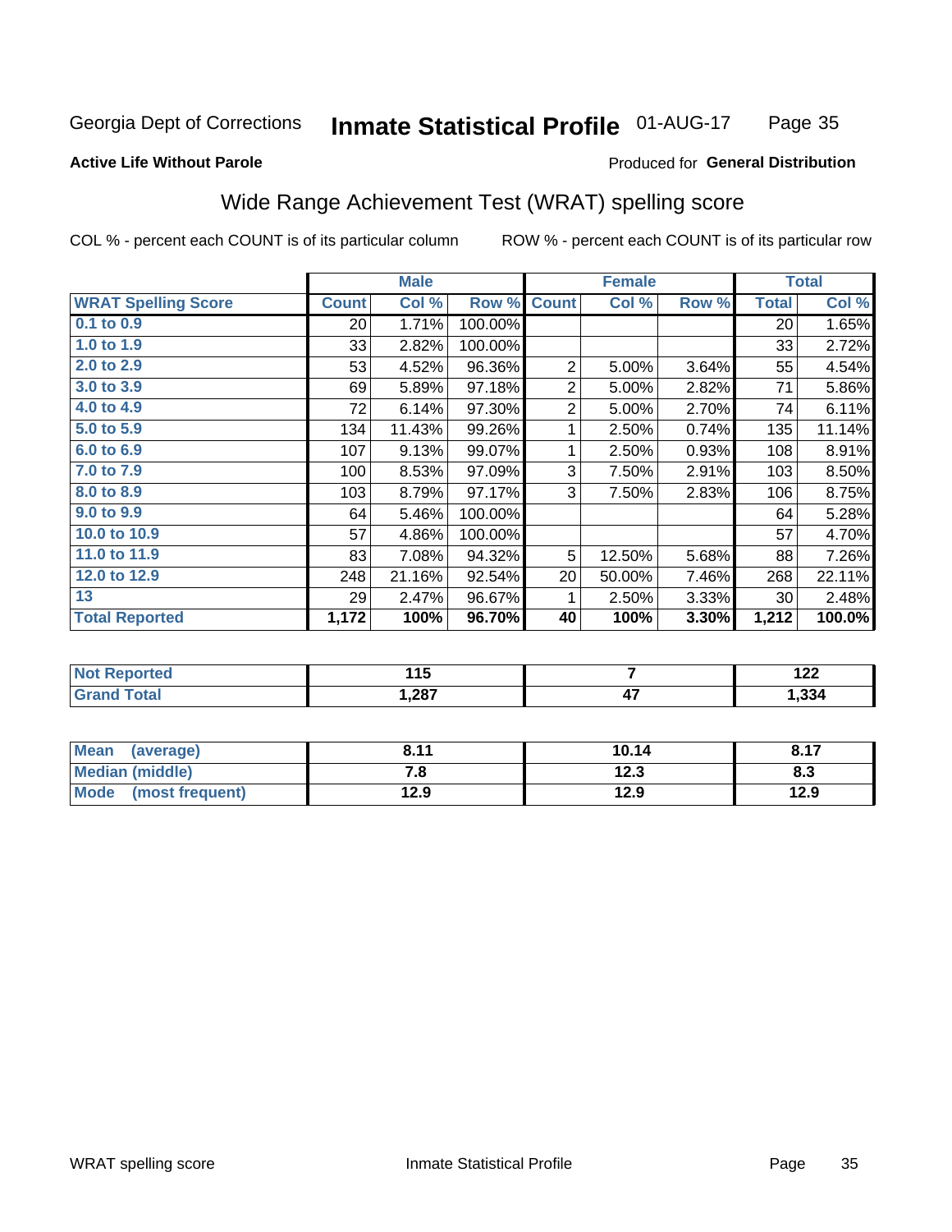Georgia Dept of Corrections **Inmate Statistical Profile** 01-AUG-17

**Active Life Without Parole**

Produced for **General Distribution**

## Wide Range Achievement Test (WRAT) spelling score

COL % - percent each COUNT is of its particular column ROW % - percent each COUNT is of its particular row

| | Male | | | Female | | | Total | |
|---|---|---|---|---|---|---|---|---|
| **WRAT Spelling Score** | **Count** | **Col %** | **Row %** | **Count** | **Col %** | **Row %** | **Total** | **Col %** |
| 0.1 to 0.9 | 20 | 1.71% | 100.00% | | | | 20 | 1.65% |
| 1.0 to 1.9 | 33 | 2.82% | 100.00% | | | | 33 | 2.72% |
| 2.0 to 2.9 | 53 | 4.52% | 96.36% | 2 | 5.00% | 3.64% | 55 | 4.54% |
| 3.0 to 3.9 | 69 | 5.89% | 97.18% | 2 | 5.00% | 2.82% | 71 | 5.86% |
| 4.0 to 4.9 | 72 | 6.14% | 97.30% | 2 | 5.00% | 2.70% | 74 | 6.11% |
| 5.0 to 5.9 | 134 | 11.43% | 99.26% | 1 | 2.50% | 0.74% | 135 | 11.14% |
| 6.0 to 6.9 | 107 | 9.13% | 99.07% | 1 | 2.50% | 0.93% | 108 | 8.91% |
| 7.0 to 7.9 | 100 | 8.53% | 97.09% | 3 | 7.50% | 2.91% | 103 | 8.50% |
| 8.0 to 8.9 | 103 | 8.79% | 97.17% | 3 | 7.50% | 2.83% | 106 | 8.75% |
| 9.0 to 9.9 | 64 | 5.46% | 100.00% | | | | 64 | 5.28% |
| 10.0 to 10.9 | 57 | 4.86% | 100.00% | | | | 57 | 4.70% |
| 11.0 to 11.9 | 83 | 7.08% | 94.32% | 5 | 12.50% | 5.68% | 88 | 7.26% |
| 12.0 to 12.9 | 248 | 21.16% | 92.54% | 20 | 50.00% | 7.46% | 268 | 22.11% |
| 13 | 29 | 2.47% | 96.67% | 1 | 2.50% | 3.33% | 30 | 2.48% |
| **Total Reported** | **1,172** | **100%** | **96.70%** | **40** | **100%** | **3.30%** | **1,212** | **100.0%** |

| | Male | Female | Total |
|---|---|---|---|
| **Not Reported** | **115** | **7** | **122** |
| **Grand Total** | **1,287** | **47** | **1,334** |

| | Male | Female | Total |
|---|---|---|---|
| **Mean (average)** | **8.11** | **10.14** | **8.17** |
| **Median (middle)** | **7.8** | **12.3** | **8.3** |
| **Mode (most frequent)** | **12.9** | **12.9** | **12.9** |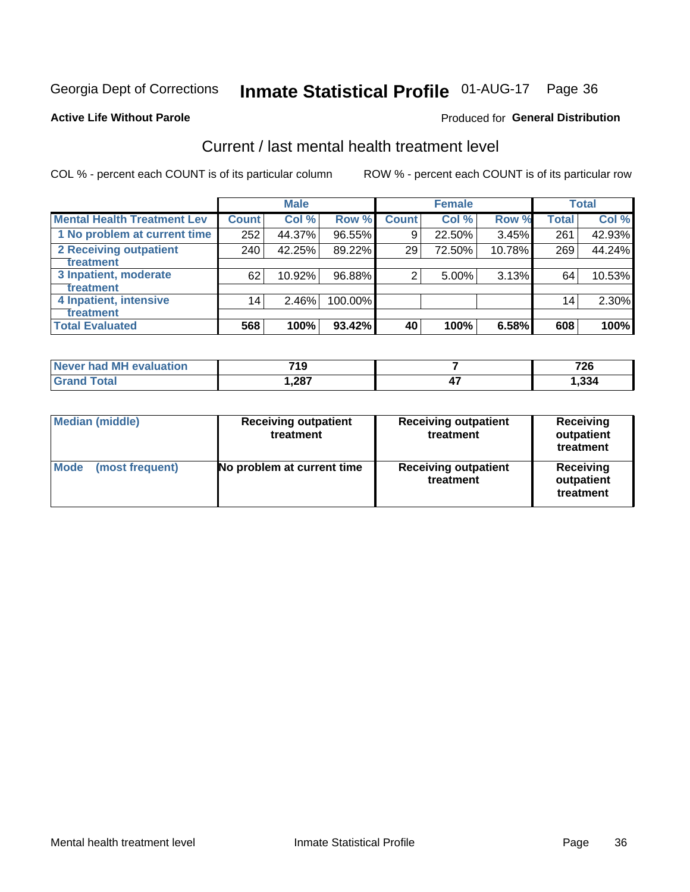Georgia Dept of Corrections **Inmate Statistical Profile** 01-AUG-17

**Active Life Without Parole**

Produced for **General Distribution**

## Current / last mental health treatment level

COL % - percent each COUNT is of its particular column

ROW % - percent each COUNT is of its particular row

| | Male | | | Female | | | Total | |
|---|---|---|---|---|---|---|---|---|
| **Mental Health Treatment Lev** | **Count** | **Col %** | **Row %** | **Count** | **Col %** | **Row %** | **Total** | **Col %** |
| **1 No problem at current time** | 252 | 44.37% | 96.55% | 9 | 22.50% | 3.45% | 261 | 42.93% |
| **2 Receiving outpatient treatment** | 240 | 42.25% | 89.22% | 29 | 72.50% | 10.78% | 269 | 44.24% |
| **3 Inpatient, moderate treatment** | 62 | 10.92% | 96.88% | 2 | 5.00% | 3.13% | 64 | 10.53% |
| **4 Inpatient, intensive treatment** | 14 | 2.46% | 100.00% | | | | 14 | 2.30% |
| **Total Evaluated** | **568** | **100%** | **93.42%** | **40** | **100%** | **6.58%** | **608** | **100%** |

| | Male | Female | Total |
|---|---|---|---|
| **Never had MH evaluation** | **719** | **7** | **726** |
| **Grand Total** | **1,287** | **47** | **1,334** |

| | Male | Female | Total |
|---|---|---|---|
| **Median (middle)** | **Receiving outpatient treatment** | **Receiving outpatient treatment** | **Receiving outpatient treatment** |
| **Mode (most frequent)** | **No problem at current time** | **Receiving outpatient treatment** | **Receiving outpatient treatment** |

Mental health treatment level Inmate Statistical Profile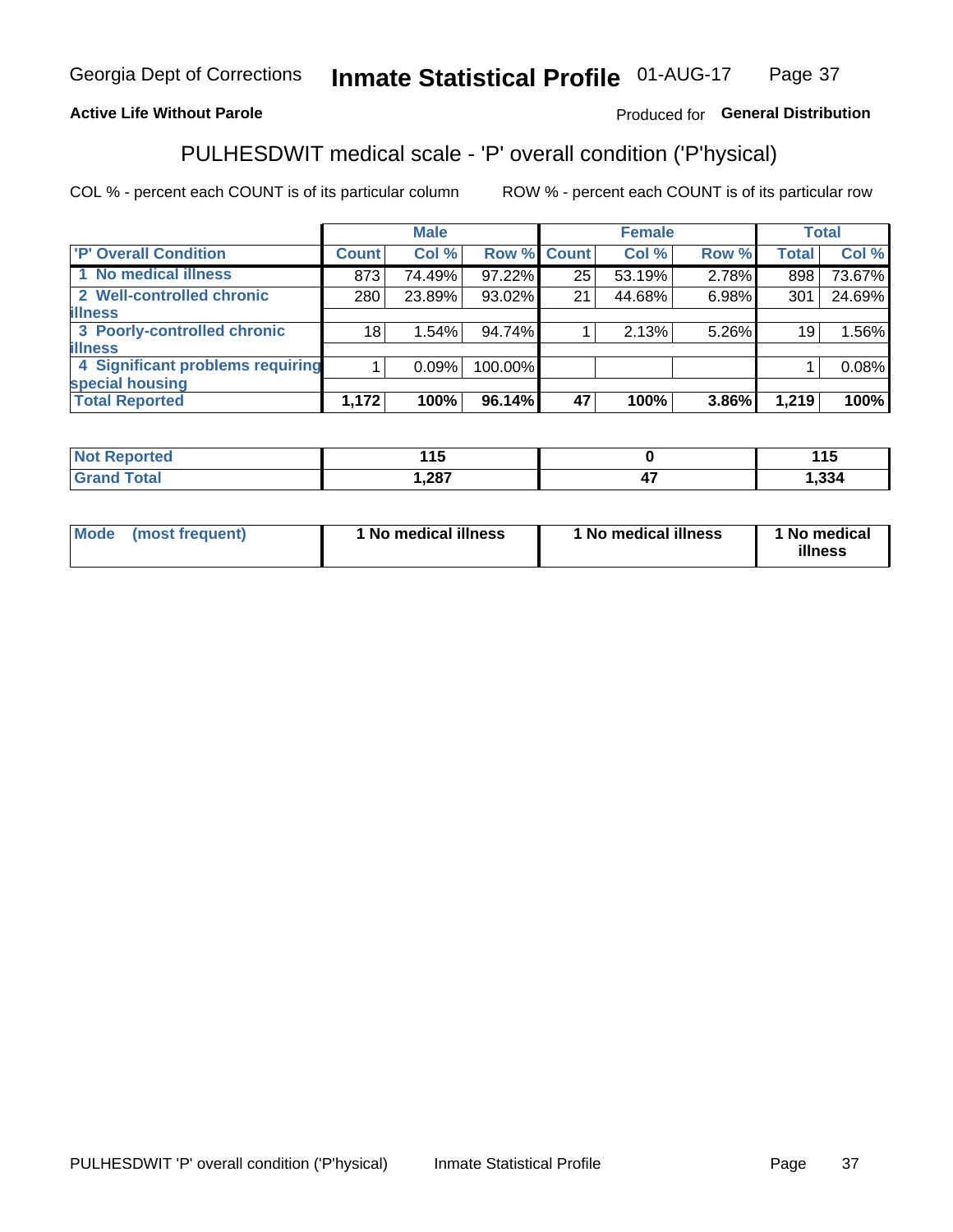Georgia Dept of Corrections **Inmate Statistical Profile** 01-AUG-17

**Active Life Without Parole**

Produced for **General Distribution**

## PULHESDWIT medical scale - 'P' overall condition ('P'hysical)

COL % - percent each COUNT is of its particular column ROW % - percent each COUNT is of its particular row

| | Male | | | Female | | | Total | |
|---|---|---|---|---|---|---|---|---|
| 'P' Overall Condition | Count | Col % | Row % | Count | Col % | Row % | Total | Col % |
| 1 No medical illness | 873 | 74.49% | 97.22% | 25 | 53.19% | 2.78% | 898 | 73.67% |
| 2 Well-controlled chronic illness | 280 | 23.89% | 93.02% | 21 | 44.68% | 6.98% | 301 | 24.69% |
| 3 Poorly-controlled chronic illness | 18 | 1.54% | 94.74% | 1 | 2.13% | 5.26% | 19 | 1.56% |
| 4 Significant problems requiring special housing | 1 | 0.09% | 100.00% | | | | 1 | 0.08% |
| **Total Reported** | **1,172** | **100%** | **96.14%** | **47** | **100%** | **3.86%** | **1,219** | **100%** |

| | Male | Female | Total |
|---|---|---|---|
| Not Reported | 115 | 0 | 115 |
| Grand Total | 1,287 | 47 | 1,334 |

| | Male | Female | Total |
|---|---|---|---|
| Mode (most frequent) | 1 No medical illness | 1 No medical illness | 1 No medical illness |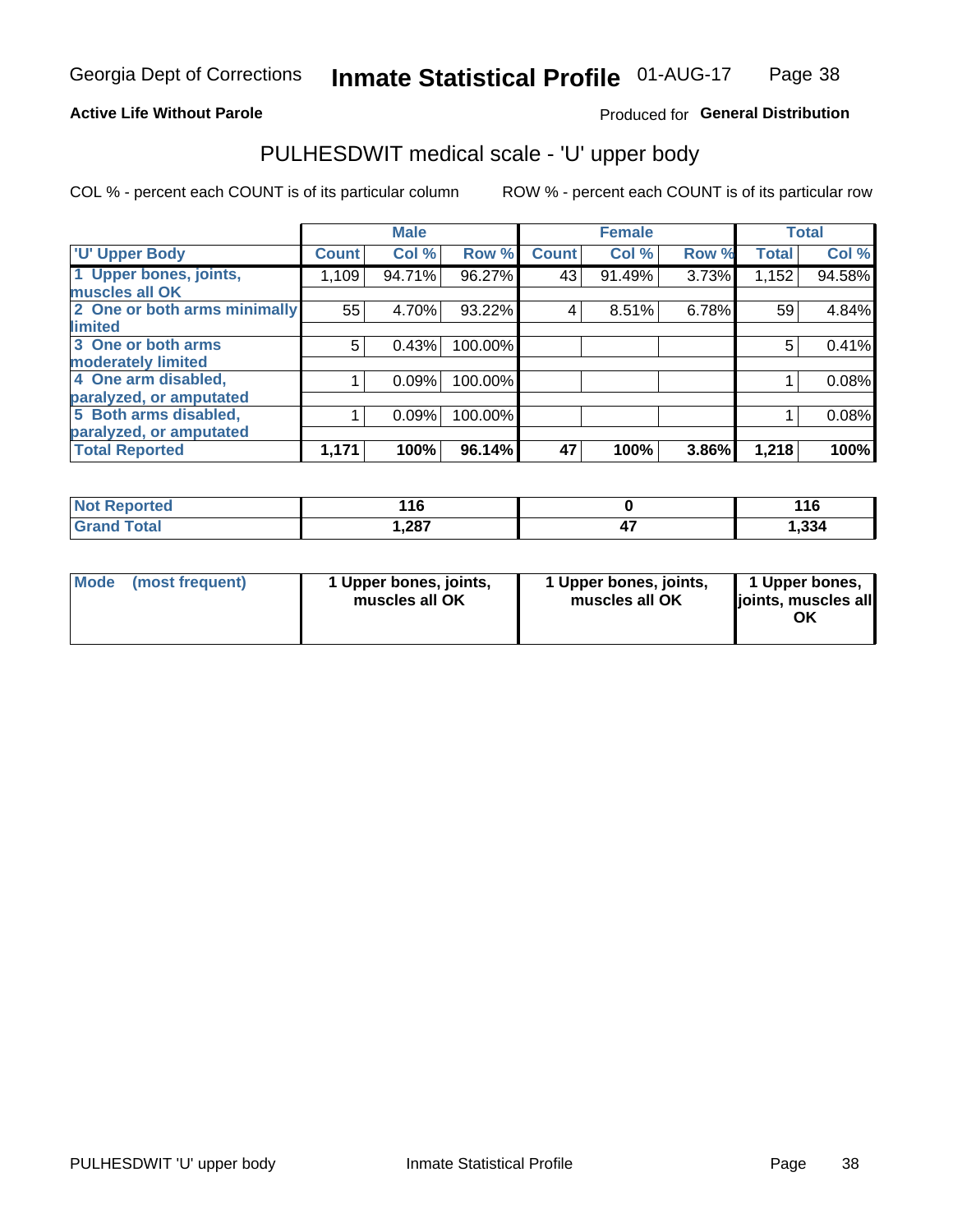Georgia Dept of Corrections **Inmate Statistical Profile** 01-AUG-17

**Active Life Without Parole**

Produced for **General Distribution**

## PULHESDWIT medical scale - 'U' upper body

COL % - percent each COUNT is of its particular column

ROW % - percent each COUNT is of its particular row

| | Male | | | Female | | | Total | |
|---|---|---|---|---|---|---|---|---|
| 'U' Upper Body | Count | Col % | Row % | Count | Col % | Row % | Total | Col % |
| 1 Upper bones, joints, muscles all OK | 1,109 | 94.71% | 96.27% | 43 | 91.49% | 3.73% | 1,152 | 94.58% |
| 2 One or both arms minimally limited | 55 | 4.70% | 93.22% | 4 | 8.51% | 6.78% | 59 | 4.84% |
| 3 One or both arms moderately limited | 5 | 0.43% | 100.00% | | | | 5 | 0.41% |
| 4 One arm disabled, paralyzed, or amputated | 1 | 0.09% | 100.00% | | | | 1 | 0.08% |
| 5 Both arms disabled, paralyzed, or amputated | 1 | 0.09% | 100.00% | | | | 1 | 0.08% |
| **Total Reported** | **1,171** | **100%** | **96.14%** | **47** | **100%** | **3.86%** | **1,218** | **100%** |

| | Male | Female | Total |
|---|---|---|---|
| Not Reported | 116 | 0 | 116 |
| Grand Total | 1,287 | 47 | 1,334 |

| | Male | Female | Total |
|---|---|---|---|
| Mode (most frequent) | 1 Upper bones, joints, muscles all OK | 1 Upper bones, joints, muscles all OK | 1 Upper bones, joints, muscles all OK |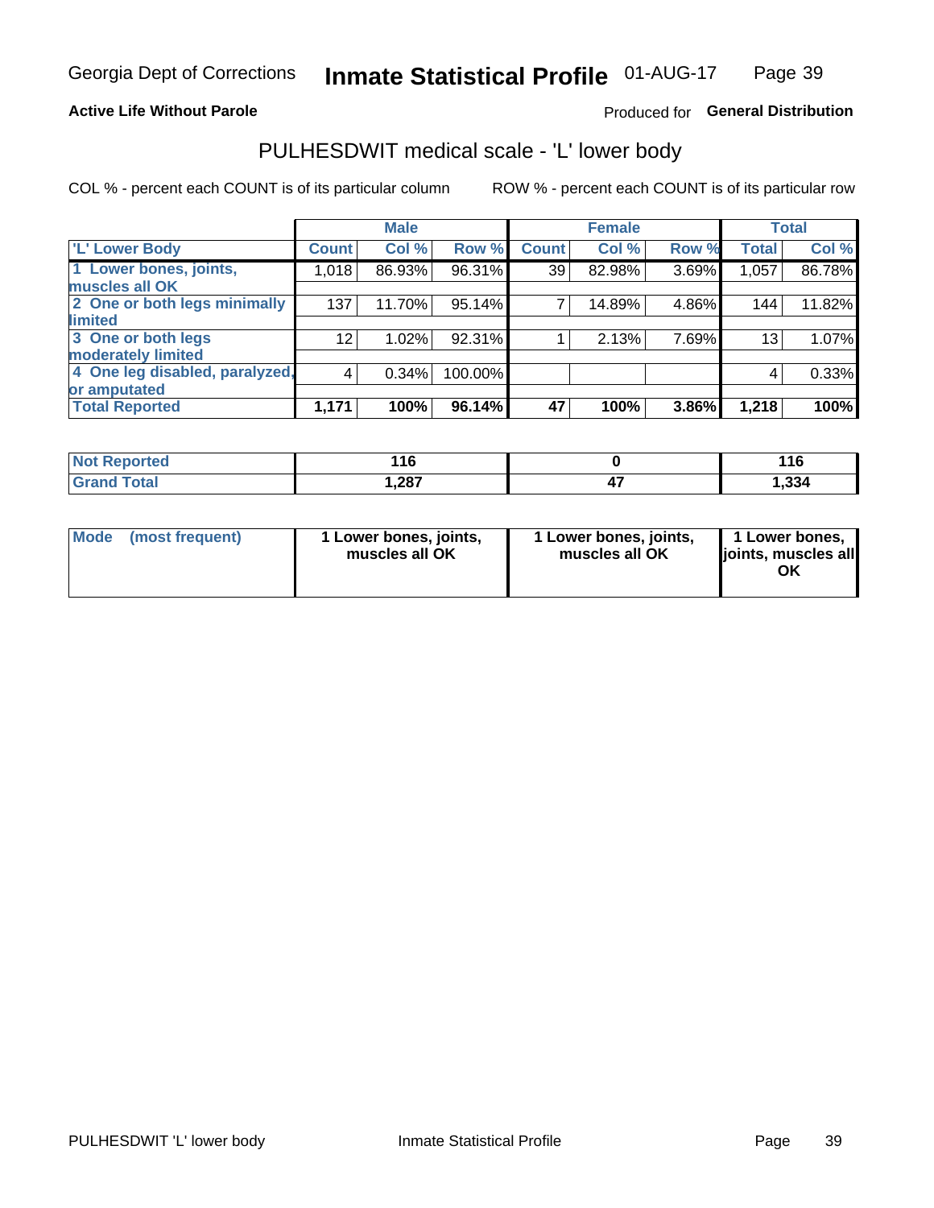Georgia Dept of Corrections **Inmate Statistical Profile** 01-AUG-17

**Active Life Without Parole**

Produced for **General Distribution**

## PULHESDWIT medical scale - 'L' lower body

COL % - percent each COUNT is of its particular column

ROW % - percent each COUNT is of its particular row

| | Male | | | Female | | | Total | |
|---|---|---|---|---|---|---|---|---|
| **'L' Lower Body** | **Count** | **Col %** | **Row %** | **Count** | **Col %** | **Row %** | **Total** | **Col %** |
| 1 Lower bones, joints, muscles all OK | 1,018 | 86.93% | 96.31% | 39 | 82.98% | 3.69% | 1,057 | 86.78% |
| 2 One or both legs minimally limited | 137 | 11.70% | 95.14% | 7 | 14.89% | 4.86% | 144 | 11.82% |
| 3 One or both legs moderately limited | 12 | 1.02% | 92.31% | 1 | 2.13% | 7.69% | 13 | 1.07% |
| 4 One leg disabled, paralyzed, or amputated | 4 | 0.34% | 100.00% | | | | 4 | 0.33% |
| **Total Reported** | **1,171** | **100%** | **96.14%** | **47** | **100%** | **3.86%** | **1,218** | **100%** |

| | Male | Female | Total |
|---|---|---|---|
| **Not Reported** | **116** | **0** | **116** |
| **Grand Total** | **1,287** | **47** | **1,334** |

| | Male | Female | Total |
|---|---|---|---|
| **Mode (most frequent)** | **1 Lower bones, joints, muscles all OK** | **1 Lower bones, joints, muscles all OK** | **1 Lower bones, joints, muscles all OK** |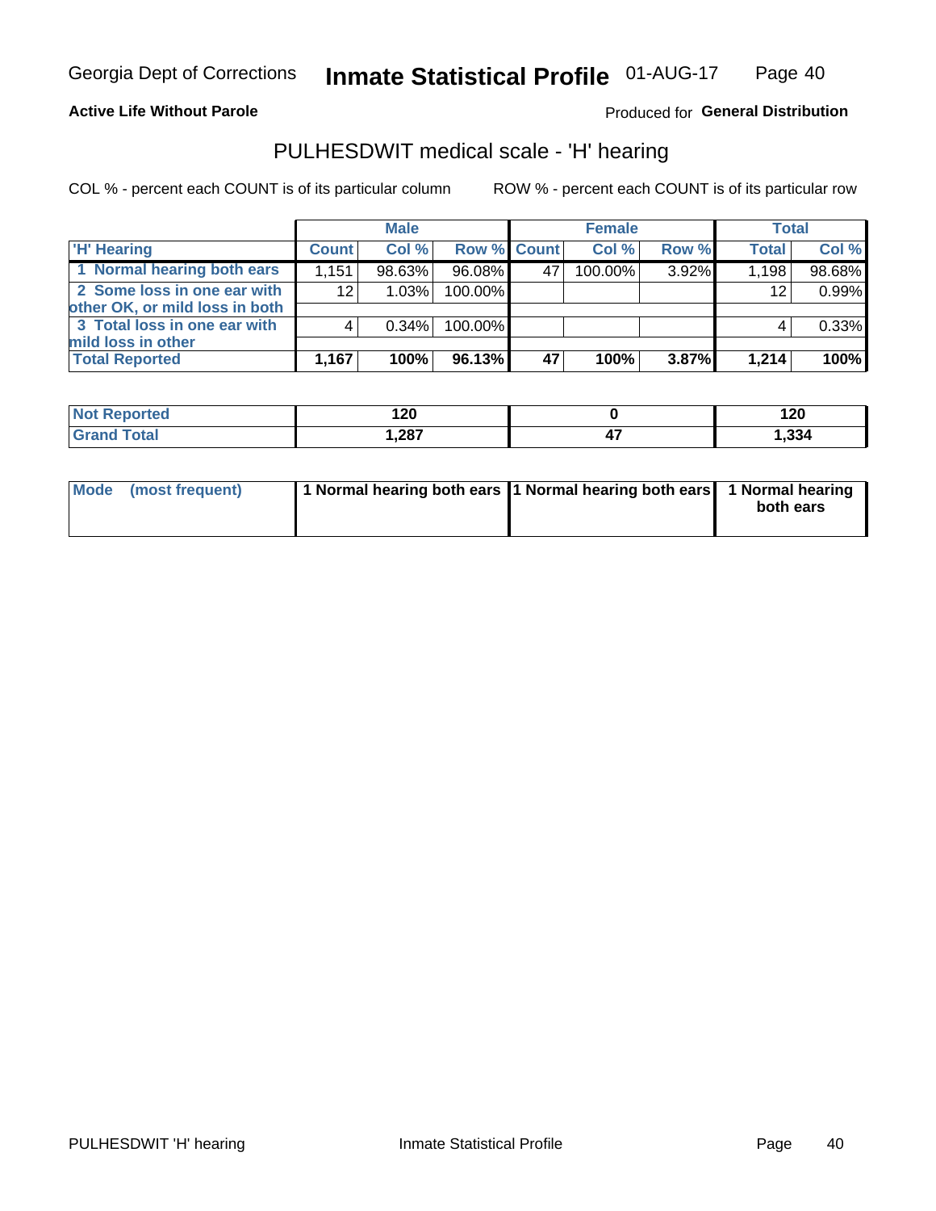Georgia Dept of Corrections **Inmate Statistical Profile** 01-AUG-17

**Active Life Without Parole**

Produced for **General Distribution**

## PULHESDWIT medical scale - 'H' hearing

COL % - percent each COUNT is of its particular column    ROW % - percent each COUNT is of its particular row

| | Male | | | Female | | | Total | |
|---|---|---|---|---|---|---|---|---|
| 'H' Hearing | Count | Col % | Row % | Count | Col % | Row % | Total | Col % |
| 1 Normal hearing both ears | 1,151 | 98.63% | 96.08% | 47 | 100.00% | 3.92% | 1,198 | 98.68% |
| 2 Some loss in one ear with other OK, or mild loss in both | 12 | 1.03% | 100.00% | | | | 12 | 0.99% |
| 3 Total loss in one ear with mild loss in other | 4 | 0.34% | 100.00% | | | | 4 | 0.33% |
| **Total Reported** | **1,167** | **100%** | **96.13%** | **47** | **100%** | **3.87%** | **1,214** | **100%** |

| | Male | Female | Total |
|---|---|---|---|
| Not Reported | 120 | 0 | 120 |
| Grand Total | 1,287 | 47 | 1,334 |

| | Male | Female | Total |
|---|---|---|---|
| Mode (most frequent) | 1 Normal hearing both ears | 1 Normal hearing both ears | 1 Normal hearing both ears |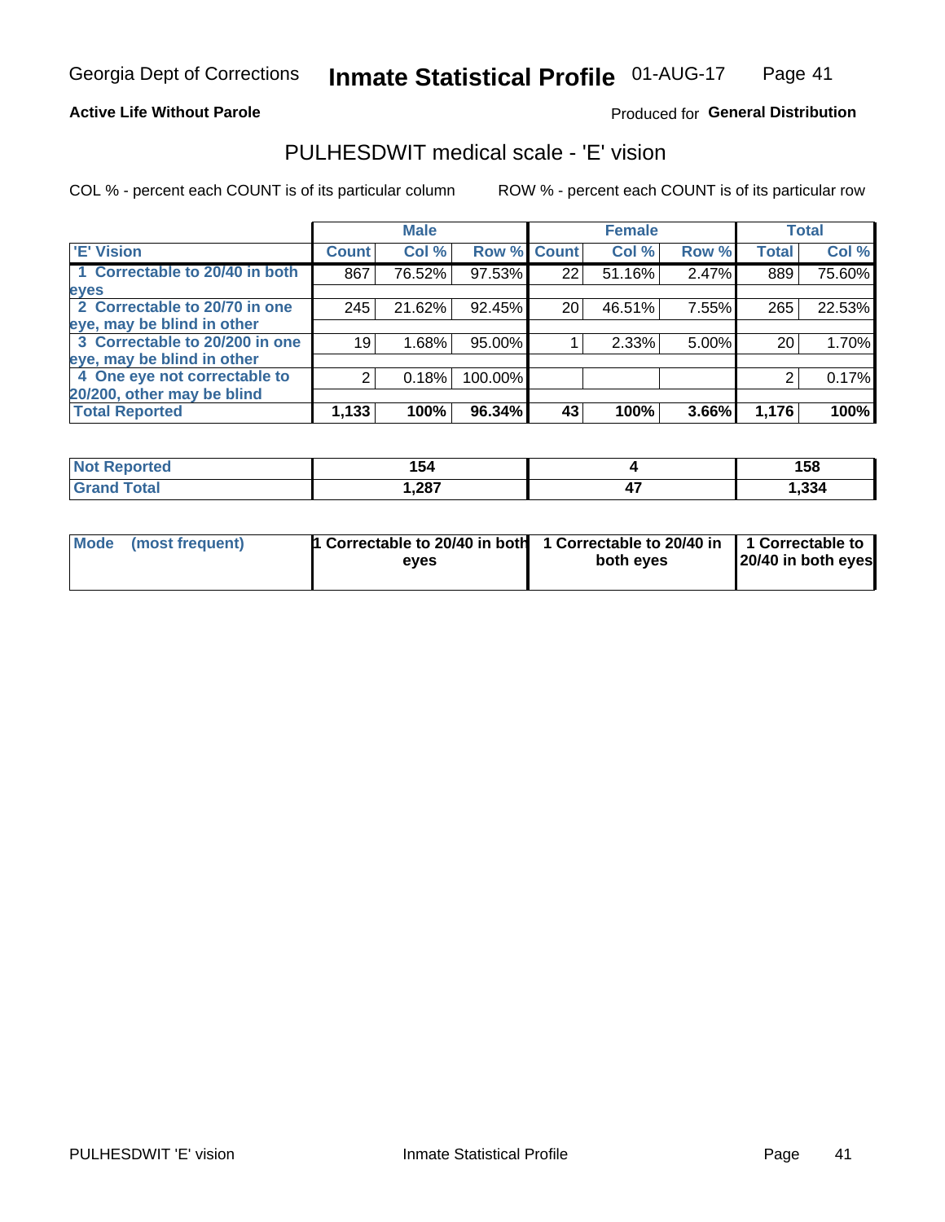Georgia Dept of Corrections **Inmate Statistical Profile** 01-AUG-17

**Active Life Without Parole**

Produced for **General Distribution**

## PULHESDWIT medical scale - 'E' vision

COL % - percent each COUNT is of its particular column

ROW % - percent each COUNT is of its particular row

| | Male | | | Female | | | Total | |
|---|---|---|---|---|---|---|---|---|
| **'E' Vision** | **Count** | **Col %** | **Row %** | **Count** | **Col %** | **Row %** | **Total** | **Col %** |
| **1 Correctable to 20/40 in both eyes** | 867 | 76.52% | 97.53% | 22 | 51.16% | 2.47% | 889 | 75.60% |
| **2 Correctable to 20/70 in one eye, may be blind in other** | 245 | 21.62% | 92.45% | 20 | 46.51% | 7.55% | 265 | 22.53% |
| **3 Correctable to 20/200 in one eye, may be blind in other** | 19 | 1.68% | 95.00% | 1 | 2.33% | 5.00% | 20 | 1.70% |
| **4 One eye not correctable to 20/200, other may be blind** | 2 | 0.18% | 100.00% | | | | 2 | 0.17% |
| **Total Reported** | **1,133** | **100%** | **96.34%** | **43** | **100%** | **3.66%** | **1,176** | **100%** |

| | Male | Female | Total |
|---|---|---|---|
| **Not Reported** | **154** | **4** | **158** |
| **Grand Total** | **1,287** | **47** | **1,334** |

| | Male | Female | Total |
|---|---|---|---|
| **Mode (most frequent)** | **1 Correctable to 20/40 in both eyes** | **1 Correctable to 20/40 in both eyes** | **1 Correctable to 20/40 in both eyes** |

PULHESDWIT 'E' vision | Inmate Statistical Profile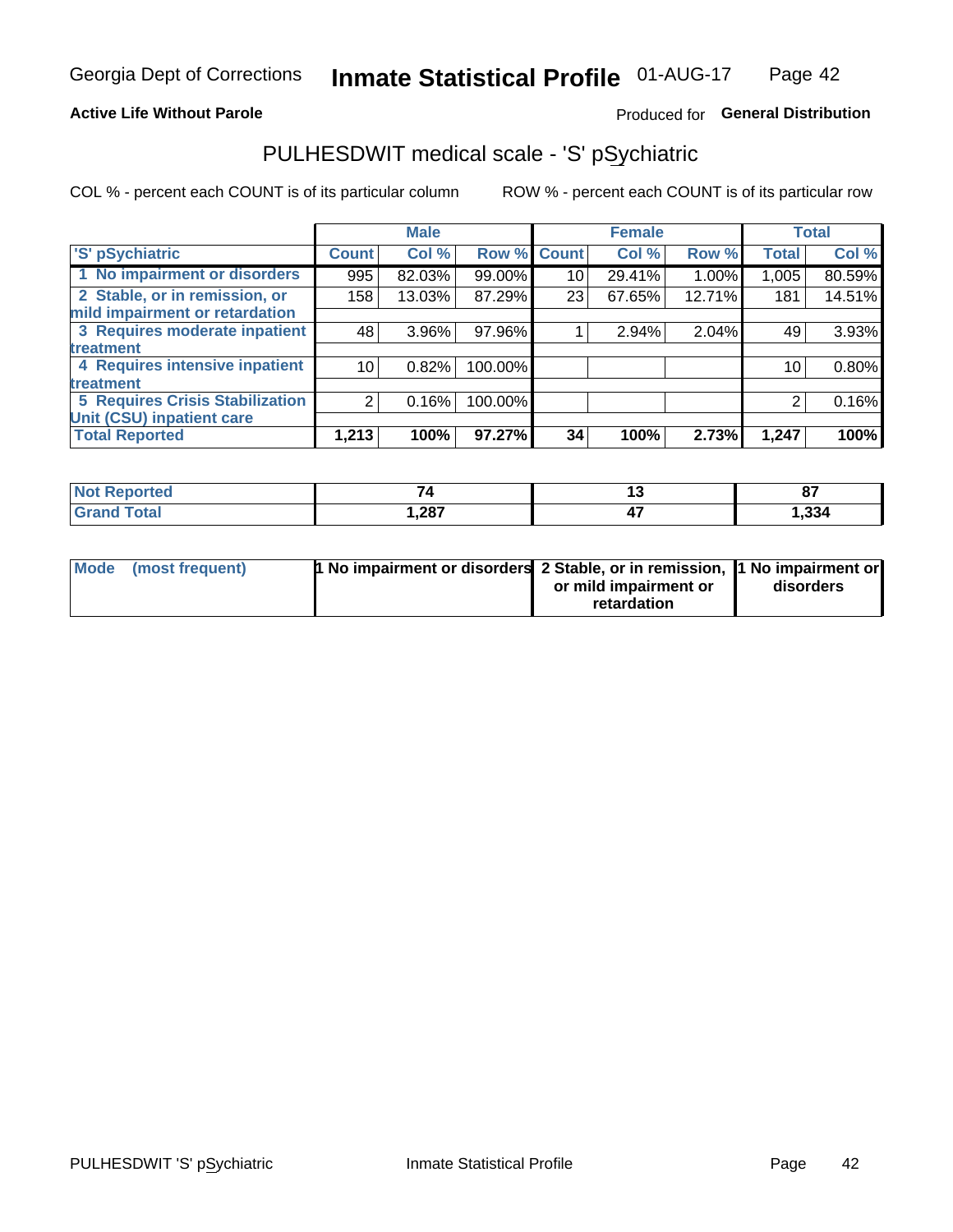**Active Life Without Parole** | Produced for **General Distribution**

# PULHESDWIT medical scale - 'S' pSychiatric

COL % - percent each COUNT is of its particular column | ROW % - percent each COUNT is of its particular row

| 'S' pSychiatric | Male | | | Female | | | Total | |
|---|---|---|---|---|---|---|---|---|
| | Count | Col % | Row % | Count | Col % | Row % | Total | Col % |
| 1 No impairment or disorders | 995 | 82.03% | 99.00% | 10 | 29.41% | 1.00% | 1,005 | 80.59% |
| 2 Stable, or in remission, or mild impairment or retardation | 158 | 13.03% | 87.29% | 23 | 67.65% | 12.71% | 181 | 14.51% |
| 3 Requires moderate inpatient treatment | 48 | 3.96% | 97.96% | 1 | 2.94% | 2.04% | 49 | 3.93% |
| 4 Requires intensive inpatient treatment | 10 | 0.82% | 100.00% | | | | 10 | 0.80% |
| 5 Requires Crisis Stabilization Unit (CSU) inpatient care | 2 | 0.16% | 100.00% | | | | 2 | 0.16% |
| **Total Reported** | **1,213** | **100%** | **97.27%** | **34** | **100%** | **2.73%** | **1,247** | **100%** |

| | Male | Female | Total |
|---|---|---|---|
| Not Reported | 74 | 13 | 87 |
| Grand Total | 1,287 | 47 | 1,334 |

| | Male | Female | Total |
|---|---|---|---|
| Mode (most frequent) | 1 No impairment or disorders | 2 Stable, or in remission, or mild impairment or retardation | 1 No impairment or disorders |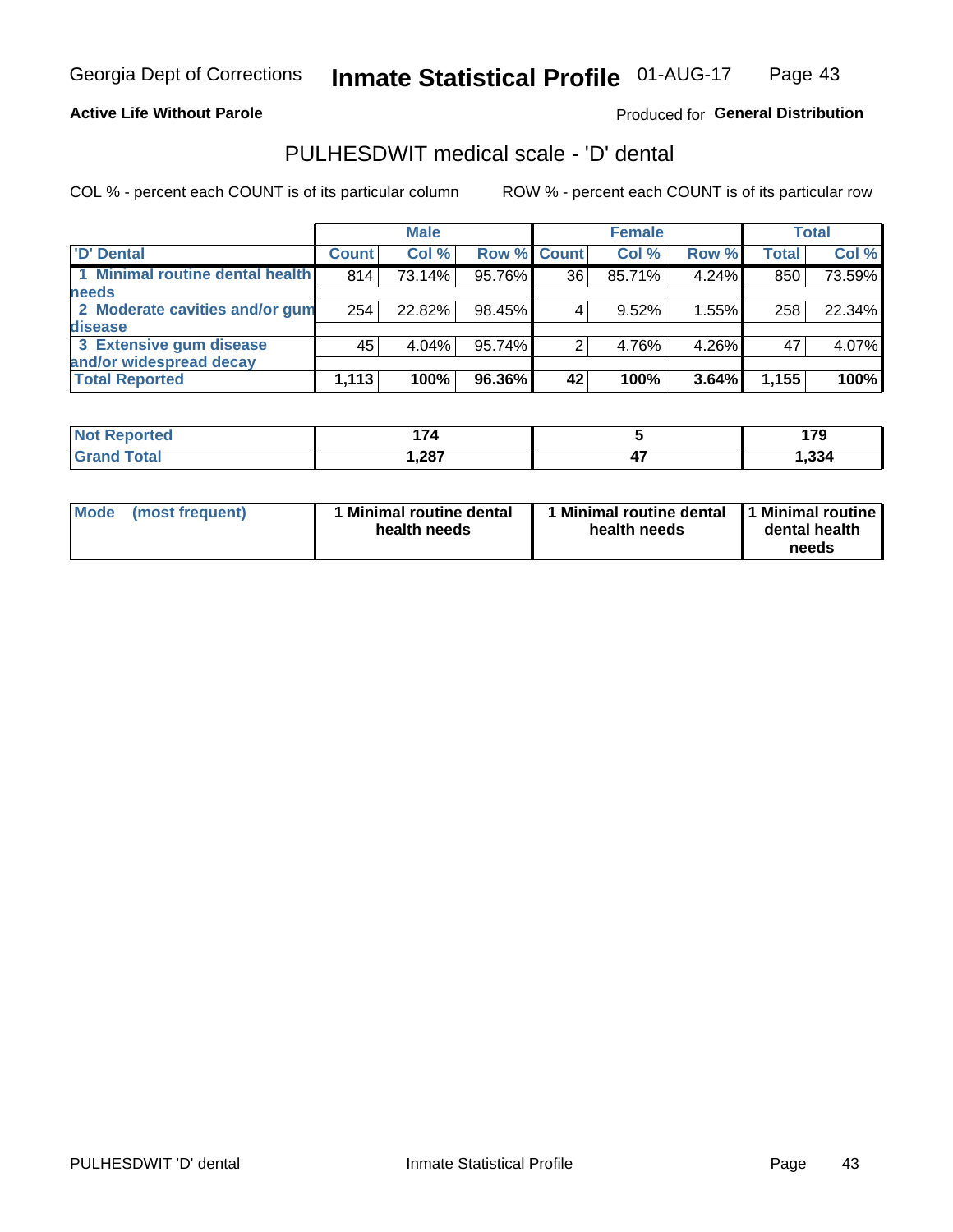Georgia Dept of Corrections **Inmate Statistical Profile** 01-AUG-17

**Active Life Without Parole** Produced for **General Distribution**

## PULHESDWIT medical scale - 'D' dental

COL % - percent each COUNT is of its particular column ROW % - percent each COUNT is of its particular row

| | Male | | | Female | | | Total | |
|---|---|---|---|---|---|---|---|---|
| 'D' Dental | Count | Col % | Row % | Count | Col % | Row % | Total | Col % |
| 1 Minimal routine dental health needs | 814 | 73.14% | 95.76% | 36 | 85.71% | 4.24% | 850 | 73.59% |
| 2 Moderate cavities and/or gum disease | 254 | 22.82% | 98.45% | 4 | 9.52% | 1.55% | 258 | 22.34% |
| 3 Extensive gum disease and/or widespread decay | 45 | 4.04% | 95.74% | 2 | 4.76% | 4.26% | 47 | 4.07% |
| **Total Reported** | **1,113** | **100%** | **96.36%** | **42** | **100%** | **3.64%** | **1,155** | **100%** |

| | Male | Female | Total |
|---|---|---|---|
| Not Reported | 174 | 5 | 179 |
| Grand Total | 1,287 | 47 | 1,334 |

| | Male | Female | Total |
|---|---|---|---|
| Mode (most frequent) | 1 Minimal routine dental health needs | 1 Minimal routine dental health needs | 1 Minimal routine dental health needs |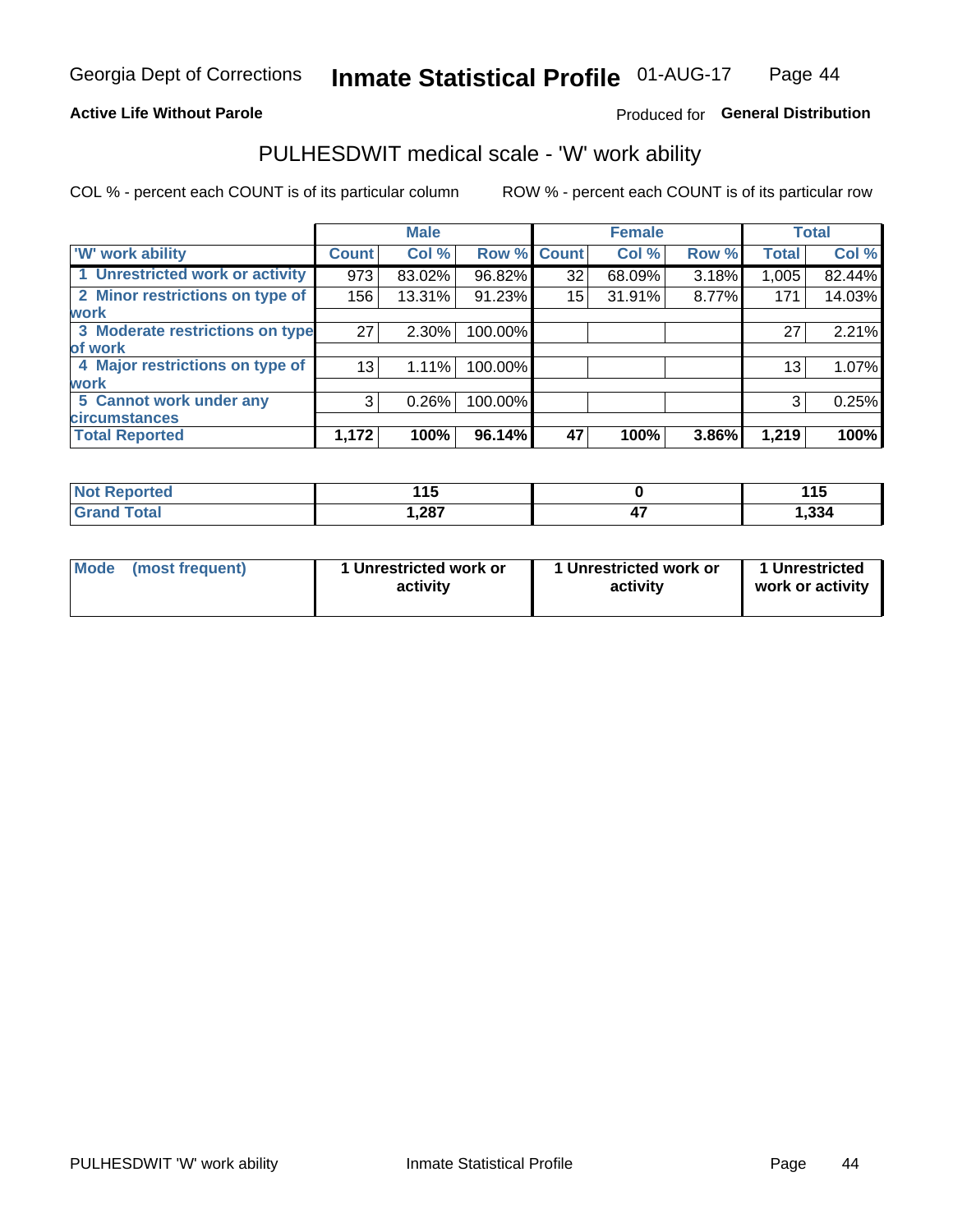Georgia Dept of Corrections **Inmate Statistical Profile** 01-AUG-17

**Active Life Without Parole**

Produced for **General Distribution**

## PULHESDWIT medical scale - 'W' work ability

COL % - percent each COUNT is of its particular column

ROW % - percent each COUNT is of its particular row

| | Male | | | Female | | | Total | |
|---|---|---|---|---|---|---|---|---|
| 'W' work ability | Count | Col % | Row % | Count | Col % | Row % | Total | Col % |
| 1 Unrestricted work or activity | 973 | 83.02% | 96.82% | 32 | 68.09% | 3.18% | 1,005 | 82.44% |
| 2 Minor restrictions on type of work | 156 | 13.31% | 91.23% | 15 | 31.91% | 8.77% | 171 | 14.03% |
| 3 Moderate restrictions on type of work | 27 | 2.30% | 100.00% | | | | 27 | 2.21% |
| 4 Major restrictions on type of work | 13 | 1.11% | 100.00% | | | | 13 | 1.07% |
| 5 Cannot work under any circumstances | 3 | 0.26% | 100.00% | | | | 3 | 0.25% |
| **Total Reported** | **1,172** | **100%** | **96.14%** | **47** | **100%** | **3.86%** | **1,219** | **100%** |

| | Male | Female | Total |
|---|---|---|---|
| **Not Reported** | **115** | **0** | **115** |
| **Grand Total** | **1,287** | **47** | **1,334** |

| | Male | Female | Total |
|---|---|---|---|
| **Mode (most frequent)** | **1 Unrestricted work or activity** | **1 Unrestricted work or activity** | **1 Unrestricted work or activity** |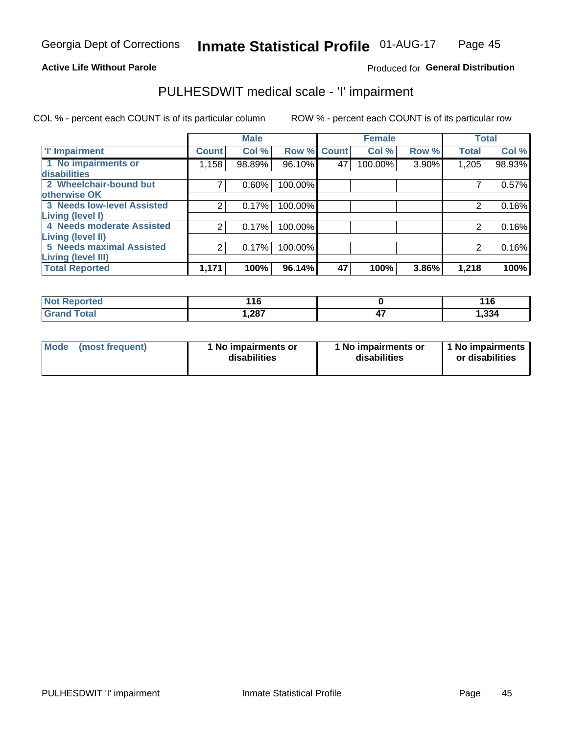Georgia Dept of Corrections **Inmate Statistical Profile** 01-AUG-17

**Active Life Without Parole**

Produced for **General Distribution**

## PULHESDWIT medical scale - 'I' impairment

COL % - percent each COUNT is of its particular column    ROW % - percent each COUNT is of its particular row

| | Male | | | Female | | | Total | |
|---|---|---|---|---|---|---|---|---|
| 'I' Impairment | Count | Col % | Row % | Count | Col % | Row % | Total | Col % |
| 1 No impairments or disabilities | 1,158 | 98.89% | 96.10% | 47 | 100.00% | 3.90% | 1,205 | 98.93% |
| 2 Wheelchair-bound but otherwise OK | 7 | 0.60% | 100.00% | | | | 7 | 0.57% |
| 3 Needs low-level Assisted Living (level I) | 2 | 0.17% | 100.00% | | | | 2 | 0.16% |
| 4 Needs moderate Assisted Living (level II) | 2 | 0.17% | 100.00% | | | | 2 | 0.16% |
| 5 Needs maximal Assisted Living (level III) | 2 | 0.17% | 100.00% | | | | 2 | 0.16% |
| **Total Reported** | **1,171** | **100%** | **96.14%** | **47** | **100%** | **3.86%** | **1,218** | **100%** |

| | Male | Female | Total |
|---|---|---|---|
| Not Reported | 116 | 0 | 116 |
| Grand Total | 1,287 | 47 | 1,334 |

| | Male | Female | Total |
|---|---|---|---|
| Mode (most frequent) | 1 No impairments or disabilities | 1 No impairments or disabilities | 1 No impairments or disabilities |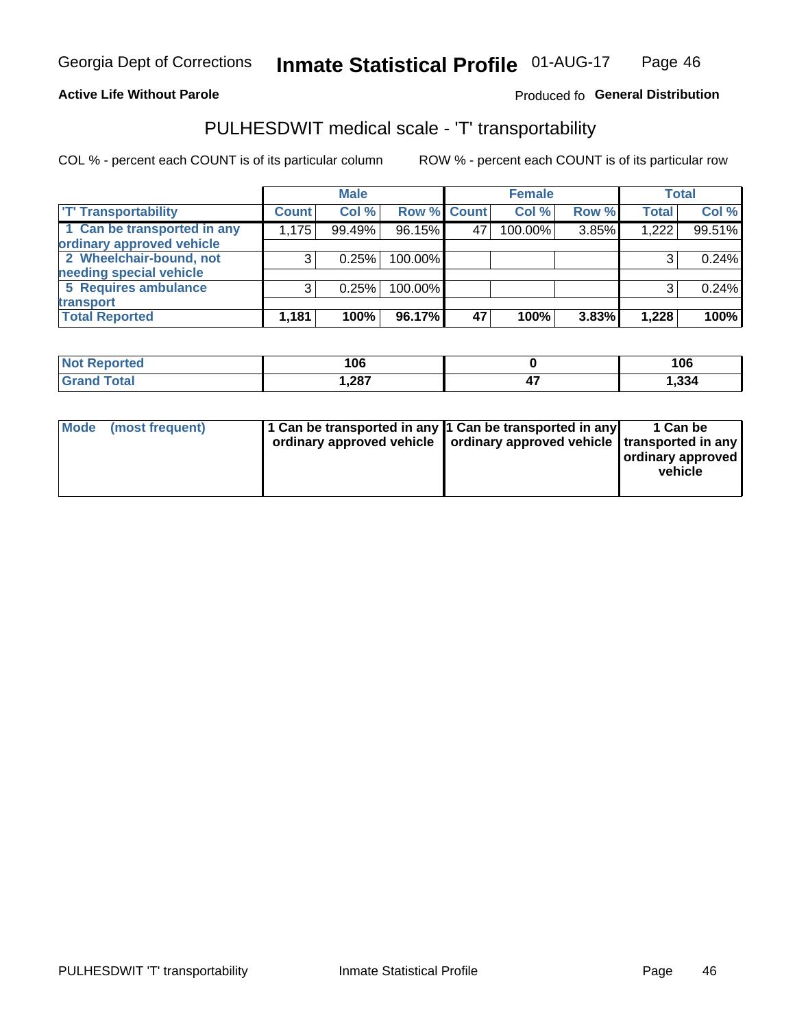Georgia Dept of Corrections **Inmate Statistical Profile** 01-AUG-17

**Active Life Without Parole**

Produced fo **General Distribution**

## PULHESDWIT medical scale - 'T' transportability

COL % - percent each COUNT is of its particular column ROW % - percent each COUNT is of its particular row

| | Male | | | Female | | | Total | |
|---|---|---|---|---|---|---|---|---|
| 'T' Transportability | Count | Col % | Row % | Count | Col % | Row % | Total | Col % |
| 1 Can be transported in any ordinary approved vehicle | 1,175 | 99.49% | 96.15% | 47 | 100.00% | 3.85% | 1,222 | 99.51% |
| 2 Wheelchair-bound, not needing special vehicle | 3 | 0.25% | 100.00% | | | | 3 | 0.24% |
| 5 Requires ambulance transport | 3 | 0.25% | 100.00% | | | | 3 | 0.24% |
| **Total Reported** | **1,181** | **100%** | **96.17%** | **47** | **100%** | **3.83%** | **1,228** | **100%** |

| | Male | Female | Total |
|---|---|---|---|
| Not Reported | 106 | 0 | 106 |
| Grand Total | 1,287 | 47 | 1,334 |

| | Male | Female | Total |
|---|---|---|---|
| Mode (most frequent) | 1 Can be transported in any ordinary approved vehicle | 1 Can be transported in any ordinary approved vehicle | 1 Can be transported in any ordinary approved vehicle |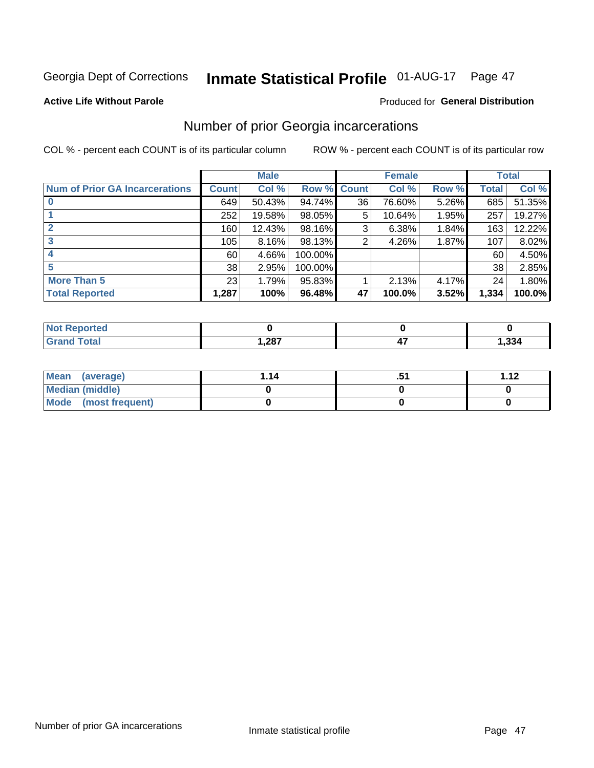Georgia Dept of Corrections **Inmate Statistical Profile** 01-AUG-17

**Active Life Without Parole**

Produced for **General Distribution**

## Number of prior Georgia incarcerations

COL % - percent each COUNT is of its particular column ROW % - percent each COUNT is of its particular row

| | Male | | | Female | | | Total | |
|---|---|---|---|---|---|---|---|---|
| **Num of Prior GA Incarcerations** | **Count** | **Col %** | **Row %** | **Count** | **Col %** | **Row %** | **Total** | **Col %** |
| **0** | 649 | 50.43% | 94.74% | 36 | 76.60% | 5.26% | 685 | 51.35% |
| **1** | 252 | 19.58% | 98.05% | 5 | 10.64% | 1.95% | 257 | 19.27% |
| **2** | 160 | 12.43% | 98.16% | 3 | 6.38% | 1.84% | 163 | 12.22% |
| **3** | 105 | 8.16% | 98.13% | 2 | 4.26% | 1.87% | 107 | 8.02% |
| **4** | 60 | 4.66% | 100.00% | | | | 60 | 4.50% |
| **5** | 38 | 2.95% | 100.00% | | | | 38 | 2.85% |
| **More Than 5** | 23 | 1.79% | 95.83% | 1 | 2.13% | 4.17% | 24 | 1.80% |
| **Total Reported** | **1,287** | **100%** | **96.48%** | **47** | **100.0%** | **3.52%** | **1,334** | **100.0%** |

| | Male | Female | Total |
|---|---|---|---|
| **Not Reported** | **0** | **0** | **0** |
| **Grand Total** | **1,287** | **47** | **1,334** |

| | Male | Female | Total |
|---|---|---|---|
| **Mean (average)** | **1.14** | **.51** | **1.12** |
| **Median (middle)** | **0** | **0** | **0** |
| **Mode (most frequent)** | **0** | **0** | **0** |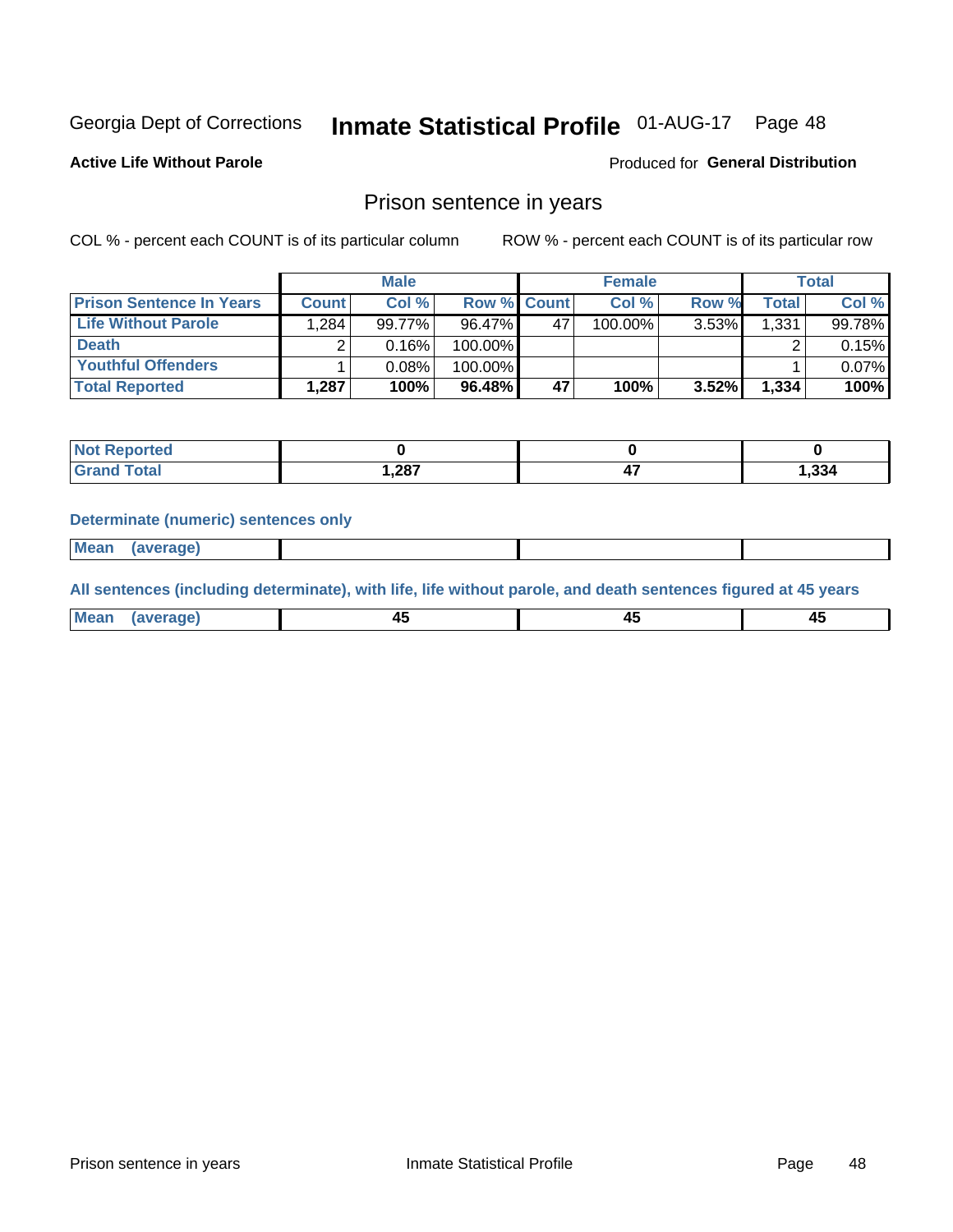Georgia Dept of Corrections **Inmate Statistical Profile** 01-AUG-17

**Active Life Without Parole**

Produced for **General Distribution**

## Prison sentence in years

COL % - percent each COUNT is of its particular column

ROW % - percent each COUNT is of its particular row

| | Male | | | Female | | | Total | |
|---|---|---|---|---|---|---|---|---|
| **Prison Sentence In Years** | **Count** | **Col %** | **Row %** | **Count** | **Col %** | **Row %** | **Total** | **Col %** |
| **Life Without Parole** | 1,284 | 99.77% | 96.47% | 47 | 100.00% | 3.53% | 1,331 | 99.78% |
| **Death** | 2 | 0.16% | 100.00% | | | | 2 | 0.15% |
| **Youthful Offenders** | 1 | 0.08% | 100.00% | | | | 1 | 0.07% |
| **Total Reported** | **1,287** | **100%** | **96.48%** | **47** | **100%** | **3.52%** | **1,334** | **100%** |

| | Male | Female | Total |
|---|---|---|---|
| **Not Reported** | **0** | **0** | **0** |
| **Grand Total** | **1,287** | **47** | **1,334** |

**Determinate (numeric) sentences only**

| | Male | Female | Total |
|---|---|---|---|
| **Mean (average)** | | | |

**All sentences (including determinate), with life, life without parole, and death sentences figured at 45 years**

| | Male | Female | Total |
|---|---|---|---|
| **Mean (average)** | **45** | **45** | **45** |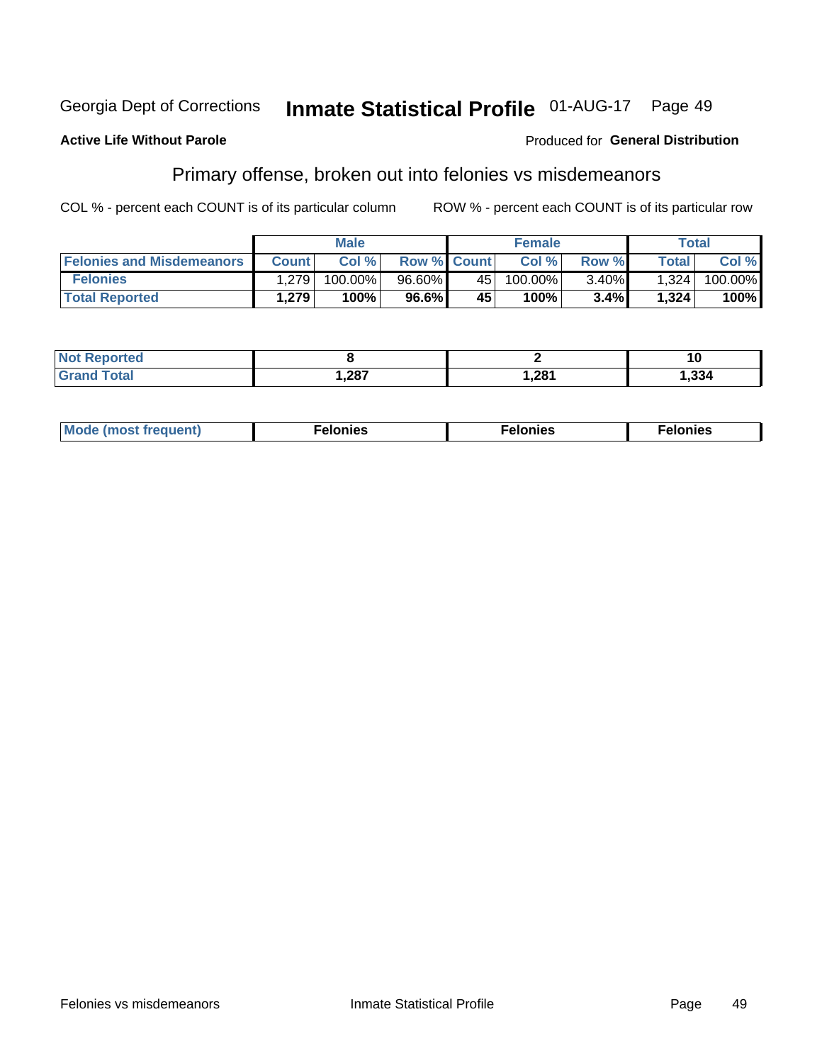Georgia Dept of Corrections **Inmate Statistical Profile** 01-AUG-17 Page 49

**Active Life Without Parole**

Produced for **General Distribution**

## Primary offense, broken out into felonies vs misdemeanors

COL % - percent each COUNT is of its particular column ROW % - percent each COUNT is of its particular row

| | Male | | | Female | | | Total | |
|---|---|---|---|---|---|---|---|---|
| **Felonies and Misdemeanors** | **Count** | **Col %** | **Row %** | **Count** | **Col %** | **Row %** | **Total** | **Col %** |
| **Felonies** | 1,279 | 100.00% | 96.60% | 45 | 100.00% | 3.40% | 1,324 | 100.00% |
| **Total Reported** | **1,279** | **100%** | **96.6%** | **45** | **100%** | **3.4%** | **1,324** | **100%** |

| | Male | Female | Total |
|---|---|---|---|
| **Not Reported** | **8** | **2** | **10** |
| **Grand Total** | **1,287** | **1,281** | **1,334** |

| | Male | Female | Total |
|---|---|---|---|
| **Mode (most frequent)** | **Felonies** | **Felonies** | **Felonies** |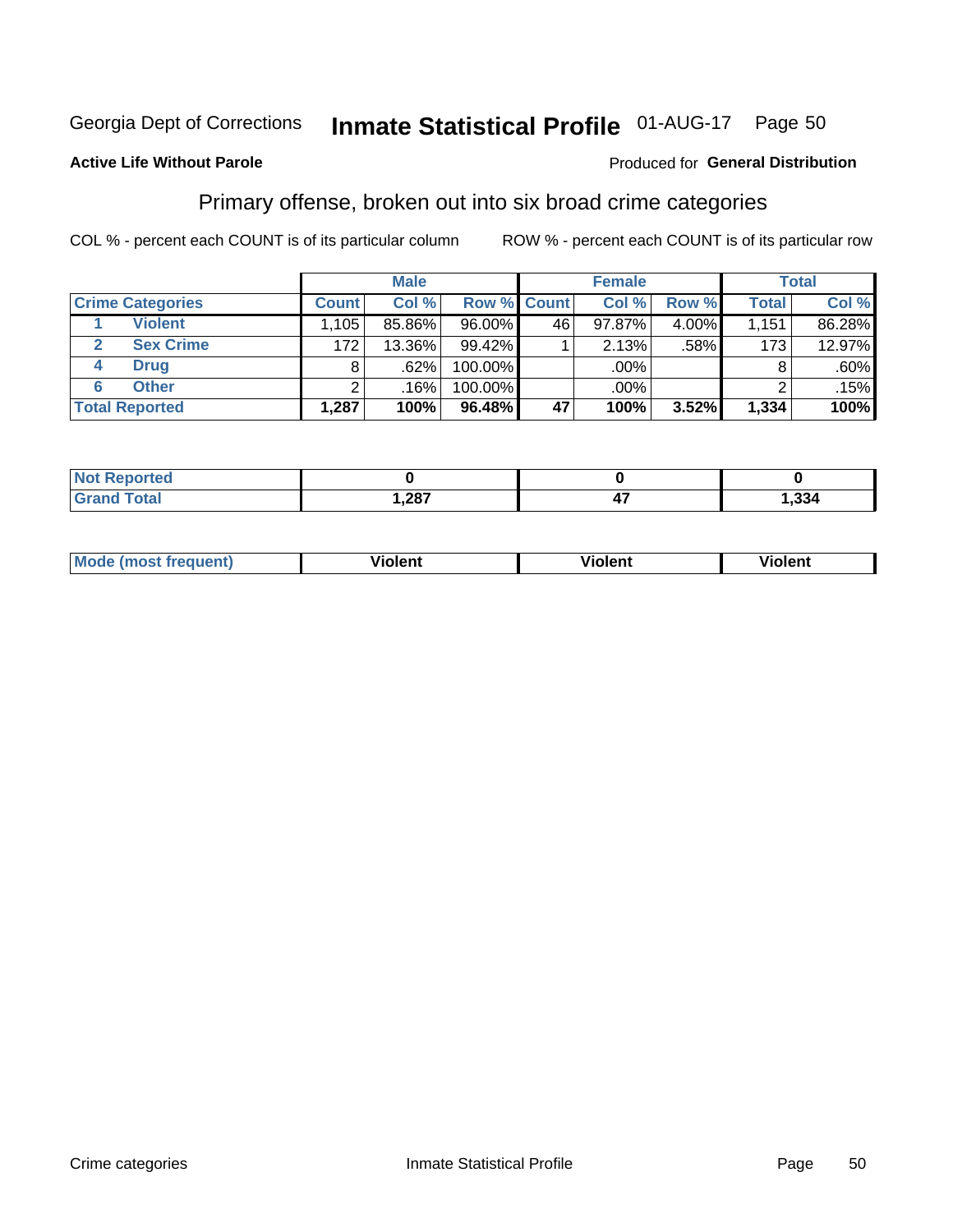Georgia Dept of Corrections **Inmate Statistical Profile** 01-AUG-17 Page 50

**Active Life Without Parole**

Produced for **General Distribution**

## Primary offense, broken out into six broad crime categories

COL % - percent each COUNT is of its particular column     ROW % - percent each COUNT is of its particular row

| | | Male | | | Female | | | Total | |
|---|---|---|---|---|---|---|---|---|---|
| **Crime Categories** | | **Count** | **Col %** | **Row %** | **Count** | **Col %** | **Row %** | **Total** | **Col %** |
| 1 | Violent | 1,105 | 85.86% | 96.00% | 46 | 97.87% | 4.00% | 1,151 | 86.28% |
| 2 | Sex Crime | 172 | 13.36% | 99.42% | 1 | 2.13% | .58% | 173 | 12.97% |
| 4 | Drug | 8 | .62% | 100.00% | | .00% | | 8 | .60% |
| 6 | Other | 2 | .16% | 100.00% | | .00% | | 2 | .15% |
| **Total Reported** | | **1,287** | **100%** | **96.48%** | **47** | **100%** | **3.52%** | **1,334** | **100%** |

| | Male | Female | Total |
|---|---|---|---|
| **Not Reported** | **0** | **0** | **0** |
| **Grand Total** | **1,287** | **47** | **1,334** |

| | Male | Female | Total |
|---|---|---|---|
| **Mode (most frequent)** | **Violent** | **Violent** | **Violent** |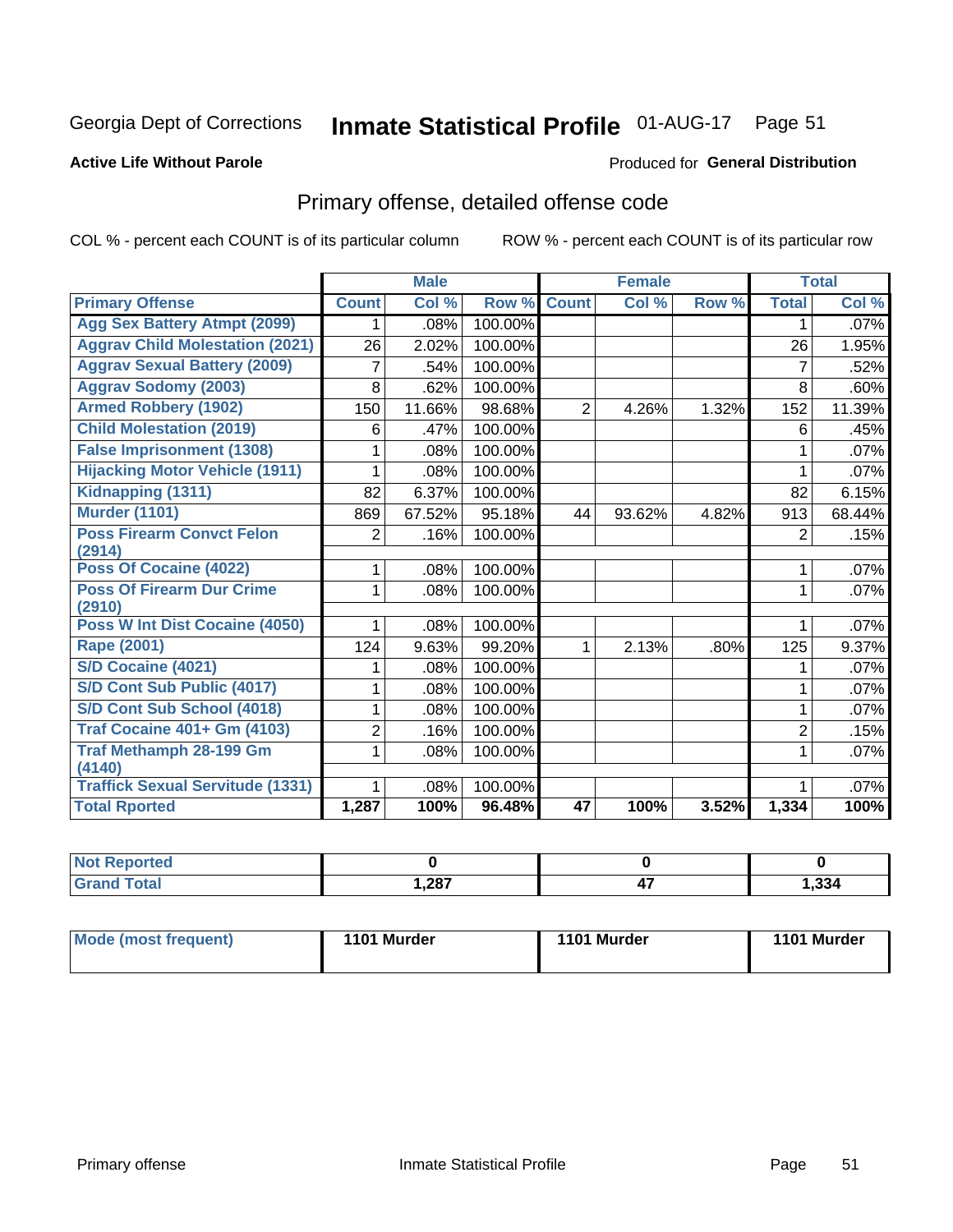Georgia Dept of Corrections **Inmate Statistical Profile** 01-AUG-17

**Active Life Without Parole**

Produced for **General Distribution**

## Primary offense, detailed offense code

COL % - percent each COUNT is of its particular column ROW % - percent each COUNT is of its particular row

| | Male | | | Female | | | Total | |
|---|---|---|---|---|---|---|---|---|
| Primary Offense | Count | Col % | Row % | Count | Col % | Row % | Total | Col % |
| Agg Sex Battery Atmpt (2099) | 1 | .08% | 100.00% | | | | 1 | .07% |
| Aggrav Child Molestation (2021) | 26 | 2.02% | 100.00% | | | | 26 | 1.95% |
| Aggrav Sexual Battery (2009) | 7 | .54% | 100.00% | | | | 7 | .52% |
| Aggrav Sodomy (2003) | 8 | .62% | 100.00% | | | | 8 | .60% |
| Armed Robbery (1902) | 150 | 11.66% | 98.68% | 2 | 4.26% | 1.32% | 152 | 11.39% |
| Child Molestation (2019) | 6 | .47% | 100.00% | | | | 6 | .45% |
| False Imprisonment (1308) | 1 | .08% | 100.00% | | | | 1 | .07% |
| Hijacking Motor Vehicle (1911) | 1 | .08% | 100.00% | | | | 1 | .07% |
| Kidnapping (1311) | 82 | 6.37% | 100.00% | | | | 82 | 6.15% |
| Murder (1101) | 869 | 67.52% | 95.18% | 44 | 93.62% | 4.82% | 913 | 68.44% |
| Poss Firearm Convct Felon (2914) | 2 | .16% | 100.00% | | | | 2 | .15% |
| Poss Of Cocaine (4022) | 1 | .08% | 100.00% | | | | 1 | .07% |
| Poss Of Firearm Dur Crime (2910) | 1 | .08% | 100.00% | | | | 1 | .07% |
| Poss W Int Dist Cocaine (4050) | 1 | .08% | 100.00% | | | | 1 | .07% |
| Rape (2001) | 124 | 9.63% | 99.20% | 1 | 2.13% | .80% | 125 | 9.37% |
| S/D Cocaine (4021) | 1 | .08% | 100.00% | | | | 1 | .07% |
| S/D Cont Sub Public (4017) | 1 | .08% | 100.00% | | | | 1 | .07% |
| S/D Cont Sub School (4018) | 1 | .08% | 100.00% | | | | 1 | .07% |
| Traf Cocaine 401+ Gm (4103) | 2 | .16% | 100.00% | | | | 2 | .15% |
| Traf Methamph 28-199 Gm (4140) | 1 | .08% | 100.00% | | | | 1 | .07% |
| Traffick Sexual Servitude (1331) | 1 | .08% | 100.00% | | | | 1 | .07% |
| **Total Rported** | **1,287** | **100%** | **96.48%** | **47** | **100%** | **3.52%** | **1,334** | **100%** |

| | Male | Female | Total |
|---|---|---|---|
| Not Reported | 0 | 0 | 0 |
| Grand Total | 1,287 | 47 | 1,334 |

| | Male | Female | Total |
|---|---|---|---|
| Mode (most frequent) | 1101 Murder | 1101 Murder | 1101 Murder |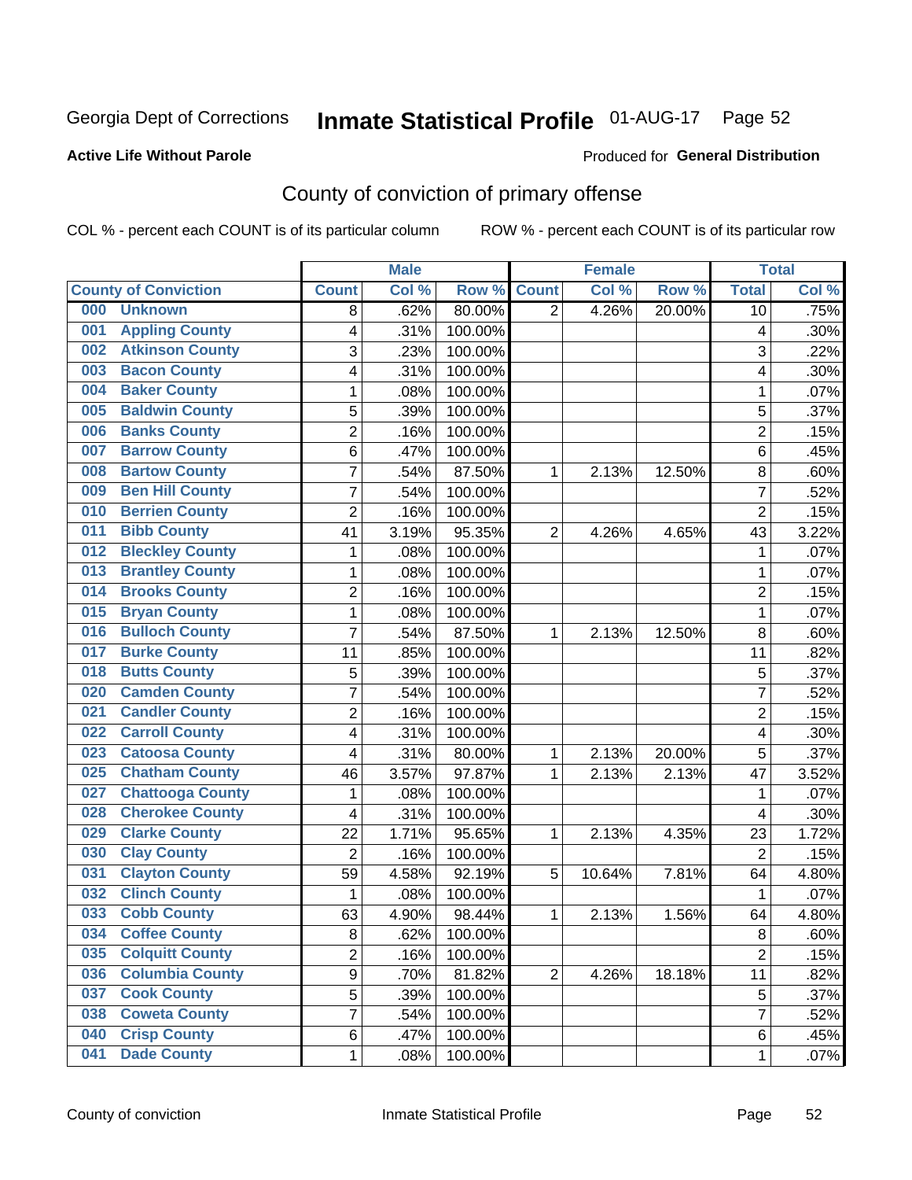Georgia Dept of Corrections **Inmate Statistical Profile** 01-AUG-17

**Active Life Without Parole**

Produced for **General Distribution**

## County of conviction of primary offense

COL % - percent each COUNT is of its particular column ROW % - percent each COUNT is of its particular row

| | | Male | | | Female | | | Total | |
|---|---|---|---|---|---|---|---|---|---|
| **County of Conviction** | | **Count** | **Col %** | **Row %** | **Count** | **Col %** | **Row %** | **Total** | **Col %** |
| 000 | Unknown | 8 | .62% | 80.00% | 2 | 4.26% | 20.00% | 10 | .75% |
| 001 | Appling County | 4 | .31% | 100.00% | | | | 4 | .30% |
| 002 | Atkinson County | 3 | .23% | 100.00% | | | | 3 | .22% |
| 003 | Bacon County | 4 | .31% | 100.00% | | | | 4 | .30% |
| 004 | Baker County | 1 | .08% | 100.00% | | | | 1 | .07% |
| 005 | Baldwin County | 5 | .39% | 100.00% | | | | 5 | .37% |
| 006 | Banks County | 2 | .16% | 100.00% | | | | 2 | .15% |
| 007 | Barrow County | 6 | .47% | 100.00% | | | | 6 | .45% |
| 008 | Bartow County | 7 | .54% | 87.50% | 1 | 2.13% | 12.50% | 8 | .60% |
| 009 | Ben Hill County | 7 | .54% | 100.00% | | | | 7 | .52% |
| 010 | Berrien County | 2 | .16% | 100.00% | | | | 2 | .15% |
| 011 | Bibb County | 41 | 3.19% | 95.35% | 2 | 4.26% | 4.65% | 43 | 3.22% |
| 012 | Bleckley County | 1 | .08% | 100.00% | | | | 1 | .07% |
| 013 | Brantley County | 1 | .08% | 100.00% | | | | 1 | .07% |
| 014 | Brooks County | 2 | .16% | 100.00% | | | | 2 | .15% |
| 015 | Bryan County | 1 | .08% | 100.00% | | | | 1 | .07% |
| 016 | Bulloch County | 7 | .54% | 87.50% | 1 | 2.13% | 12.50% | 8 | .60% |
| 017 | Burke County | 11 | .85% | 100.00% | | | | 11 | .82% |
| 018 | Butts County | 5 | .39% | 100.00% | | | | 5 | .37% |
| 020 | Camden County | 7 | .54% | 100.00% | | | | 7 | .52% |
| 021 | Candler County | 2 | .16% | 100.00% | | | | 2 | .15% |
| 022 | Carroll County | 4 | .31% | 100.00% | | | | 4 | .30% |
| 023 | Catoosa County | 4 | .31% | 80.00% | 1 | 2.13% | 20.00% | 5 | .37% |
| 025 | Chatham County | 46 | 3.57% | 97.87% | 1 | 2.13% | 2.13% | 47 | 3.52% |
| 027 | Chattooga County | 1 | .08% | 100.00% | | | | 1 | .07% |
| 028 | Cherokee County | 4 | .31% | 100.00% | | | | 4 | .30% |
| 029 | Clarke County | 22 | 1.71% | 95.65% | 1 | 2.13% | 4.35% | 23 | 1.72% |
| 030 | Clay County | 2 | .16% | 100.00% | | | | 2 | .15% |
| 031 | Clayton County | 59 | 4.58% | 92.19% | 5 | 10.64% | 7.81% | 64 | 4.80% |
| 032 | Clinch County | 1 | .08% | 100.00% | | | | 1 | .07% |
| 033 | Cobb County | 63 | 4.90% | 98.44% | 1 | 2.13% | 1.56% | 64 | 4.80% |
| 034 | Coffee County | 8 | .62% | 100.00% | | | | 8 | .60% |
| 035 | Colquitt County | 2 | .16% | 100.00% | | | | 2 | .15% |
| 036 | Columbia County | 9 | .70% | 81.82% | 2 | 4.26% | 18.18% | 11 | .82% |
| 037 | Cook County | 5 | .39% | 100.00% | | | | 5 | .37% |
| 038 | Coweta County | 7 | .54% | 100.00% | | | | 7 | .52% |
| 040 | Crisp County | 6 | .47% | 100.00% | | | | 6 | .45% |
| 041 | Dade County | 1 | .08% | 100.00% | | | | 1 | .07% |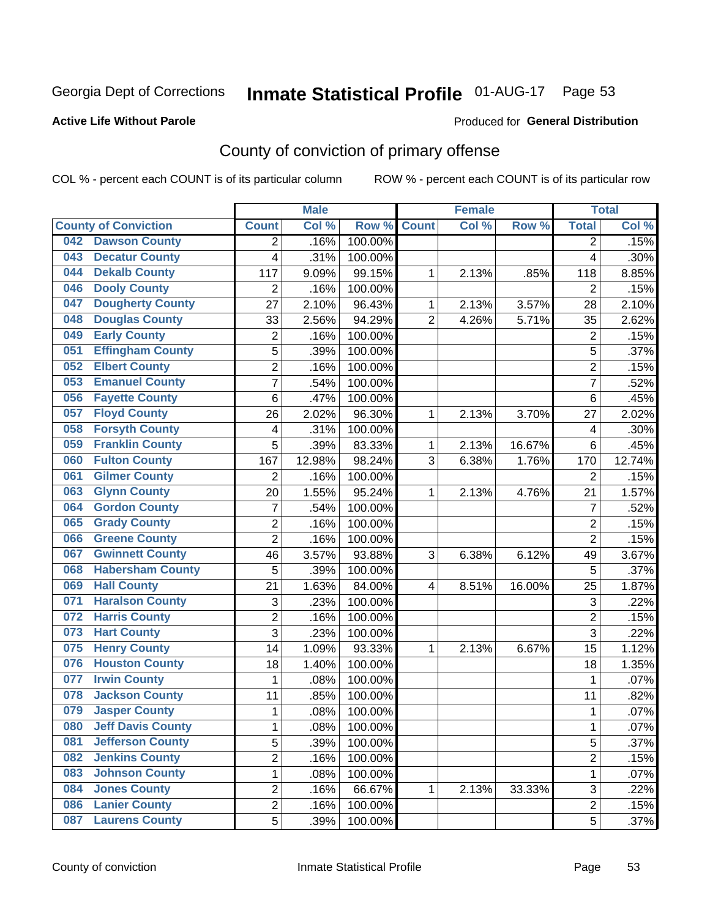Georgia Dept of Corrections **Inmate Statistical Profile** 01-AUG-17 Page 53

**Active Life Without Parole**

Produced for **General Distribution**

## County of conviction of primary offense

COL % - percent each COUNT is of its particular column ROW % - percent each COUNT is of its particular row

| County of Conviction | Male | | | Female | | | Total | |
|---|---|---|---|---|---|---|---|---|
| | Count | Col % | Row % | Count | Col % | Row % | Total | Col % |
| 042 Dawson County | 2 | .16% | 100.00% | | | | 2 | .15% |
| 043 Decatur County | 4 | .31% | 100.00% | | | | 4 | .30% |
| 044 Dekalb County | 117 | 9.09% | 99.15% | 1 | 2.13% | .85% | 118 | 8.85% |
| 046 Dooly County | 2 | .16% | 100.00% | | | | 2 | .15% |
| 047 Dougherty County | 27 | 2.10% | 96.43% | 1 | 2.13% | 3.57% | 28 | 2.10% |
| 048 Douglas County | 33 | 2.56% | 94.29% | 2 | 4.26% | 5.71% | 35 | 2.62% |
| 049 Early County | 2 | .16% | 100.00% | | | | 2 | .15% |
| 051 Effingham County | 5 | .39% | 100.00% | | | | 5 | .37% |
| 052 Elbert County | 2 | .16% | 100.00% | | | | 2 | .15% |
| 053 Emanuel County | 7 | .54% | 100.00% | | | | 7 | .52% |
| 056 Fayette County | 6 | .47% | 100.00% | | | | 6 | .45% |
| 057 Floyd County | 26 | 2.02% | 96.30% | 1 | 2.13% | 3.70% | 27 | 2.02% |
| 058 Forsyth County | 4 | .31% | 100.00% | | | | 4 | .30% |
| 059 Franklin County | 5 | .39% | 83.33% | 1 | 2.13% | 16.67% | 6 | .45% |
| 060 Fulton County | 167 | 12.98% | 98.24% | 3 | 6.38% | 1.76% | 170 | 12.74% |
| 061 Gilmer County | 2 | .16% | 100.00% | | | | 2 | .15% |
| 063 Glynn County | 20 | 1.55% | 95.24% | 1 | 2.13% | 4.76% | 21 | 1.57% |
| 064 Gordon County | 7 | .54% | 100.00% | | | | 7 | .52% |
| 065 Grady County | 2 | .16% | 100.00% | | | | 2 | .15% |
| 066 Greene County | 2 | .16% | 100.00% | | | | 2 | .15% |
| 067 Gwinnett County | 46 | 3.57% | 93.88% | 3 | 6.38% | 6.12% | 49 | 3.67% |
| 068 Habersham County | 5 | .39% | 100.00% | | | | 5 | .37% |
| 069 Hall County | 21 | 1.63% | 84.00% | 4 | 8.51% | 16.00% | 25 | 1.87% |
| 071 Haralson County | 3 | .23% | 100.00% | | | | 3 | .22% |
| 072 Harris County | 2 | .16% | 100.00% | | | | 2 | .15% |
| 073 Hart County | 3 | .23% | 100.00% | | | | 3 | .22% |
| 075 Henry County | 14 | 1.09% | 93.33% | 1 | 2.13% | 6.67% | 15 | 1.12% |
| 076 Houston County | 18 | 1.40% | 100.00% | | | | 18 | 1.35% |
| 077 Irwin County | 1 | .08% | 100.00% | | | | 1 | .07% |
| 078 Jackson County | 11 | .85% | 100.00% | | | | 11 | .82% |
| 079 Jasper County | 1 | .08% | 100.00% | | | | 1 | .07% |
| 080 Jeff Davis County | 1 | .08% | 100.00% | | | | 1 | .07% |
| 081 Jefferson County | 5 | .39% | 100.00% | | | | 5 | .37% |
| 082 Jenkins County | 2 | .16% | 100.00% | | | | 2 | .15% |
| 083 Johnson County | 1 | .08% | 100.00% | | | | 1 | .07% |
| 084 Jones County | 2 | .16% | 66.67% | 1 | 2.13% | 33.33% | 3 | .22% |
| 086 Lanier County | 2 | .16% | 100.00% | | | | 2 | .15% |
| 087 Laurens County | 5 | .39% | 100.00% | | | | 5 | .37% |

County of conviction Inmate Statistical Profile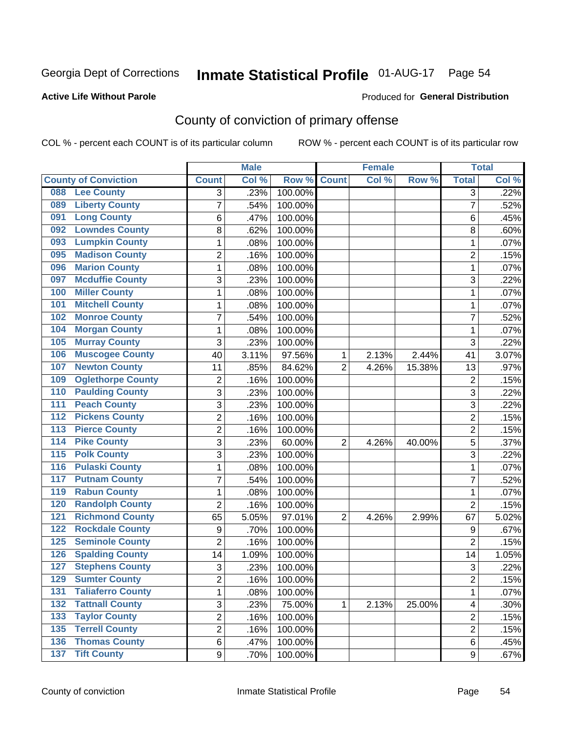Georgia Dept of Corrections **Inmate Statistical Profile** 01-AUG-17

**Active Life Without Parole**

Produced for **General Distribution**

# County of conviction of primary offense

COL % - percent each COUNT is of its particular column ROW % - percent each COUNT is of its particular row

| County of Conviction | Male | | | Female | | | Total | |
|---|---|---|---|---|---|---|---|---|
| | Count | Col % | Row % | Count | Col % | Row % | Total | Col % |
| 088 Lee County | 3 | .23% | 100.00% | | | | 3 | .22% |
| 089 Liberty County | 7 | .54% | 100.00% | | | | 7 | .52% |
| 091 Long County | 6 | .47% | 100.00% | | | | 6 | .45% |
| 092 Lowndes County | 8 | .62% | 100.00% | | | | 8 | .60% |
| 093 Lumpkin County | 1 | .08% | 100.00% | | | | 1 | .07% |
| 095 Madison County | 2 | .16% | 100.00% | | | | 2 | .15% |
| 096 Marion County | 1 | .08% | 100.00% | | | | 1 | .07% |
| 097 Mcduffie County | 3 | .23% | 100.00% | | | | 3 | .22% |
| 100 Miller County | 1 | .08% | 100.00% | | | | 1 | .07% |
| 101 Mitchell County | 1 | .08% | 100.00% | | | | 1 | .07% |
| 102 Monroe County | 7 | .54% | 100.00% | | | | 7 | .52% |
| 104 Morgan County | 1 | .08% | 100.00% | | | | 1 | .07% |
| 105 Murray County | 3 | .23% | 100.00% | | | | 3 | .22% |
| 106 Muscogee County | 40 | 3.11% | 97.56% | 1 | 2.13% | 2.44% | 41 | 3.07% |
| 107 Newton County | 11 | .85% | 84.62% | 2 | 4.26% | 15.38% | 13 | .97% |
| 109 Oglethorpe County | 2 | .16% | 100.00% | | | | 2 | .15% |
| 110 Paulding County | 3 | .23% | 100.00% | | | | 3 | .22% |
| 111 Peach County | 3 | .23% | 100.00% | | | | 3 | .22% |
| 112 Pickens County | 2 | .16% | 100.00% | | | | 2 | .15% |
| 113 Pierce County | 2 | .16% | 100.00% | | | | 2 | .15% |
| 114 Pike County | 3 | .23% | 60.00% | 2 | 4.26% | 40.00% | 5 | .37% |
| 115 Polk County | 3 | .23% | 100.00% | | | | 3 | .22% |
| 116 Pulaski County | 1 | .08% | 100.00% | | | | 1 | .07% |
| 117 Putnam County | 7 | .54% | 100.00% | | | | 7 | .52% |
| 119 Rabun County | 1 | .08% | 100.00% | | | | 1 | .07% |
| 120 Randolph County | 2 | .16% | 100.00% | | | | 2 | .15% |
| 121 Richmond County | 65 | 5.05% | 97.01% | 2 | 4.26% | 2.99% | 67 | 5.02% |
| 122 Rockdale County | 9 | .70% | 100.00% | | | | 9 | .67% |
| 125 Seminole County | 2 | .16% | 100.00% | | | | 2 | .15% |
| 126 Spalding County | 14 | 1.09% | 100.00% | | | | 14 | 1.05% |
| 127 Stephens County | 3 | .23% | 100.00% | | | | 3 | .22% |
| 129 Sumter County | 2 | .16% | 100.00% | | | | 2 | .15% |
| 131 Taliaferro County | 1 | .08% | 100.00% | | | | 1 | .07% |
| 132 Tattnall County | 3 | .23% | 75.00% | 1 | 2.13% | 25.00% | 4 | .30% |
| 133 Taylor County | 2 | .16% | 100.00% | | | | 2 | .15% |
| 135 Terrell County | 2 | .16% | 100.00% | | | | 2 | .15% |
| 136 Thomas County | 6 | .47% | 100.00% | | | | 6 | .45% |
| 137 Tift County | 9 | .70% | 100.00% | | | | 9 | .67% |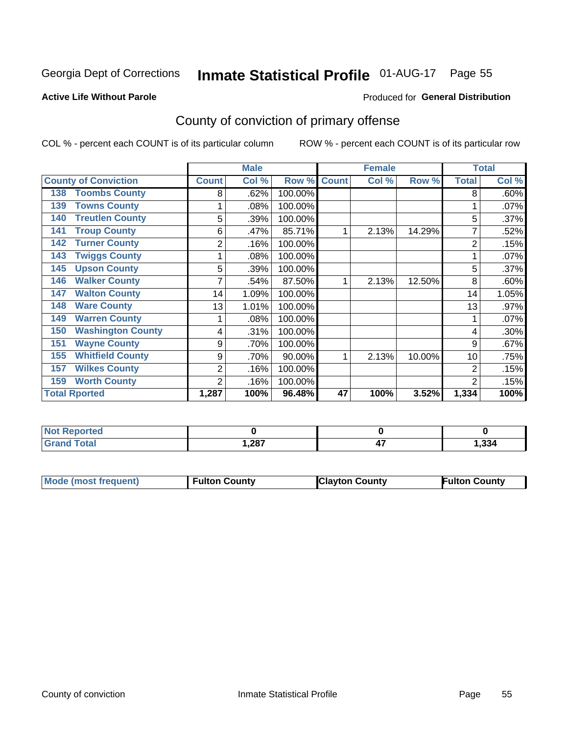Georgia Dept of Corrections **Inmate Statistical Profile** 01-AUG-17 Page 55

**Active Life Without Parole**

Produced for **General Distribution**

## County of conviction of primary offense

COL % - percent each COUNT is of its particular column ROW % - percent each COUNT is of its particular row

| County of Conviction | Male | | | Female | | | Total | |
|---|---|---|---|---|---|---|---|---|
| | Count | Col % | Row % | Count | Col % | Row % | Total | Col % |
| 138 Toombs County | 8 | .62% | 100.00% | | | | 8 | .60% |
| 139 Towns County | 1 | .08% | 100.00% | | | | 1 | .07% |
| 140 Treutlen County | 5 | .39% | 100.00% | | | | 5 | .37% |
| 141 Troup County | 6 | .47% | 85.71% | 1 | 2.13% | 14.29% | 7 | .52% |
| 142 Turner County | 2 | .16% | 100.00% | | | | 2 | .15% |
| 143 Twiggs County | 1 | .08% | 100.00% | | | | 1 | .07% |
| 145 Upson County | 5 | .39% | 100.00% | | | | 5 | .37% |
| 146 Walker County | 7 | .54% | 87.50% | 1 | 2.13% | 12.50% | 8 | .60% |
| 147 Walton County | 14 | 1.09% | 100.00% | | | | 14 | 1.05% |
| 148 Ware County | 13 | 1.01% | 100.00% | | | | 13 | .97% |
| 149 Warren County | 1 | .08% | 100.00% | | | | 1 | .07% |
| 150 Washington County | 4 | .31% | 100.00% | | | | 4 | .30% |
| 151 Wayne County | 9 | .70% | 100.00% | | | | 9 | .67% |
| 155 Whitfield County | 9 | .70% | 90.00% | 1 | 2.13% | 10.00% | 10 | .75% |
| 157 Wilkes County | 2 | .16% | 100.00% | | | | 2 | .15% |
| 159 Worth County | 2 | .16% | 100.00% | | | | 2 | .15% |
| **Total Rported** | **1,287** | **100%** | **96.48%** | **47** | **100%** | **3.52%** | **1,334** | **100%** |

| | Male | Female | Total |
|---|---|---|---|
| Not Reported | 0 | 0 | 0 |
| Grand Total | 1,287 | 47 | 1,334 |

| | Male | Female | Total |
|---|---|---|---|
| Mode (most frequent) | Fulton County | Clayton County | Fulton County |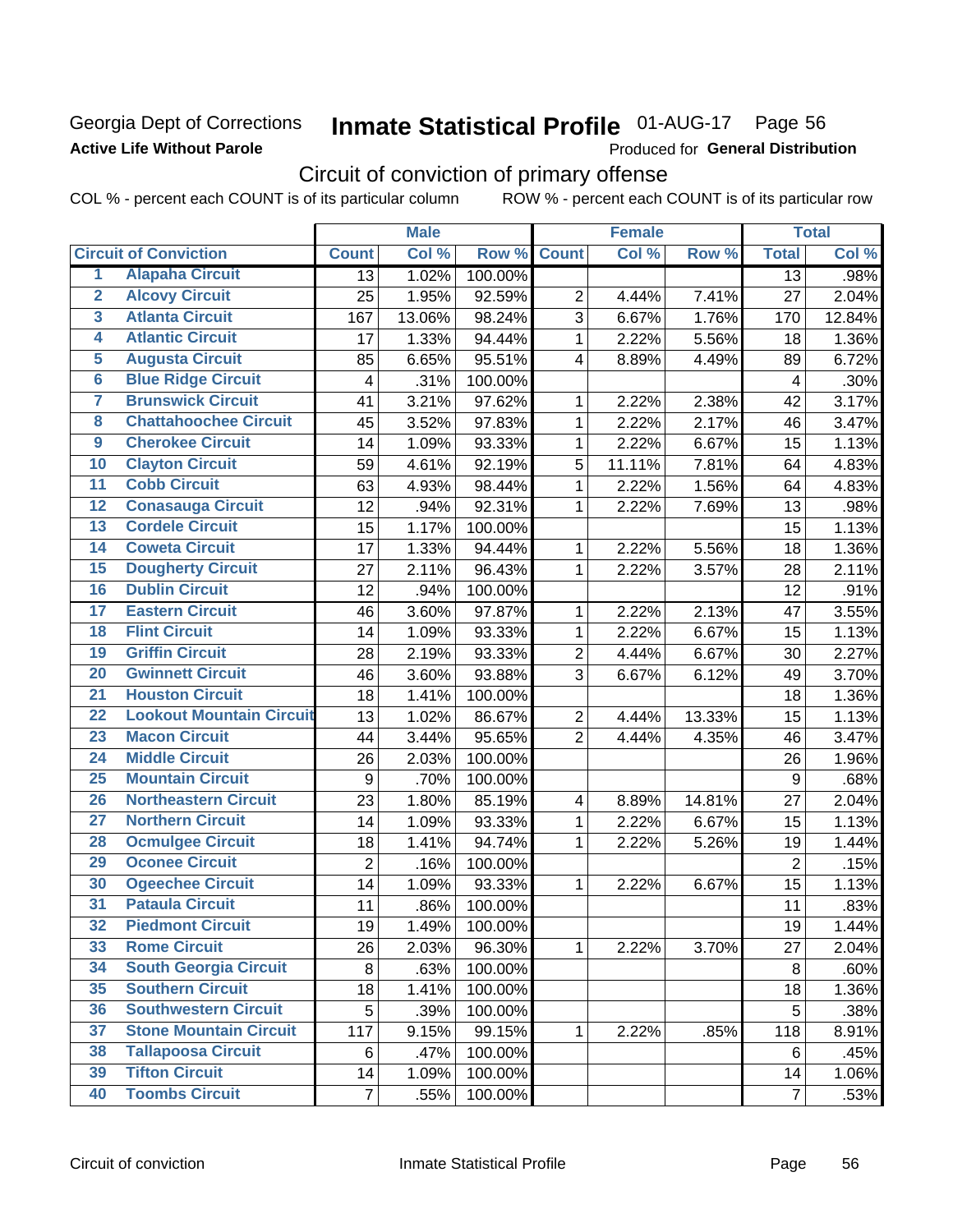Georgia Dept of Corrections
**Active Life Without Parole**

# Inmate Statistical Profile 01-AUG-17 Page 56

Produced for **General Distribution**

## Circuit of conviction of primary offense

COL % - percent each COUNT is of its particular column ROW % - percent each COUNT is of its particular row

| Circuit of Conviction | | Male | | | Female | | | Total | |
|---|---|---|---|---|---|---|---|---|---|
| | | Count | Col % | Row % | Count | Col % | Row % | Total | Col % |
| 1 | Alapaha Circuit | 13 | 1.02% | 100.00% | | | | 13 | .98% |
| 2 | Alcovy Circuit | 25 | 1.95% | 92.59% | 2 | 4.44% | 7.41% | 27 | 2.04% |
| 3 | Atlanta Circuit | 167 | 13.06% | 98.24% | 3 | 6.67% | 1.76% | 170 | 12.84% |
| 4 | Atlantic Circuit | 17 | 1.33% | 94.44% | 1 | 2.22% | 5.56% | 18 | 1.36% |
| 5 | Augusta Circuit | 85 | 6.65% | 95.51% | 4 | 8.89% | 4.49% | 89 | 6.72% |
| 6 | Blue Ridge Circuit | 4 | .31% | 100.00% | | | | 4 | .30% |
| 7 | Brunswick Circuit | 41 | 3.21% | 97.62% | 1 | 2.22% | 2.38% | 42 | 3.17% |
| 8 | Chattahoochee Circuit | 45 | 3.52% | 97.83% | 1 | 2.22% | 2.17% | 46 | 3.47% |
| 9 | Cherokee Circuit | 14 | 1.09% | 93.33% | 1 | 2.22% | 6.67% | 15 | 1.13% |
| 10 | Clayton Circuit | 59 | 4.61% | 92.19% | 5 | 11.11% | 7.81% | 64 | 4.83% |
| 11 | Cobb Circuit | 63 | 4.93% | 98.44% | 1 | 2.22% | 1.56% | 64 | 4.83% |
| 12 | Conasauga Circuit | 12 | .94% | 92.31% | 1 | 2.22% | 7.69% | 13 | .98% |
| 13 | Cordele Circuit | 15 | 1.17% | 100.00% | | | | 15 | 1.13% |
| 14 | Coweta Circuit | 17 | 1.33% | 94.44% | 1 | 2.22% | 5.56% | 18 | 1.36% |
| 15 | Dougherty Circuit | 27 | 2.11% | 96.43% | 1 | 2.22% | 3.57% | 28 | 2.11% |
| 16 | Dublin Circuit | 12 | .94% | 100.00% | | | | 12 | .91% |
| 17 | Eastern Circuit | 46 | 3.60% | 97.87% | 1 | 2.22% | 2.13% | 47 | 3.55% |
| 18 | Flint Circuit | 14 | 1.09% | 93.33% | 1 | 2.22% | 6.67% | 15 | 1.13% |
| 19 | Griffin Circuit | 28 | 2.19% | 93.33% | 2 | 4.44% | 6.67% | 30 | 2.27% |
| 20 | Gwinnett Circuit | 46 | 3.60% | 93.88% | 3 | 6.67% | 6.12% | 49 | 3.70% |
| 21 | Houston Circuit | 18 | 1.41% | 100.00% | | | | 18 | 1.36% |
| 22 | Lookout Mountain Circuit | 13 | 1.02% | 86.67% | 2 | 4.44% | 13.33% | 15 | 1.13% |
| 23 | Macon Circuit | 44 | 3.44% | 95.65% | 2 | 4.44% | 4.35% | 46 | 3.47% |
| 24 | Middle Circuit | 26 | 2.03% | 100.00% | | | | 26 | 1.96% |
| 25 | Mountain Circuit | 9 | .70% | 100.00% | | | | 9 | .68% |
| 26 | Northeastern Circuit | 23 | 1.80% | 85.19% | 4 | 8.89% | 14.81% | 27 | 2.04% |
| 27 | Northern Circuit | 14 | 1.09% | 93.33% | 1 | 2.22% | 6.67% | 15 | 1.13% |
| 28 | Ocmulgee Circuit | 18 | 1.41% | 94.74% | 1 | 2.22% | 5.26% | 19 | 1.44% |
| 29 | Oconee Circuit | 2 | .16% | 100.00% | | | | 2 | .15% |
| 30 | Ogeechee Circuit | 14 | 1.09% | 93.33% | 1 | 2.22% | 6.67% | 15 | 1.13% |
| 31 | Pataula Circuit | 11 | .86% | 100.00% | | | | 11 | .83% |
| 32 | Piedmont Circuit | 19 | 1.49% | 100.00% | | | | 19 | 1.44% |
| 33 | Rome Circuit | 26 | 2.03% | 96.30% | 1 | 2.22% | 3.70% | 27 | 2.04% |
| 34 | South Georgia Circuit | 8 | .63% | 100.00% | | | | 8 | .60% |
| 35 | Southern Circuit | 18 | 1.41% | 100.00% | | | | 18 | 1.36% |
| 36 | Southwestern Circuit | 5 | .39% | 100.00% | | | | 5 | .38% |
| 37 | Stone Mountain Circuit | 117 | 9.15% | 99.15% | 1 | 2.22% | .85% | 118 | 8.91% |
| 38 | Tallapoosa Circuit | 6 | .47% | 100.00% | | | | 6 | .45% |
| 39 | Tifton Circuit | 14 | 1.09% | 100.00% | | | | 14 | 1.06% |
| 40 | Toombs Circuit | 7 | .55% | 100.00% | | | | 7 | .53% |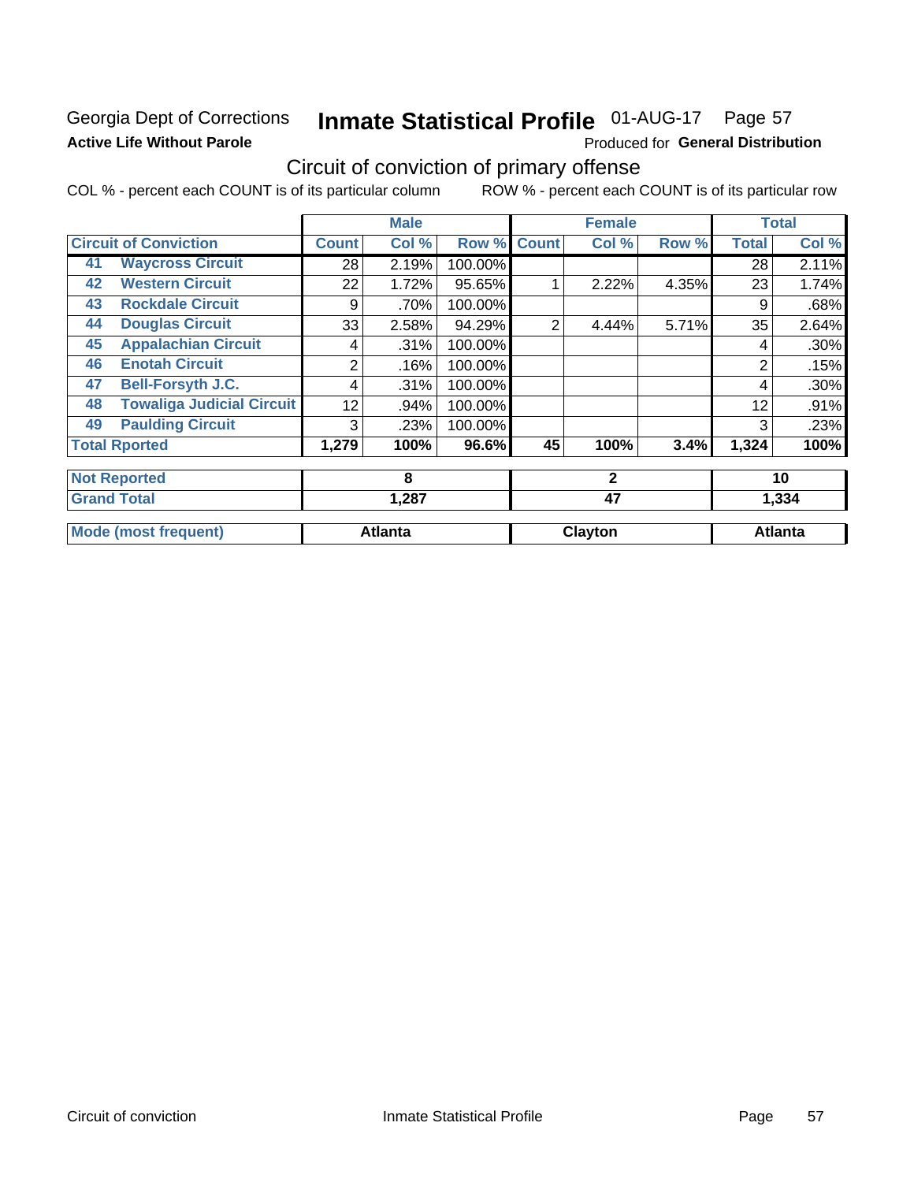Georgia Dept of Corrections
**Active Life Without Parole**

# Inmate Statistical Profile 01-AUG-17 Page 57

Produced for **General Distribution**

## Circuit of conviction of primary offense

COL % - percent each COUNT is of its particular column ROW % - percent each COUNT is of its particular row

| | | Male | | | Female | | | Total | |
|---|---|---|---|---|---|---|---|---|---|
| **Circuit of Conviction** | | **Count** | **Col %** | **Row %** | **Count** | **Col %** | **Row %** | **Total** | **Col %** |
| 41 | **Waycross Circuit** | 28 | 2.19% | 100.00% | | | | 28 | 2.11% |
| 42 | **Western Circuit** | 22 | 1.72% | 95.65% | 1 | 2.22% | 4.35% | 23 | 1.74% |
| 43 | **Rockdale Circuit** | 9 | .70% | 100.00% | | | | 9 | .68% |
| 44 | **Douglas Circuit** | 33 | 2.58% | 94.29% | 2 | 4.44% | 5.71% | 35 | 2.64% |
| 45 | **Appalachian Circuit** | 4 | .31% | 100.00% | | | | 4 | .30% |
| 46 | **Enotah Circuit** | 2 | .16% | 100.00% | | | | 2 | .15% |
| 47 | **Bell-Forsyth J.C.** | 4 | .31% | 100.00% | | | | 4 | .30% |
| 48 | **Towaliga Judicial Circuit** | 12 | .94% | 100.00% | | | | 12 | .91% |
| 49 | **Paulding Circuit** | 3 | .23% | 100.00% | | | | 3 | .23% |
| **Total Rported** | | **1,279** | **100%** | **96.6%** | **45** | **100%** | **3.4%** | **1,324** | **100%** |
| **Not Reported** | | **8** | | | **2** | | | **10** | |
| **Grand Total** | | **1,287** | | | **47** | | | **1,334** | |
| **Mode (most frequent)** | | **Atlanta** | | | **Clayton** | | | **Atlanta** | |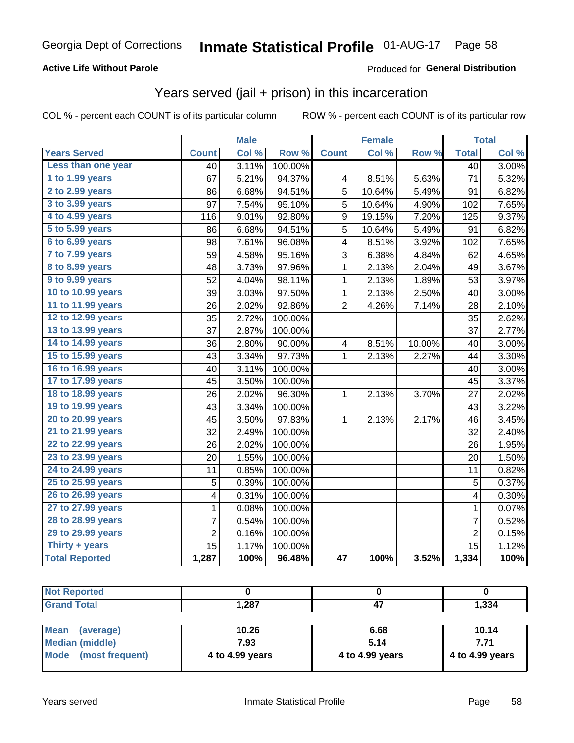Georgia Dept of Corrections **Inmate Statistical Profile** 01-AUG-17

**Active Life Without Parole**

Produced for **General Distribution**

## Years served (jail + prison) in this incarceration

COL % - percent each COUNT is of its particular column     ROW % - percent each COUNT is of its particular row

| | Male | | | Female | | | Total | |
|---|---|---|---|---|---|---|---|---|
| **Years Served** | **Count** | **Col %** | **Row %** | **Count** | **Col %** | **Row %** | **Total** | **Col %** |
| Less than one year | 40 | 3.11% | 100.00% | | | | 40 | 3.00% |
| 1 to 1.99 years | 67 | 5.21% | 94.37% | 4 | 8.51% | 5.63% | 71 | 5.32% |
| 2 to 2.99 years | 86 | 6.68% | 94.51% | 5 | 10.64% | 5.49% | 91 | 6.82% |
| 3 to 3.99 years | 97 | 7.54% | 95.10% | 5 | 10.64% | 4.90% | 102 | 7.65% |
| 4 to 4.99 years | 116 | 9.01% | 92.80% | 9 | 19.15% | 7.20% | 125 | 9.37% |
| 5 to 5.99 years | 86 | 6.68% | 94.51% | 5 | 10.64% | 5.49% | 91 | 6.82% |
| 6 to 6.99 years | 98 | 7.61% | 96.08% | 4 | 8.51% | 3.92% | 102 | 7.65% |
| 7 to 7.99 years | 59 | 4.58% | 95.16% | 3 | 6.38% | 4.84% | 62 | 4.65% |
| 8 to 8.99 years | 48 | 3.73% | 97.96% | 1 | 2.13% | 2.04% | 49 | 3.67% |
| 9 to 9.99 years | 52 | 4.04% | 98.11% | 1 | 2.13% | 1.89% | 53 | 3.97% |
| 10 to 10.99 years | 39 | 3.03% | 97.50% | 1 | 2.13% | 2.50% | 40 | 3.00% |
| 11 to 11.99 years | 26 | 2.02% | 92.86% | 2 | 4.26% | 7.14% | 28 | 2.10% |
| 12 to 12.99 years | 35 | 2.72% | 100.00% | | | | 35 | 2.62% |
| 13 to 13.99 years | 37 | 2.87% | 100.00% | | | | 37 | 2.77% |
| 14 to 14.99 years | 36 | 2.80% | 90.00% | 4 | 8.51% | 10.00% | 40 | 3.00% |
| 15 to 15.99 years | 43 | 3.34% | 97.73% | 1 | 2.13% | 2.27% | 44 | 3.30% |
| 16 to 16.99 years | 40 | 3.11% | 100.00% | | | | 40 | 3.00% |
| 17 to 17.99 years | 45 | 3.50% | 100.00% | | | | 45 | 3.37% |
| 18 to 18.99 years | 26 | 2.02% | 96.30% | 1 | 2.13% | 3.70% | 27 | 2.02% |
| 19 to 19.99 years | 43 | 3.34% | 100.00% | | | | 43 | 3.22% |
| 20 to 20.99 years | 45 | 3.50% | 97.83% | 1 | 2.13% | 2.17% | 46 | 3.45% |
| 21 to 21.99 years | 32 | 2.49% | 100.00% | | | | 32 | 2.40% |
| 22 to 22.99 years | 26 | 2.02% | 100.00% | | | | 26 | 1.95% |
| 23 to 23.99 years | 20 | 1.55% | 100.00% | | | | 20 | 1.50% |
| 24 to 24.99 years | 11 | 0.85% | 100.00% | | | | 11 | 0.82% |
| 25 to 25.99 years | 5 | 0.39% | 100.00% | | | | 5 | 0.37% |
| 26 to 26.99 years | 4 | 0.31% | 100.00% | | | | 4 | 0.30% |
| 27 to 27.99 years | 1 | 0.08% | 100.00% | | | | 1 | 0.07% |
| 28 to 28.99 years | 7 | 0.54% | 100.00% | | | | 7 | 0.52% |
| 29 to 29.99 years | 2 | 0.16% | 100.00% | | | | 2 | 0.15% |
| Thirty + years | 15 | 1.17% | 100.00% | | | | 15 | 1.12% |
| **Total Reported** | **1,287** | **100%** | **96.48%** | **47** | **100%** | **3.52%** | **1,334** | **100%** |

| | Male | Female | Total |
|---|---|---|---|
| Not Reported | 0 | 0 | 0 |
| Grand Total | 1,287 | 47 | 1,334 |

| | Male | Female | Total |
|---|---|---|---|
| Mean (average) | 10.26 | 6.68 | 10.14 |
| Median (middle) | 7.93 | 5.14 | 7.71 |
| Mode (most frequent) | 4 to 4.99 years | 4 to 4.99 years | 4 to 4.99 years |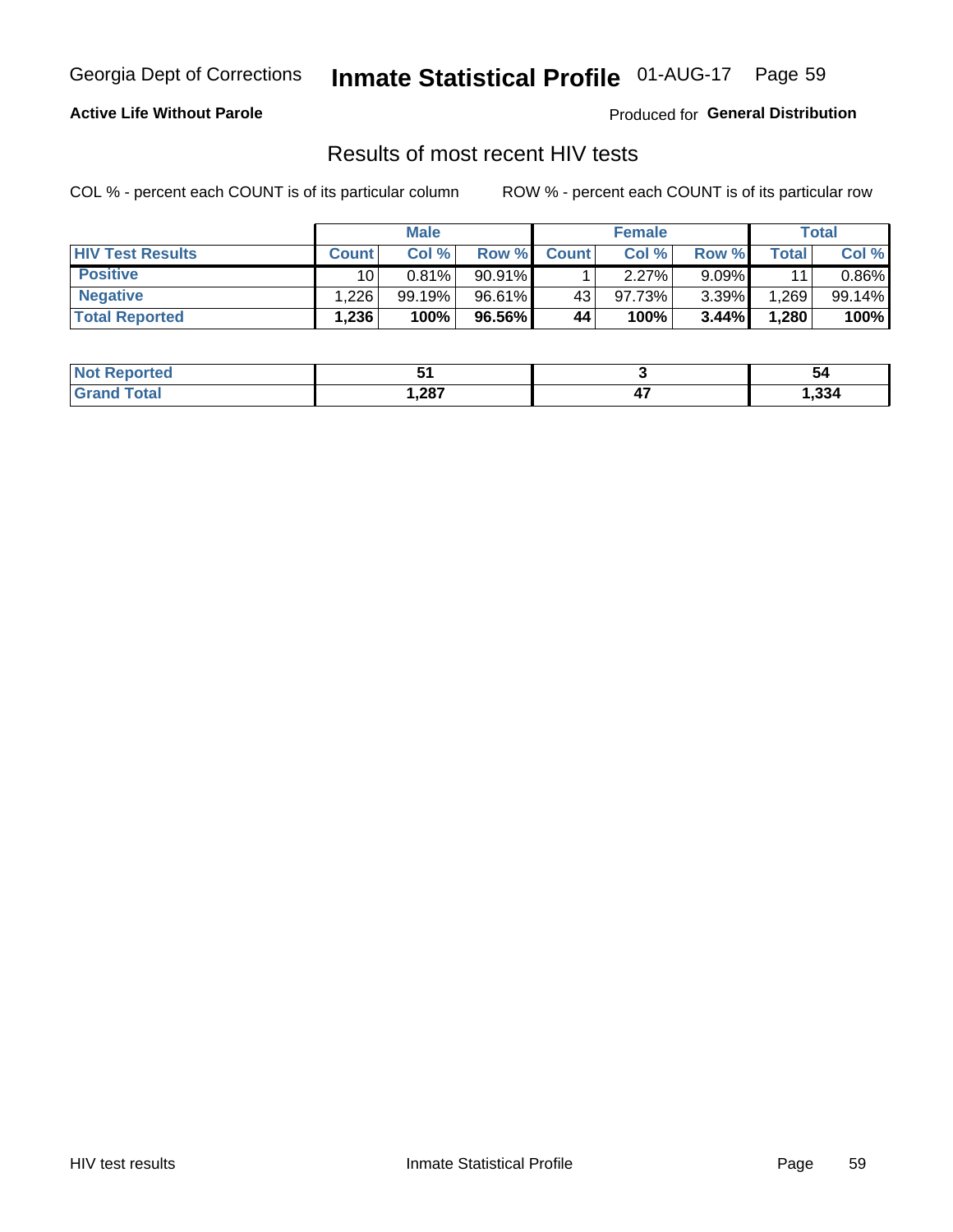Georgia Dept of Corrections **Inmate Statistical Profile** 01-AUG-17

**Active Life Without Parole**

Produced for **General Distribution**

## Results of most recent HIV tests

COL % - percent each COUNT is of its particular column

ROW % - percent each COUNT is of its particular row

| | Male | | | Female | | | Total | |
|---|---|---|---|---|---|---|---|---|
| **HIV Test Results** | **Count** | **Col %** | **Row %** | **Count** | **Col %** | **Row %** | **Total** | **Col %** |
| **Positive** | 10 | 0.81% | 90.91% | 1 | 2.27% | 9.09% | 11 | 0.86% |
| **Negative** | 1,226 | 99.19% | 96.61% | 43 | 97.73% | 3.39% | 1,269 | 99.14% |
| **Total Reported** | **1,236** | **100%** | **96.56%** | **44** | **100%** | **3.44%** | **1,280** | **100%** |

| | Male | Female | Total |
|---|---|---|---|
| **Not Reported** | **51** | **3** | **54** |
| **Grand Total** | **1,287** | **47** | **1,334** |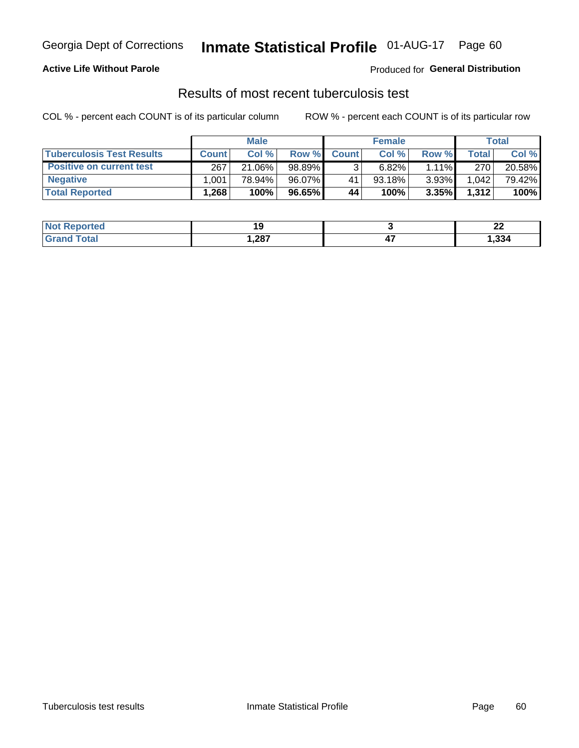**Active Life Without Parole**

Produced for **General Distribution**

## Results of most recent tuberculosis test

COL % - percent each COUNT is of its particular column

ROW % - percent each COUNT is of its particular row

| | Male | | | Female | | | Total | |
|---|---|---|---|---|---|---|---|---|
| **Tuberculosis Test Results** | **Count** | **Col %** | **Row %** | **Count** | **Col %** | **Row %** | **Total** | **Col %** |
| **Positive on current test** | 267 | 21.06% | 98.89% | 3 | 6.82% | 1.11% | 270 | 20.58% |
| **Negative** | 1,001 | 78.94% | 96.07% | 41 | 93.18% | 3.93% | 1,042 | 79.42% |
| **Total Reported** | **1,268** | **100%** | **96.65%** | **44** | **100%** | **3.35%** | **1,312** | **100%** |

| | Male | Female | Total |
|---|---|---|---|
| **Not Reported** | **19** | **3** | **22** |
| **Grand Total** | **1,287** | **47** | **1,334** |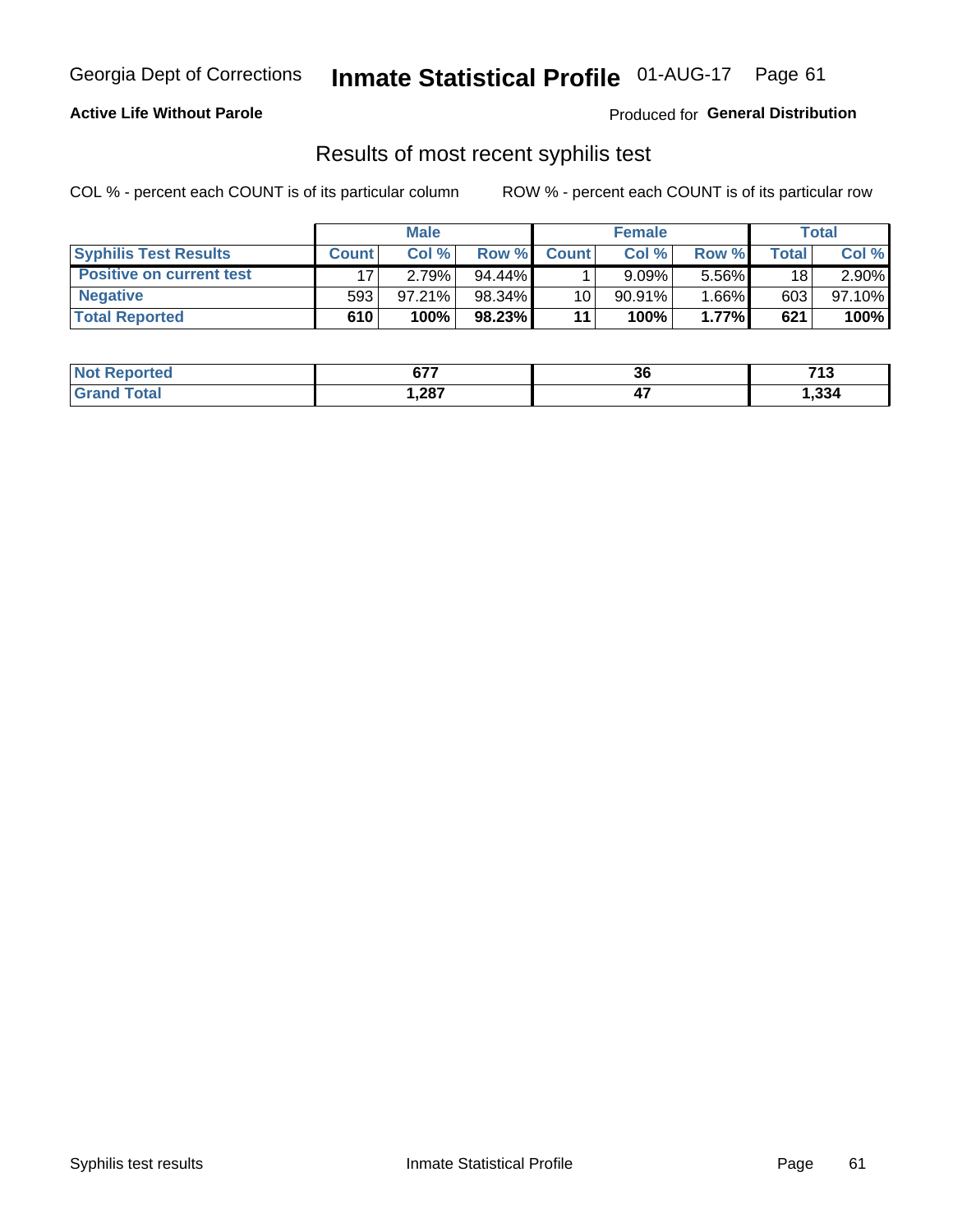Georgia Dept of Corrections **Inmate Statistical Profile** 01-AUG-17

**Active Life Without Parole**

Produced for **General Distribution**

## Results of most recent syphilis test

COL % - percent each COUNT is of its particular column ROW % - percent each COUNT is of its particular row

| | Male | | | Female | | | Total | |
|---|---|---|---|---|---|---|---|---|
| **Syphilis Test Results** | **Count** | **Col %** | **Row %** | **Count** | **Col %** | **Row %** | **Total** | **Col %** |
| **Positive on current test** | 17 | 2.79% | 94.44% | 1 | 9.09% | 5.56% | 18 | 2.90% |
| **Negative** | 593 | 97.21% | 98.34% | 10 | 90.91% | 1.66% | 603 | 97.10% |
| **Total Reported** | **610** | **100%** | **98.23%** | **11** | **100%** | **1.77%** | **621** | **100%** |

| | Male | Female | Total |
|---|---|---|---|
| **Not Reported** | **677** | **36** | **713** |
| **Grand Total** | **1,287** | **47** | **1,334** |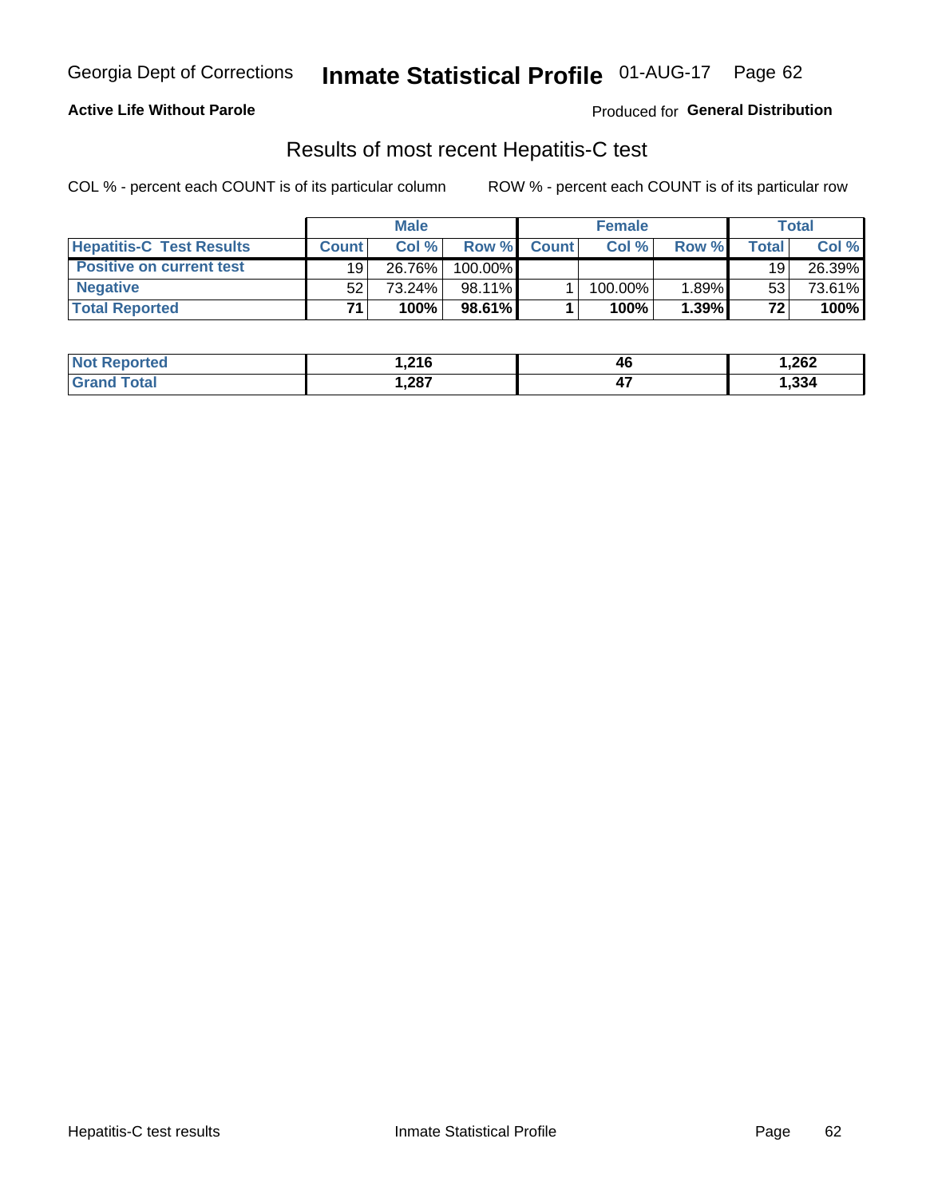Georgia Dept of Corrections **Inmate Statistical Profile** 01-AUG-17

**Active Life Without Parole**

Produced for **General Distribution**

## Results of most recent Hepatitis-C test

COL % - percent each COUNT is of its particular column

ROW % - percent each COUNT is of its particular row

| | Male | | | Female | | | Total | |
|---|---|---|---|---|---|---|---|---|
| **Hepatitis-C Test Results** | **Count** | **Col %** | **Row %** | **Count** | **Col %** | **Row %** | **Total** | **Col %** |
| **Positive on current test** | 19 | 26.76% | 100.00% | | | | 19 | 26.39% |
| **Negative** | 52 | 73.24% | 98.11% | 1 | 100.00% | 1.89% | 53 | 73.61% |
| **Total Reported** | **71** | **100%** | **98.61%** | **1** | **100%** | **1.39%** | **72** | **100%** |

| | Male | Female | Total |
|---|---|---|---|
| **Not Reported** | **1,216** | **46** | **1,262** |
| **Grand Total** | **1,287** | **47** | **1,334** |

Hepatitis-C test results Inmate Statistical Profile